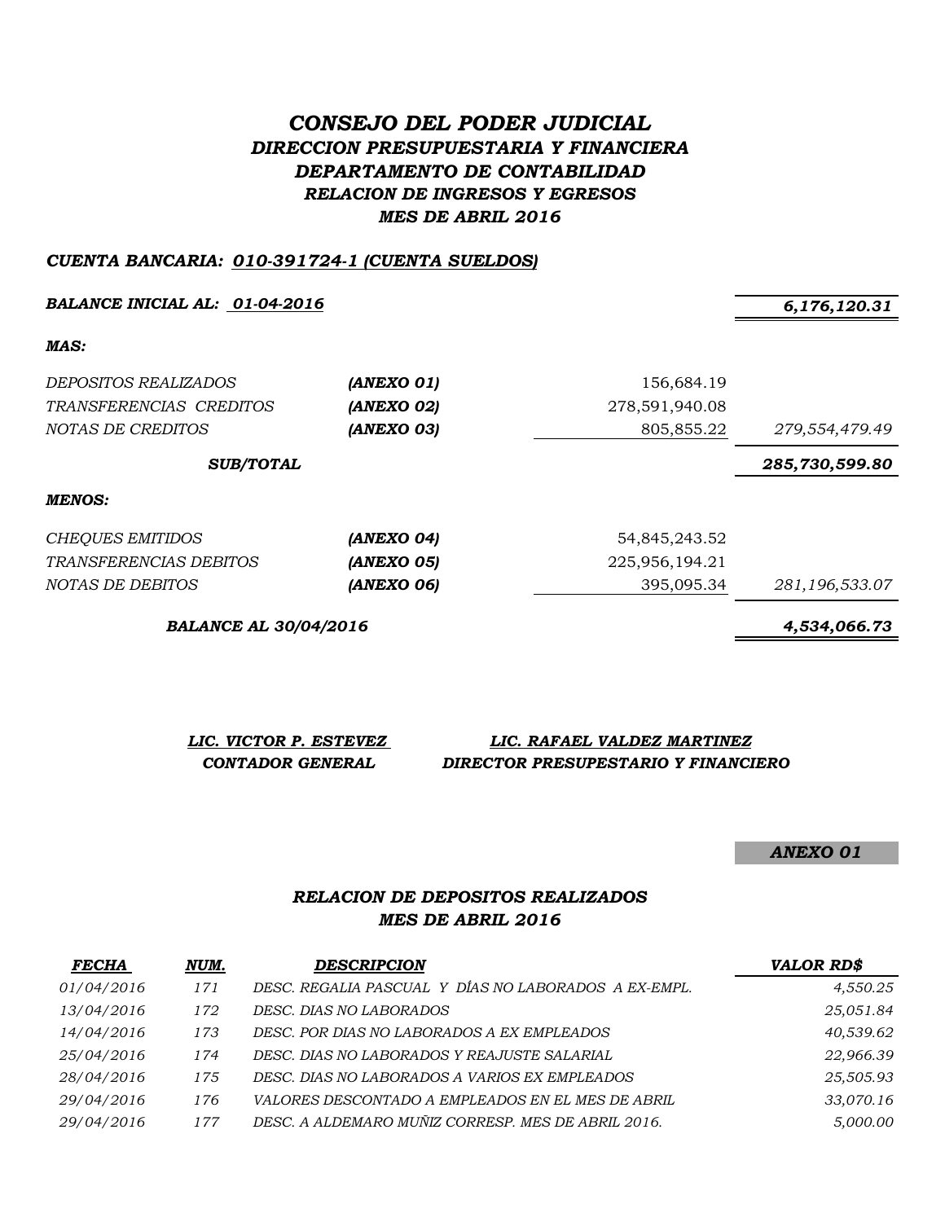# *CONSEJO DEL PODER JUDICIAL*

## *DIRECCION PRESUPUESTARIA Y FINANCIERA*
## *DEPARTAMENTO DE CONTABILIDAD*
## *RELACION DE INGRESOS Y EGRESOS*
## *MES DE ABRIL 2016*

***CUENTA BANCARIA: 010-391724-1 (CUENTA SUELDOS)***

| | | | |
|---|---|---|---|
| ***BALANCE INICIAL AL: 01-04-2016*** | | | ***6,176,120.31*** |
| ***MAS:*** | | | |
| *DEPOSITOS REALIZADOS* | ***(ANEXO 01)*** | 156,684.19 | |
| *TRANSFERENCIAS CREDITOS* | ***(ANEXO 02)*** | 278,591,940.08 | |
| *NOTAS DE CREDITOS* | ***(ANEXO 03)*** | 805,855.22 | *279,554,479.49* |
| ***SUB/TOTAL*** | | | ***285,730,599.80*** |
| ***MENOS:*** | | | |
| *CHEQUES EMITIDOS* | ***(ANEXO 04)*** | 54,845,243.52 | |
| *TRANSFERENCIAS DEBITOS* | ***(ANEXO 05)*** | 225,956,194.21 | |
| *NOTAS DE DEBITOS* | ***(ANEXO 06)*** | 395,095.34 | *281,196,533.07* |
| ***BALANCE AL 30/04/2016*** | | | ***4,534,066.73*** |

| | |
|---|---|
| ***LIC. VICTOR P. ESTEVEZ*** | ***LIC. RAFAEL VALDEZ MARTINEZ*** |
| ***CONTADOR GENERAL*** | ***DIRECTOR PRESUPESTARIO Y FINANCIERO*** |

***ANEXO 01***

### *RELACION DE DEPOSITOS REALIZADOS*
### *MES DE ABRIL 2016*

| *FECHA* | *NUM.* | *DESCRIPCION* | *VALOR RD$* |
|---|---|---|---|
| *01/04/2016* | *171* | *DESC. REGALIA PASCUAL Y DÍAS NO LABORADOS A EX-EMPL.* | *4,550.25* |
| *13/04/2016* | *172* | *DESC. DIAS NO LABORADOS* | *25,051.84* |
| *14/04/2016* | *173* | *DESC. POR DIAS NO LABORADOS A EX EMPLEADOS* | *40,539.62* |
| *25/04/2016* | *174* | *DESC. DIAS NO LABORADOS Y REAJUSTE SALARIAL* | *22,966.39* |
| *28/04/2016* | *175* | *DESC. DIAS NO LABORADOS A VARIOS EX EMPLEADOS* | *25,505.93* |
| *29/04/2016* | *176* | *VALORES DESCONTADO A EMPLEADOS EN EL MES DE ABRIL* | *33,070.16* |
| *29/04/2016* | *177* | *DESC. A ALDEMARO MUÑIZ CORRESP. MES DE ABRIL 2016.* | *5,000.00* |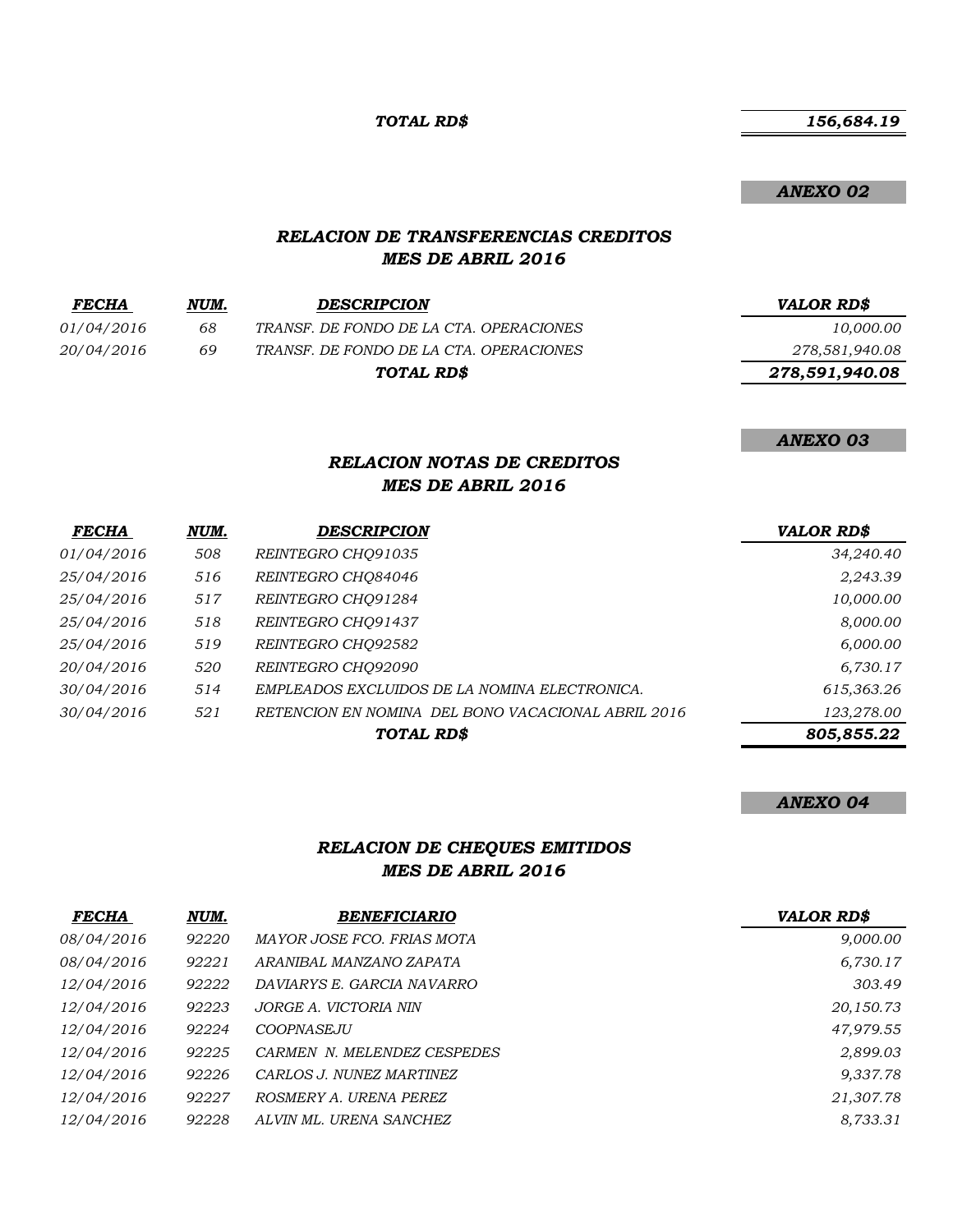***TOTAL RD$*** ***156,684.19***

***ANEXO 02***

## *RELACION DE TRANSFERENCIAS CREDITOS*
## *MES DE ABRIL 2016*

| *FECHA* | *NUM.* | *DESCRIPCION* | *VALOR RD$* |
|---|---|---|---|
| *01/04/2016* | *68* | *TRANSF. DE FONDO DE LA CTA. OPERACIONES* | *10,000.00* |
| *20/04/2016* | *69* | *TRANSF. DE FONDO DE LA CTA. OPERACIONES* | *278,581,940.08* |
| | | ***TOTAL RD$*** | ***278,591,940.08*** |

***ANEXO 03***

## *RELACION NOTAS DE CREDITOS*
## *MES DE ABRIL 2016*

| *FECHA* | *NUM.* | *DESCRIPCION* | *VALOR RD$* |
|---|---|---|---|
| *01/04/2016* | *508* | *REINTEGRO CHQ91035* | *34,240.40* |
| *25/04/2016* | *516* | *REINTEGRO CHQ84046* | *2,243.39* |
| *25/04/2016* | *517* | *REINTEGRO CHQ91284* | *10,000.00* |
| *25/04/2016* | *518* | *REINTEGRO CHQ91437* | *8,000.00* |
| *25/04/2016* | *519* | *REINTEGRO CHQ92582* | *6,000.00* |
| *20/04/2016* | *520* | *REINTEGRO CHQ92090* | *6,730.17* |
| *30/04/2016* | *514* | *EMPLEADOS EXCLUIDOS DE LA NOMINA ELECTRONICA.* | *615,363.26* |
| *30/04/2016* | *521* | *RETENCION EN NOMINA DEL BONO VACACIONAL ABRIL 2016* | *123,278.00* |
| | | ***TOTAL RD$*** | ***805,855.22*** |

***ANEXO 04***

## *RELACION DE CHEQUES EMITIDOS*
## *MES DE ABRIL 2016*

| *FECHA* | *NUM.* | *BENEFICIARIO* | *VALOR RD$* |
|---|---|---|---|
| *08/04/2016* | *92220* | *MAYOR JOSE FCO. FRIAS MOTA* | *9,000.00* |
| *08/04/2016* | *92221* | *ARANIBAL MANZANO ZAPATA* | *6,730.17* |
| *12/04/2016* | *92222* | *DAVIARYS E. GARCIA NAVARRO* | *303.49* |
| *12/04/2016* | *92223* | *JORGE A. VICTORIA NIN* | *20,150.73* |
| *12/04/2016* | *92224* | *COOPNASEJU* | *47,979.55* |
| *12/04/2016* | *92225* | *CARMEN N. MELENDEZ CESPEDES* | *2,899.03* |
| *12/04/2016* | *92226* | *CARLOS J. NUNEZ MARTINEZ* | *9,337.78* |
| *12/04/2016* | *92227* | *ROSMERY A. URENA PEREZ* | *21,307.78* |
| *12/04/2016* | *92228* | *ALVIN ML. URENA SANCHEZ* | *8,733.31* |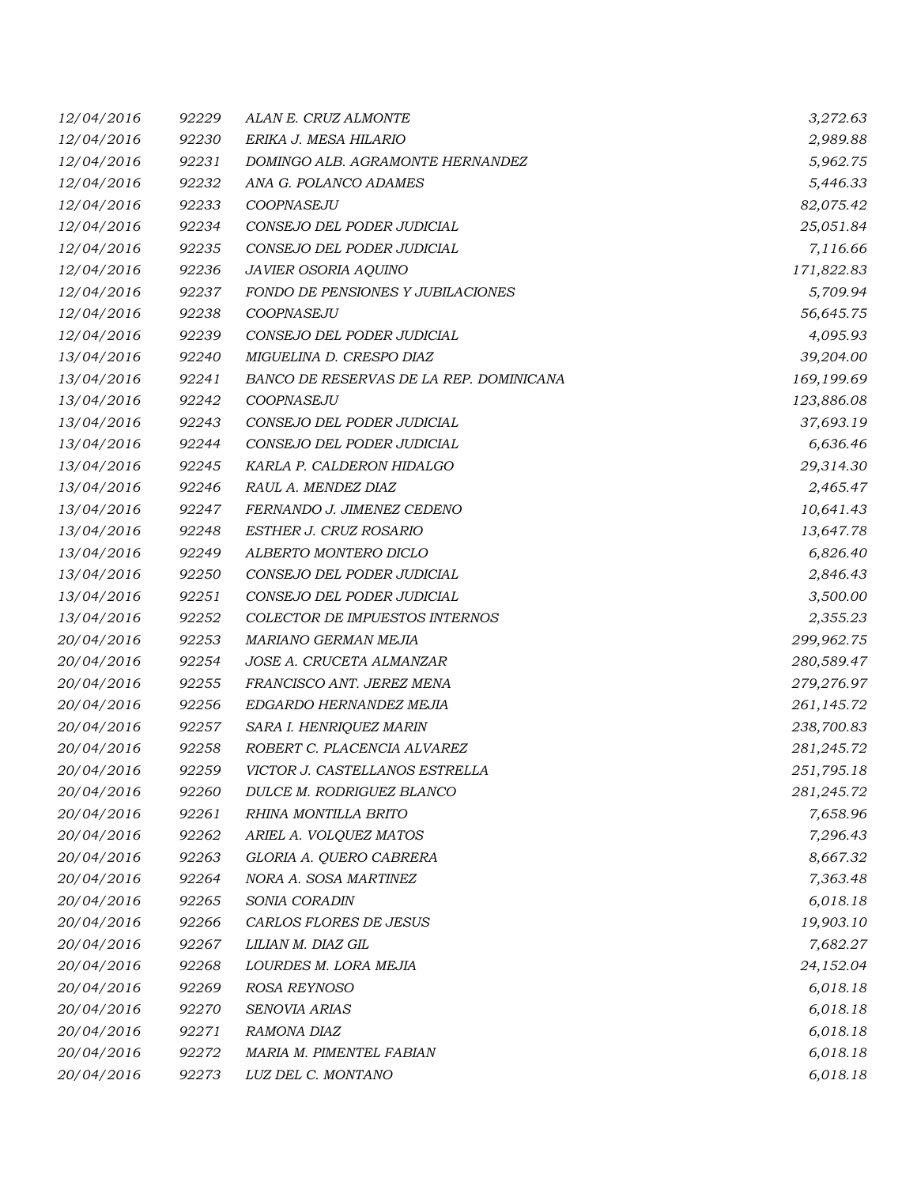| | | | |
|---|---|---|---|
| 12/04/2016 | 92229 | ALAN E. CRUZ ALMONTE | 3,272.63 |
| 12/04/2016 | 92230 | ERIKA J. MESA HILARIO | 2,989.88 |
| 12/04/2016 | 92231 | DOMINGO ALB. AGRAMONTE HERNANDEZ | 5,962.75 |
| 12/04/2016 | 92232 | ANA G. POLANCO ADAMES | 5,446.33 |
| 12/04/2016 | 92233 | COOPNASEJU | 82,075.42 |
| 12/04/2016 | 92234 | CONSEJO DEL PODER JUDICIAL | 25,051.84 |
| 12/04/2016 | 92235 | CONSEJO DEL PODER JUDICIAL | 7,116.66 |
| 12/04/2016 | 92236 | JAVIER OSORIA AQUINO | 171,822.83 |
| 12/04/2016 | 92237 | FONDO DE PENSIONES Y JUBILACIONES | 5,709.94 |
| 12/04/2016 | 92238 | COOPNASEJU | 56,645.75 |
| 12/04/2016 | 92239 | CONSEJO DEL PODER JUDICIAL | 4,095.93 |
| 13/04/2016 | 92240 | MIGUELINA D. CRESPO DIAZ | 39,204.00 |
| 13/04/2016 | 92241 | BANCO DE RESERVAS DE LA REP. DOMINICANA | 169,199.69 |
| 13/04/2016 | 92242 | COOPNASEJU | 123,886.08 |
| 13/04/2016 | 92243 | CONSEJO DEL PODER JUDICIAL | 37,693.19 |
| 13/04/2016 | 92244 | CONSEJO DEL PODER JUDICIAL | 6,636.46 |
| 13/04/2016 | 92245 | KARLA P. CALDERON HIDALGO | 29,314.30 |
| 13/04/2016 | 92246 | RAUL A. MENDEZ DIAZ | 2,465.47 |
| 13/04/2016 | 92247 | FERNANDO J. JIMENEZ CEDENO | 10,641.43 |
| 13/04/2016 | 92248 | ESTHER J. CRUZ ROSARIO | 13,647.78 |
| 13/04/2016 | 92249 | ALBERTO MONTERO DICLO | 6,826.40 |
| 13/04/2016 | 92250 | CONSEJO DEL PODER JUDICIAL | 2,846.43 |
| 13/04/2016 | 92251 | CONSEJO DEL PODER JUDICIAL | 3,500.00 |
| 13/04/2016 | 92252 | COLECTOR DE IMPUESTOS INTERNOS | 2,355.23 |
| 20/04/2016 | 92253 | MARIANO GERMAN MEJIA | 299,962.75 |
| 20/04/2016 | 92254 | JOSE A. CRUCETA ALMANZAR | 280,589.47 |
| 20/04/2016 | 92255 | FRANCISCO ANT. JEREZ MENA | 279,276.97 |
| 20/04/2016 | 92256 | EDGARDO HERNANDEZ MEJIA | 261,145.72 |
| 20/04/2016 | 92257 | SARA I. HENRIQUEZ MARIN | 238,700.83 |
| 20/04/2016 | 92258 | ROBERT C. PLACENCIA ALVAREZ | 281,245.72 |
| 20/04/2016 | 92259 | VICTOR J. CASTELLANOS ESTRELLA | 251,795.18 |
| 20/04/2016 | 92260 | DULCE M. RODRIGUEZ BLANCO | 281,245.72 |
| 20/04/2016 | 92261 | RHINA MONTILLA BRITO | 7,658.96 |
| 20/04/2016 | 92262 | ARIEL A. VOLQUEZ MATOS | 7,296.43 |
| 20/04/2016 | 92263 | GLORIA A. QUERO CABRERA | 8,667.32 |
| 20/04/2016 | 92264 | NORA A. SOSA MARTINEZ | 7,363.48 |
| 20/04/2016 | 92265 | SONIA CORADIN | 6,018.18 |
| 20/04/2016 | 92266 | CARLOS FLORES DE JESUS | 19,903.10 |
| 20/04/2016 | 92267 | LILIAN M. DIAZ GIL | 7,682.27 |
| 20/04/2016 | 92268 | LOURDES M. LORA MEJIA | 24,152.04 |
| 20/04/2016 | 92269 | ROSA REYNOSO | 6,018.18 |
| 20/04/2016 | 92270 | SENOVIA ARIAS | 6,018.18 |
| 20/04/2016 | 92271 | RAMONA DIAZ | 6,018.18 |
| 20/04/2016 | 92272 | MARIA M. PIMENTEL FABIAN | 6,018.18 |
| 20/04/2016 | 92273 | LUZ DEL C. MONTANO | 6,018.18 |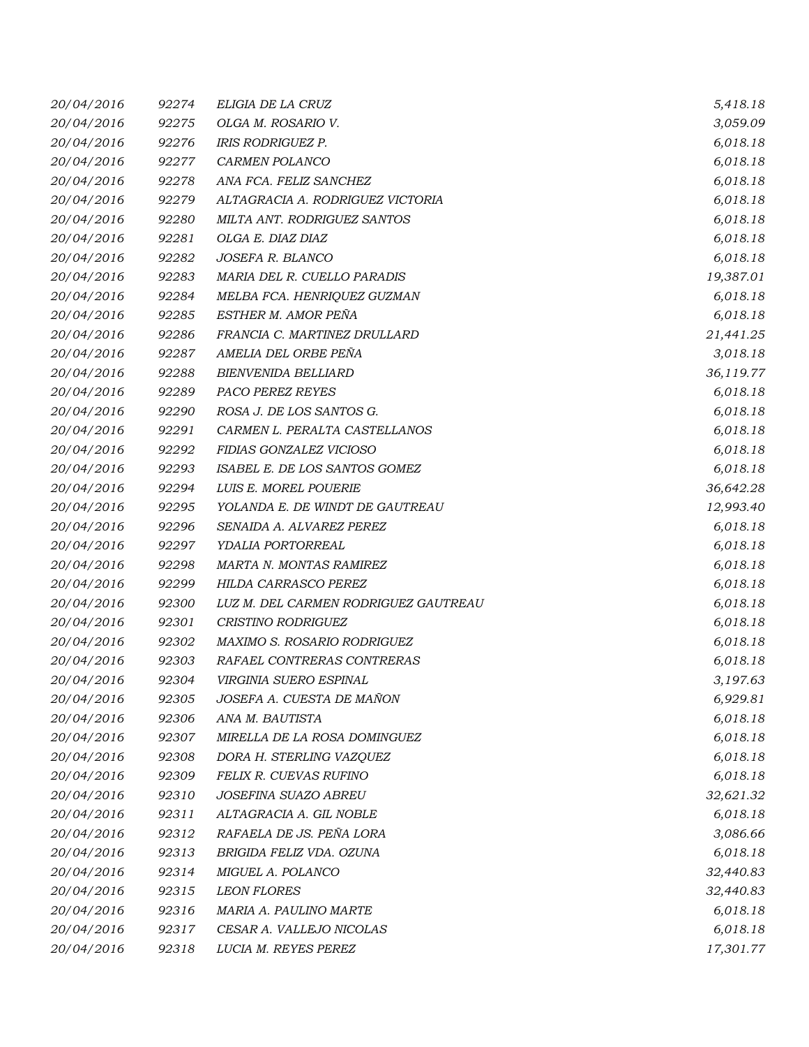| | | | |
|---|---|---|---|
| 20/04/2016 | 92274 | ELIGIA DE LA CRUZ | 5,418.18 |
| 20/04/2016 | 92275 | OLGA M. ROSARIO V. | 3,059.09 |
| 20/04/2016 | 92276 | IRIS RODRIGUEZ P. | 6,018.18 |
| 20/04/2016 | 92277 | CARMEN POLANCO | 6,018.18 |
| 20/04/2016 | 92278 | ANA FCA. FELIZ SANCHEZ | 6,018.18 |
| 20/04/2016 | 92279 | ALTAGRACIA A. RODRIGUEZ VICTORIA | 6,018.18 |
| 20/04/2016 | 92280 | MILTA ANT. RODRIGUEZ SANTOS | 6,018.18 |
| 20/04/2016 | 92281 | OLGA E. DIAZ DIAZ | 6,018.18 |
| 20/04/2016 | 92282 | JOSEFA R. BLANCO | 6,018.18 |
| 20/04/2016 | 92283 | MARIA DEL R. CUELLO PARADIS | 19,387.01 |
| 20/04/2016 | 92284 | MELBA FCA. HENRIQUEZ GUZMAN | 6,018.18 |
| 20/04/2016 | 92285 | ESTHER M. AMOR PEÑA | 6,018.18 |
| 20/04/2016 | 92286 | FRANCIA C. MARTINEZ DRULLARD | 21,441.25 |
| 20/04/2016 | 92287 | AMELIA DEL ORBE PEÑA | 3,018.18 |
| 20/04/2016 | 92288 | BIENVENIDA BELLIARD | 36,119.77 |
| 20/04/2016 | 92289 | PACO PEREZ REYES | 6,018.18 |
| 20/04/2016 | 92290 | ROSA J. DE LOS SANTOS G. | 6,018.18 |
| 20/04/2016 | 92291 | CARMEN L. PERALTA CASTELLANOS | 6,018.18 |
| 20/04/2016 | 92292 | FIDIAS GONZALEZ VICIOSO | 6,018.18 |
| 20/04/2016 | 92293 | ISABEL E. DE LOS SANTOS GOMEZ | 6,018.18 |
| 20/04/2016 | 92294 | LUIS E. MOREL POUERIE | 36,642.28 |
| 20/04/2016 | 92295 | YOLANDA E. DE WINDT DE GAUTREAU | 12,993.40 |
| 20/04/2016 | 92296 | SENAIDA A. ALVAREZ PEREZ | 6,018.18 |
| 20/04/2016 | 92297 | YDALIA PORTORREAL | 6,018.18 |
| 20/04/2016 | 92298 | MARTA N. MONTAS RAMIREZ | 6,018.18 |
| 20/04/2016 | 92299 | HILDA CARRASCO PEREZ | 6,018.18 |
| 20/04/2016 | 92300 | LUZ M. DEL CARMEN RODRIGUEZ GAUTREAU | 6,018.18 |
| 20/04/2016 | 92301 | CRISTINO RODRIGUEZ | 6,018.18 |
| 20/04/2016 | 92302 | MAXIMO S. ROSARIO RODRIGUEZ | 6,018.18 |
| 20/04/2016 | 92303 | RAFAEL CONTRERAS CONTRERAS | 6,018.18 |
| 20/04/2016 | 92304 | VIRGINIA SUERO ESPINAL | 3,197.63 |
| 20/04/2016 | 92305 | JOSEFA A. CUESTA DE MAÑON | 6,929.81 |
| 20/04/2016 | 92306 | ANA M. BAUTISTA | 6,018.18 |
| 20/04/2016 | 92307 | MIRELLA DE LA ROSA DOMINGUEZ | 6,018.18 |
| 20/04/2016 | 92308 | DORA H. STERLING VAZQUEZ | 6,018.18 |
| 20/04/2016 | 92309 | FELIX R. CUEVAS RUFINO | 6,018.18 |
| 20/04/2016 | 92310 | JOSEFINA SUAZO ABREU | 32,621.32 |
| 20/04/2016 | 92311 | ALTAGRACIA A. GIL NOBLE | 6,018.18 |
| 20/04/2016 | 92312 | RAFAELA DE JS. PEÑA LORA | 3,086.66 |
| 20/04/2016 | 92313 | BRIGIDA FELIZ VDA. OZUNA | 6,018.18 |
| 20/04/2016 | 92314 | MIGUEL A. POLANCO | 32,440.83 |
| 20/04/2016 | 92315 | LEON FLORES | 32,440.83 |
| 20/04/2016 | 92316 | MARIA A. PAULINO MARTE | 6,018.18 |
| 20/04/2016 | 92317 | CESAR A. VALLEJO NICOLAS | 6,018.18 |
| 20/04/2016 | 92318 | LUCIA M. REYES PEREZ | 17,301.77 |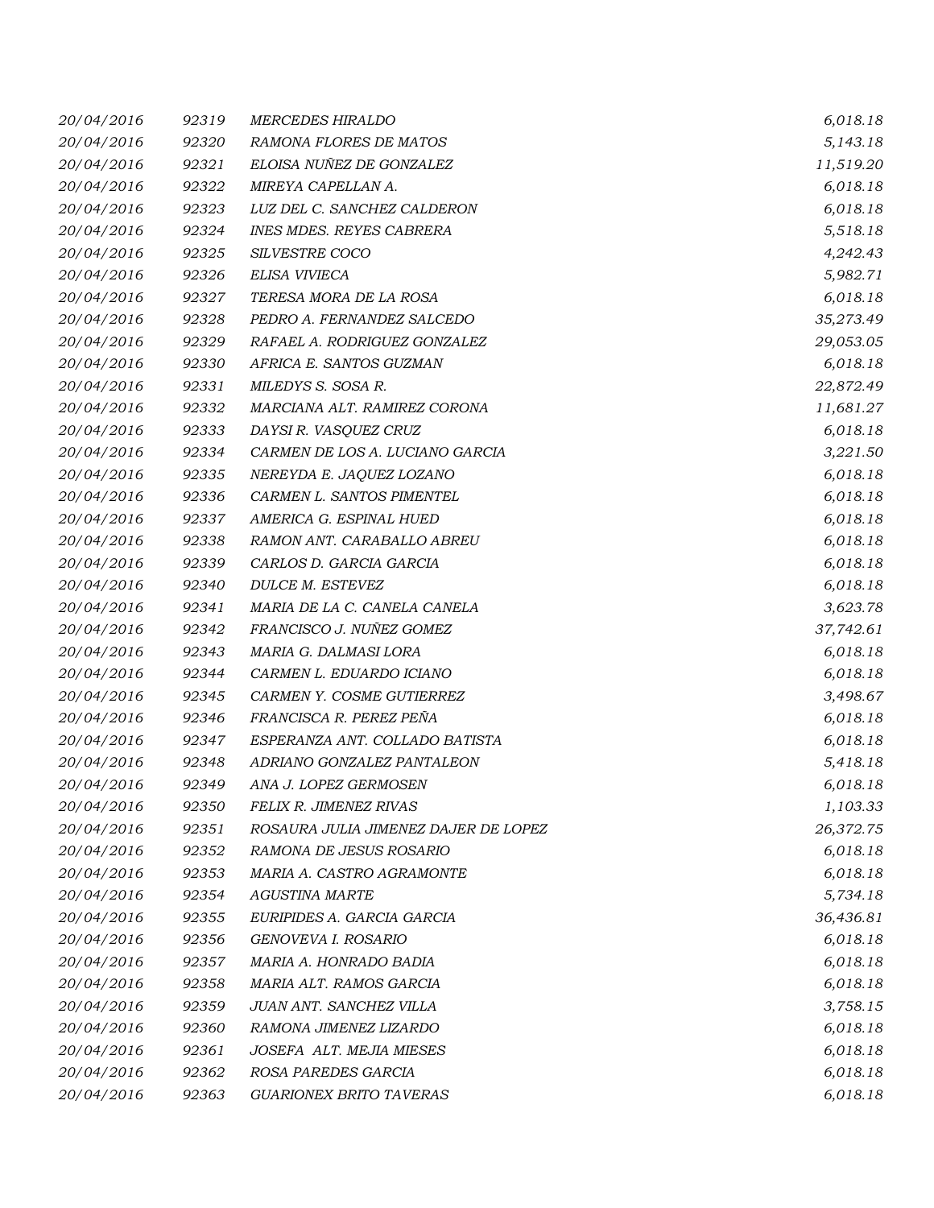| | | | |
|---|---|---|---|
| 20/04/2016 | 92319 | MERCEDES HIRALDO | 6,018.18 |
| 20/04/2016 | 92320 | RAMONA FLORES DE MATOS | 5,143.18 |
| 20/04/2016 | 92321 | ELOISA NUÑEZ DE GONZALEZ | 11,519.20 |
| 20/04/2016 | 92322 | MIREYA CAPELLAN A. | 6,018.18 |
| 20/04/2016 | 92323 | LUZ DEL C. SANCHEZ CALDERON | 6,018.18 |
| 20/04/2016 | 92324 | INES MDES. REYES CABRERA | 5,518.18 |
| 20/04/2016 | 92325 | SILVESTRE COCO | 4,242.43 |
| 20/04/2016 | 92326 | ELISA VIVIECA | 5,982.71 |
| 20/04/2016 | 92327 | TERESA MORA DE LA ROSA | 6,018.18 |
| 20/04/2016 | 92328 | PEDRO A. FERNANDEZ SALCEDO | 35,273.49 |
| 20/04/2016 | 92329 | RAFAEL A. RODRIGUEZ GONZALEZ | 29,053.05 |
| 20/04/2016 | 92330 | AFRICA E. SANTOS GUZMAN | 6,018.18 |
| 20/04/2016 | 92331 | MILEDYS S. SOSA R. | 22,872.49 |
| 20/04/2016 | 92332 | MARCIANA ALT. RAMIREZ CORONA | 11,681.27 |
| 20/04/2016 | 92333 | DAYSI R. VASQUEZ CRUZ | 6,018.18 |
| 20/04/2016 | 92334 | CARMEN DE LOS A. LUCIANO GARCIA | 3,221.50 |
| 20/04/2016 | 92335 | NEREYDA E. JAQUEZ LOZANO | 6,018.18 |
| 20/04/2016 | 92336 | CARMEN L. SANTOS PIMENTEL | 6,018.18 |
| 20/04/2016 | 92337 | AMERICA G. ESPINAL HUED | 6,018.18 |
| 20/04/2016 | 92338 | RAMON ANT. CARABALLO ABREU | 6,018.18 |
| 20/04/2016 | 92339 | CARLOS D. GARCIA GARCIA | 6,018.18 |
| 20/04/2016 | 92340 | DULCE M. ESTEVEZ | 6,018.18 |
| 20/04/2016 | 92341 | MARIA DE LA C. CANELA CANELA | 3,623.78 |
| 20/04/2016 | 92342 | FRANCISCO J. NUÑEZ GOMEZ | 37,742.61 |
| 20/04/2016 | 92343 | MARIA G. DALMASI LORA | 6,018.18 |
| 20/04/2016 | 92344 | CARMEN L. EDUARDO ICIANO | 6,018.18 |
| 20/04/2016 | 92345 | CARMEN Y. COSME GUTIERREZ | 3,498.67 |
| 20/04/2016 | 92346 | FRANCISCA R. PEREZ PEÑA | 6,018.18 |
| 20/04/2016 | 92347 | ESPERANZA ANT. COLLADO BATISTA | 6,018.18 |
| 20/04/2016 | 92348 | ADRIANO GONZALEZ PANTALEON | 5,418.18 |
| 20/04/2016 | 92349 | ANA J. LOPEZ GERMOSEN | 6,018.18 |
| 20/04/2016 | 92350 | FELIX R. JIMENEZ RIVAS | 1,103.33 |
| 20/04/2016 | 92351 | ROSAURA JULIA JIMENEZ DAJER DE LOPEZ | 26,372.75 |
| 20/04/2016 | 92352 | RAMONA DE JESUS ROSARIO | 6,018.18 |
| 20/04/2016 | 92353 | MARIA A. CASTRO AGRAMONTE | 6,018.18 |
| 20/04/2016 | 92354 | AGUSTINA MARTE | 5,734.18 |
| 20/04/2016 | 92355 | EURIPIDES A. GARCIA GARCIA | 36,436.81 |
| 20/04/2016 | 92356 | GENOVEVA I. ROSARIO | 6,018.18 |
| 20/04/2016 | 92357 | MARIA A. HONRADO BADIA | 6,018.18 |
| 20/04/2016 | 92358 | MARIA ALT. RAMOS GARCIA | 6,018.18 |
| 20/04/2016 | 92359 | JUAN ANT. SANCHEZ VILLA | 3,758.15 |
| 20/04/2016 | 92360 | RAMONA JIMENEZ LIZARDO | 6,018.18 |
| 20/04/2016 | 92361 | JOSEFA ALT. MEJIA MIESES | 6,018.18 |
| 20/04/2016 | 92362 | ROSA PAREDES GARCIA | 6,018.18 |
| 20/04/2016 | 92363 | GUARIONEX BRITO TAVERAS | 6,018.18 |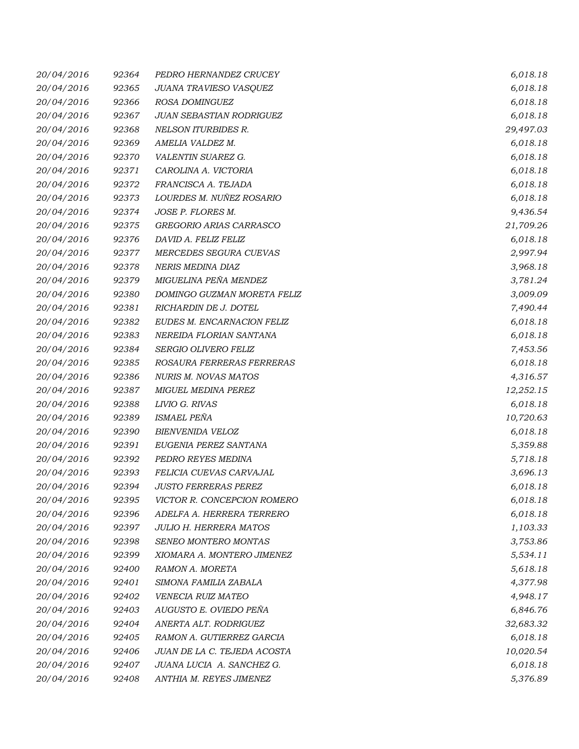| | | | |
|---|---|---|---|
| *20/04/2016* | *92364* | *PEDRO HERNANDEZ CRUCEY* | *6,018.18* |
| *20/04/2016* | *92365* | *JUANA TRAVIESO VASQUEZ* | *6,018.18* |
| *20/04/2016* | *92366* | *ROSA DOMINGUEZ* | *6,018.18* |
| *20/04/2016* | *92367* | *JUAN SEBASTIAN RODRIGUEZ* | *6,018.18* |
| *20/04/2016* | *92368* | *NELSON ITURBIDES R.* | *29,497.03* |
| *20/04/2016* | *92369* | *AMELIA VALDEZ M.* | *6,018.18* |
| *20/04/2016* | *92370* | *VALENTIN SUAREZ G.* | *6,018.18* |
| *20/04/2016* | *92371* | *CAROLINA A. VICTORIA* | *6,018.18* |
| *20/04/2016* | *92372* | *FRANCISCA A. TEJADA* | *6,018.18* |
| *20/04/2016* | *92373* | *LOURDES M. NUÑEZ ROSARIO* | *6,018.18* |
| *20/04/2016* | *92374* | *JOSE P. FLORES M.* | *9,436.54* |
| *20/04/2016* | *92375* | *GREGORIO ARIAS CARRASCO* | *21,709.26* |
| *20/04/2016* | *92376* | *DAVID A. FELIZ FELIZ* | *6,018.18* |
| *20/04/2016* | *92377* | *MERCEDES SEGURA CUEVAS* | *2,997.94* |
| *20/04/2016* | *92378* | *NERIS MEDINA DIAZ* | *3,968.18* |
| *20/04/2016* | *92379* | *MIGUELINA PEÑA MENDEZ* | *3,781.24* |
| *20/04/2016* | *92380* | *DOMINGO GUZMAN MORETA FELIZ* | *3,009.09* |
| *20/04/2016* | *92381* | *RICHARDIN DE J. DOTEL* | *7,490.44* |
| *20/04/2016* | *92382* | *EUDES M. ENCARNACION FELIZ* | *6,018.18* |
| *20/04/2016* | *92383* | *NEREIDA FLORIAN SANTANA* | *6,018.18* |
| *20/04/2016* | *92384* | *SERGIO OLIVERO FELIZ* | *7,453.56* |
| *20/04/2016* | *92385* | *ROSAURA FERRERAS FERRERAS* | *6,018.18* |
| *20/04/2016* | *92386* | *NURIS M. NOVAS MATOS* | *4,316.57* |
| *20/04/2016* | *92387* | *MIGUEL MEDINA PEREZ* | *12,252.15* |
| *20/04/2016* | *92388* | *LIVIO G. RIVAS* | *6,018.18* |
| *20/04/2016* | *92389* | *ISMAEL PEÑA* | *10,720.63* |
| *20/04/2016* | *92390* | *BIENVENIDA VELOZ* | *6,018.18* |
| *20/04/2016* | *92391* | *EUGENIA PEREZ SANTANA* | *5,359.88* |
| *20/04/2016* | *92392* | *PEDRO REYES MEDINA* | *5,718.18* |
| *20/04/2016* | *92393* | *FELICIA CUEVAS CARVAJAL* | *3,696.13* |
| *20/04/2016* | *92394* | *JUSTO FERRERAS PEREZ* | *6,018.18* |
| *20/04/2016* | *92395* | *VICTOR R. CONCEPCION ROMERO* | *6,018.18* |
| *20/04/2016* | *92396* | *ADELFA A. HERRERA TERRERO* | *6,018.18* |
| *20/04/2016* | *92397* | *JULIO H. HERRERA MATOS* | *1,103.33* |
| *20/04/2016* | *92398* | *SENEO MONTERO MONTAS* | *3,753.86* |
| *20/04/2016* | *92399* | *XIOMARA A. MONTERO JIMENEZ* | *5,534.11* |
| *20/04/2016* | *92400* | *RAMON A. MORETA* | *5,618.18* |
| *20/04/2016* | *92401* | *SIMONA FAMILIA ZABALA* | *4,377.98* |
| *20/04/2016* | *92402* | *VENECIA RUIZ MATEO* | *4,948.17* |
| *20/04/2016* | *92403* | *AUGUSTO E. OVIEDO PEÑA* | *6,846.76* |
| *20/04/2016* | *92404* | *ANERTA ALT. RODRIGUEZ* | *32,683.32* |
| *20/04/2016* | *92405* | *RAMON A. GUTIERREZ GARCIA* | *6,018.18* |
| *20/04/2016* | *92406* | *JUAN DE LA C. TEJEDA ACOSTA* | *10,020.54* |
| *20/04/2016* | *92407* | *JUANA LUCIA A. SANCHEZ G.* | *6,018.18* |
| *20/04/2016* | *92408* | *ANTHIA M. REYES JIMENEZ* | *5,376.89* |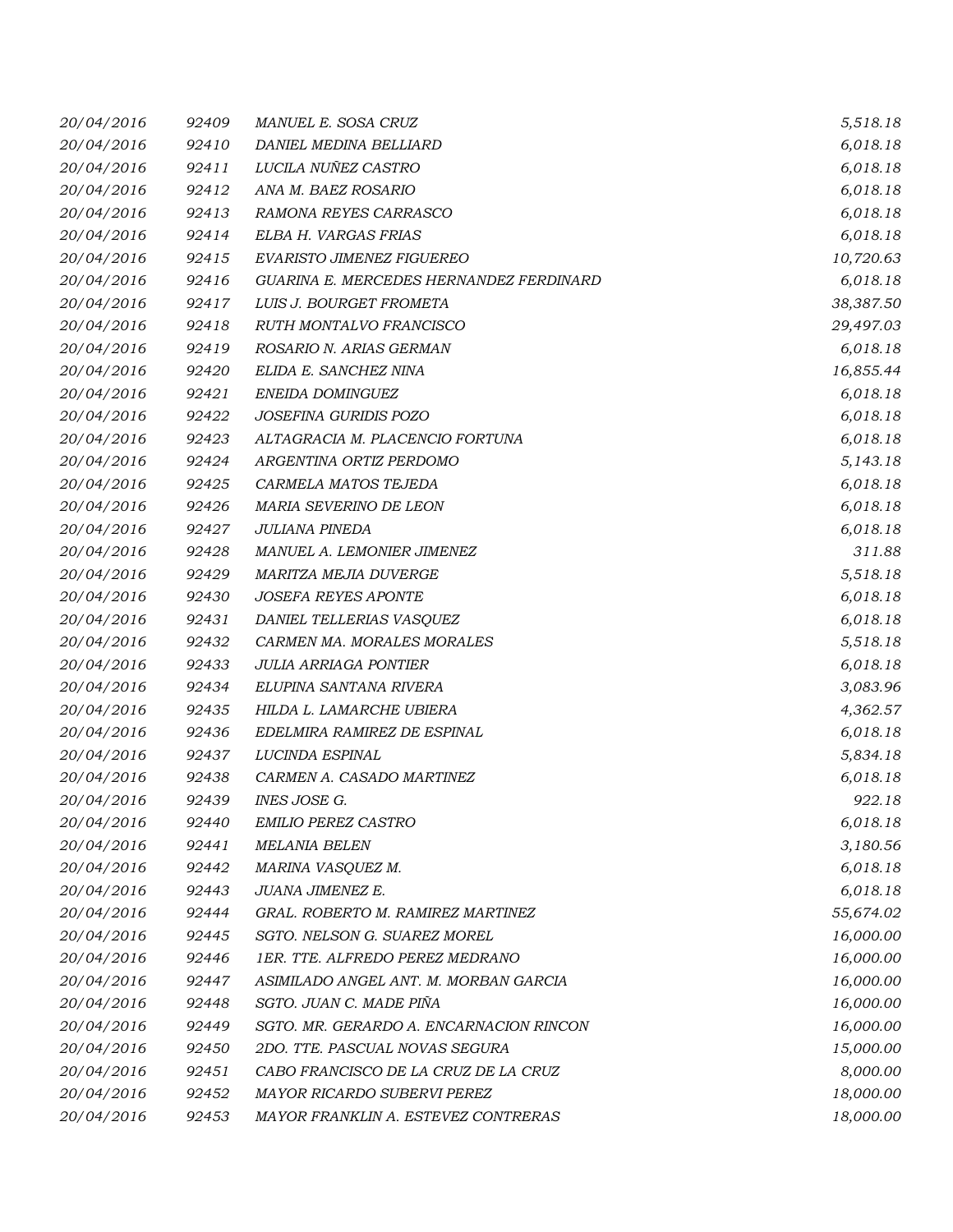| | | | |
|---|---|---|---|
| 20/04/2016 | 92409 | MANUEL E. SOSA CRUZ | 5,518.18 |
| 20/04/2016 | 92410 | DANIEL MEDINA BELLIARD | 6,018.18 |
| 20/04/2016 | 92411 | LUCILA NUÑEZ CASTRO | 6,018.18 |
| 20/04/2016 | 92412 | ANA M. BAEZ ROSARIO | 6,018.18 |
| 20/04/2016 | 92413 | RAMONA REYES CARRASCO | 6,018.18 |
| 20/04/2016 | 92414 | ELBA H. VARGAS FRIAS | 6,018.18 |
| 20/04/2016 | 92415 | EVARISTO JIMENEZ FIGUEREO | 10,720.63 |
| 20/04/2016 | 92416 | GUARINA E. MERCEDES HERNANDEZ FERDINARD | 6,018.18 |
| 20/04/2016 | 92417 | LUIS J. BOURGET FROMETA | 38,387.50 |
| 20/04/2016 | 92418 | RUTH MONTALVO FRANCISCO | 29,497.03 |
| 20/04/2016 | 92419 | ROSARIO N. ARIAS GERMAN | 6,018.18 |
| 20/04/2016 | 92420 | ELIDA E. SANCHEZ NINA | 16,855.44 |
| 20/04/2016 | 92421 | ENEIDA DOMINGUEZ | 6,018.18 |
| 20/04/2016 | 92422 | JOSEFINA GURIDIS POZO | 6,018.18 |
| 20/04/2016 | 92423 | ALTAGRACIA M. PLACENCIO FORTUNA | 6,018.18 |
| 20/04/2016 | 92424 | ARGENTINA ORTIZ PERDOMO | 5,143.18 |
| 20/04/2016 | 92425 | CARMELA MATOS TEJEDA | 6,018.18 |
| 20/04/2016 | 92426 | MARIA SEVERINO DE LEON | 6,018.18 |
| 20/04/2016 | 92427 | JULIANA PINEDA | 6,018.18 |
| 20/04/2016 | 92428 | MANUEL A. LEMONIER JIMENEZ | 311.88 |
| 20/04/2016 | 92429 | MARITZA MEJIA DUVERGE | 5,518.18 |
| 20/04/2016 | 92430 | JOSEFA REYES APONTE | 6,018.18 |
| 20/04/2016 | 92431 | DANIEL TELLERIAS VASQUEZ | 6,018.18 |
| 20/04/2016 | 92432 | CARMEN MA. MORALES MORALES | 5,518.18 |
| 20/04/2016 | 92433 | JULIA ARRIAGA PONTIER | 6,018.18 |
| 20/04/2016 | 92434 | ELUPINA SANTANA RIVERA | 3,083.96 |
| 20/04/2016 | 92435 | HILDA L. LAMARCHE UBIERA | 4,362.57 |
| 20/04/2016 | 92436 | EDELMIRA RAMIREZ DE ESPINAL | 6,018.18 |
| 20/04/2016 | 92437 | LUCINDA ESPINAL | 5,834.18 |
| 20/04/2016 | 92438 | CARMEN A. CASADO MARTINEZ | 6,018.18 |
| 20/04/2016 | 92439 | INES JOSE G. | 922.18 |
| 20/04/2016 | 92440 | EMILIO PEREZ CASTRO | 6,018.18 |
| 20/04/2016 | 92441 | MELANIA BELEN | 3,180.56 |
| 20/04/2016 | 92442 | MARINA VASQUEZ M. | 6,018.18 |
| 20/04/2016 | 92443 | JUANA JIMENEZ E. | 6,018.18 |
| 20/04/2016 | 92444 | GRAL. ROBERTO M. RAMIREZ MARTINEZ | 55,674.02 |
| 20/04/2016 | 92445 | SGTO. NELSON G. SUAREZ MOREL | 16,000.00 |
| 20/04/2016 | 92446 | 1ER. TTE. ALFREDO PEREZ MEDRANO | 16,000.00 |
| 20/04/2016 | 92447 | ASIMILADO ANGEL ANT. M. MORBAN GARCIA | 16,000.00 |
| 20/04/2016 | 92448 | SGTO. JUAN C. MADE PIÑA | 16,000.00 |
| 20/04/2016 | 92449 | SGTO. MR. GERARDO A. ENCARNACION RINCON | 16,000.00 |
| 20/04/2016 | 92450 | 2DO. TTE. PASCUAL NOVAS SEGURA | 15,000.00 |
| 20/04/2016 | 92451 | CABO FRANCISCO DE LA CRUZ DE LA CRUZ | 8,000.00 |
| 20/04/2016 | 92452 | MAYOR RICARDO SUBERVI PEREZ | 18,000.00 |
| 20/04/2016 | 92453 | MAYOR FRANKLIN A. ESTEVEZ CONTRERAS | 18,000.00 |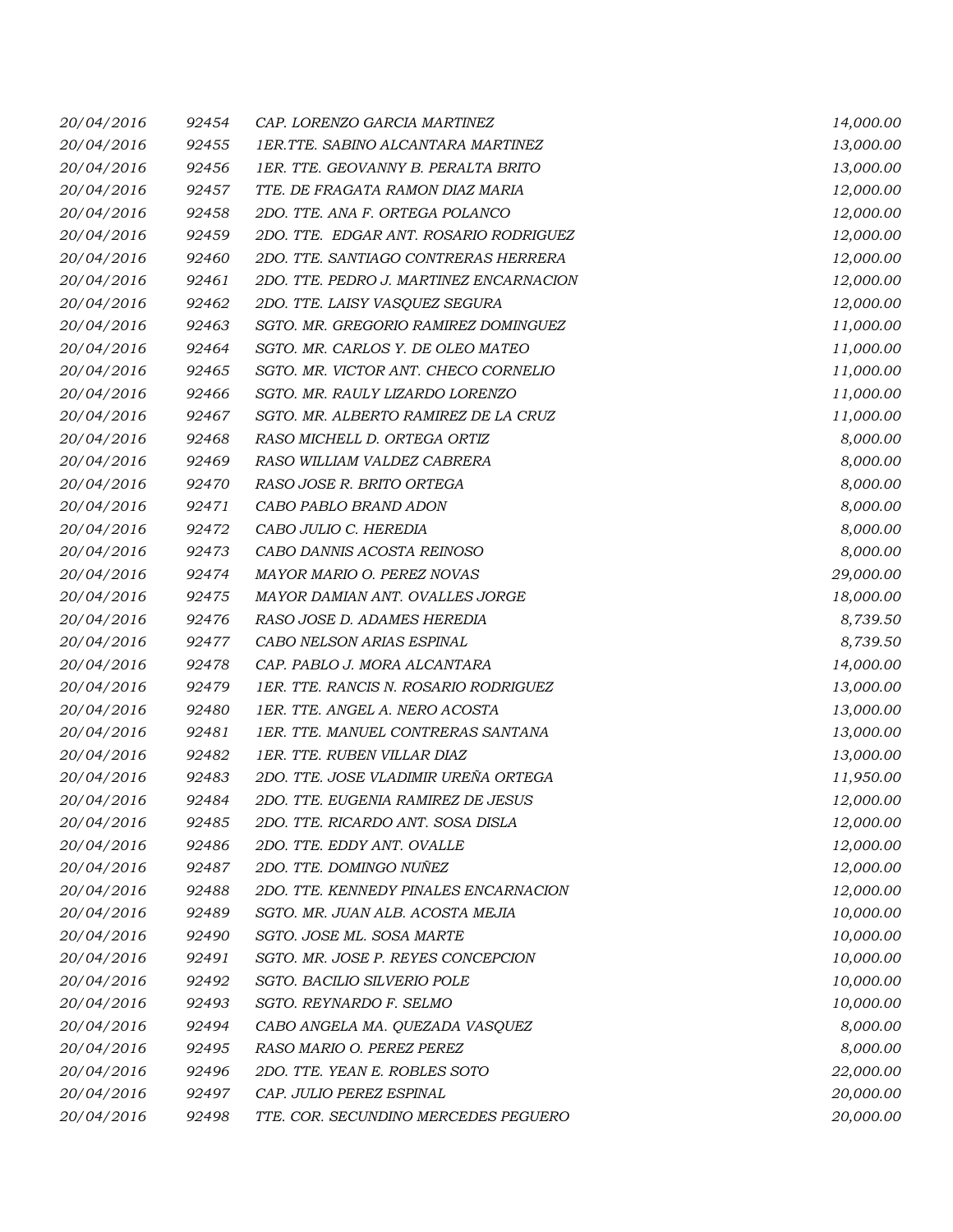| | | | |
|---|---|---|---|
| 20/04/2016 | 92454 | CAP. LORENZO GARCIA MARTINEZ | 14,000.00 |
| 20/04/2016 | 92455 | 1ER.TTE. SABINO ALCANTARA MARTINEZ | 13,000.00 |
| 20/04/2016 | 92456 | 1ER. TTE. GEOVANNY B. PERALTA BRITO | 13,000.00 |
| 20/04/2016 | 92457 | TTE. DE FRAGATA RAMON DIAZ MARIA | 12,000.00 |
| 20/04/2016 | 92458 | 2DO. TTE. ANA F. ORTEGA POLANCO | 12,000.00 |
| 20/04/2016 | 92459 | 2DO. TTE. EDGAR ANT. ROSARIO RODRIGUEZ | 12,000.00 |
| 20/04/2016 | 92460 | 2DO. TTE. SANTIAGO CONTRERAS HERRERA | 12,000.00 |
| 20/04/2016 | 92461 | 2DO. TTE. PEDRO J. MARTINEZ ENCARNACION | 12,000.00 |
| 20/04/2016 | 92462 | 2DO. TTE. LAISY VASQUEZ SEGURA | 12,000.00 |
| 20/04/2016 | 92463 | SGTO. MR. GREGORIO RAMIREZ DOMINGUEZ | 11,000.00 |
| 20/04/2016 | 92464 | SGTO. MR. CARLOS Y. DE OLEO MATEO | 11,000.00 |
| 20/04/2016 | 92465 | SGTO. MR. VICTOR ANT. CHECO CORNELIO | 11,000.00 |
| 20/04/2016 | 92466 | SGTO. MR. RAULY LIZARDO LORENZO | 11,000.00 |
| 20/04/2016 | 92467 | SGTO. MR. ALBERTO RAMIREZ DE LA CRUZ | 11,000.00 |
| 20/04/2016 | 92468 | RASO MICHELL D. ORTEGA ORTIZ | 8,000.00 |
| 20/04/2016 | 92469 | RASO WILLIAM VALDEZ CABRERA | 8,000.00 |
| 20/04/2016 | 92470 | RASO JOSE R. BRITO ORTEGA | 8,000.00 |
| 20/04/2016 | 92471 | CABO PABLO BRAND ADON | 8,000.00 |
| 20/04/2016 | 92472 | CABO JULIO C. HEREDIA | 8,000.00 |
| 20/04/2016 | 92473 | CABO DANNIS ACOSTA REINOSO | 8,000.00 |
| 20/04/2016 | 92474 | MAYOR MARIO O. PEREZ NOVAS | 29,000.00 |
| 20/04/2016 | 92475 | MAYOR DAMIAN ANT. OVALLES JORGE | 18,000.00 |
| 20/04/2016 | 92476 | RASO JOSE D. ADAMES HEREDIA | 8,739.50 |
| 20/04/2016 | 92477 | CABO NELSON ARIAS ESPINAL | 8,739.50 |
| 20/04/2016 | 92478 | CAP. PABLO J. MORA ALCANTARA | 14,000.00 |
| 20/04/2016 | 92479 | 1ER. TTE. RANCIS N. ROSARIO RODRIGUEZ | 13,000.00 |
| 20/04/2016 | 92480 | 1ER. TTE. ANGEL A. NERO ACOSTA | 13,000.00 |
| 20/04/2016 | 92481 | 1ER. TTE. MANUEL CONTRERAS SANTANA | 13,000.00 |
| 20/04/2016 | 92482 | 1ER. TTE. RUBEN VILLAR DIAZ | 13,000.00 |
| 20/04/2016 | 92483 | 2DO. TTE. JOSE VLADIMIR UREÑA ORTEGA | 11,950.00 |
| 20/04/2016 | 92484 | 2DO. TTE. EUGENIA RAMIREZ DE JESUS | 12,000.00 |
| 20/04/2016 | 92485 | 2DO. TTE. RICARDO ANT. SOSA DISLA | 12,000.00 |
| 20/04/2016 | 92486 | 2DO. TTE. EDDY ANT. OVALLE | 12,000.00 |
| 20/04/2016 | 92487 | 2DO. TTE. DOMINGO NUÑEZ | 12,000.00 |
| 20/04/2016 | 92488 | 2DO. TTE. KENNEDY PINALES ENCARNACION | 12,000.00 |
| 20/04/2016 | 92489 | SGTO. MR. JUAN ALB. ACOSTA MEJIA | 10,000.00 |
| 20/04/2016 | 92490 | SGTO. JOSE ML. SOSA MARTE | 10,000.00 |
| 20/04/2016 | 92491 | SGTO. MR. JOSE P. REYES CONCEPCION | 10,000.00 |
| 20/04/2016 | 92492 | SGTO. BACILIO SILVERIO POLE | 10,000.00 |
| 20/04/2016 | 92493 | SGTO. REYNARDO F. SELMO | 10,000.00 |
| 20/04/2016 | 92494 | CABO ANGELA MA. QUEZADA VASQUEZ | 8,000.00 |
| 20/04/2016 | 92495 | RASO MARIO O. PEREZ PEREZ | 8,000.00 |
| 20/04/2016 | 92496 | 2DO. TTE. YEAN E. ROBLES SOTO | 22,000.00 |
| 20/04/2016 | 92497 | CAP. JULIO PEREZ ESPINAL | 20,000.00 |
| 20/04/2016 | 92498 | TTE. COR. SECUNDINO MERCEDES PEGUERO | 20,000.00 |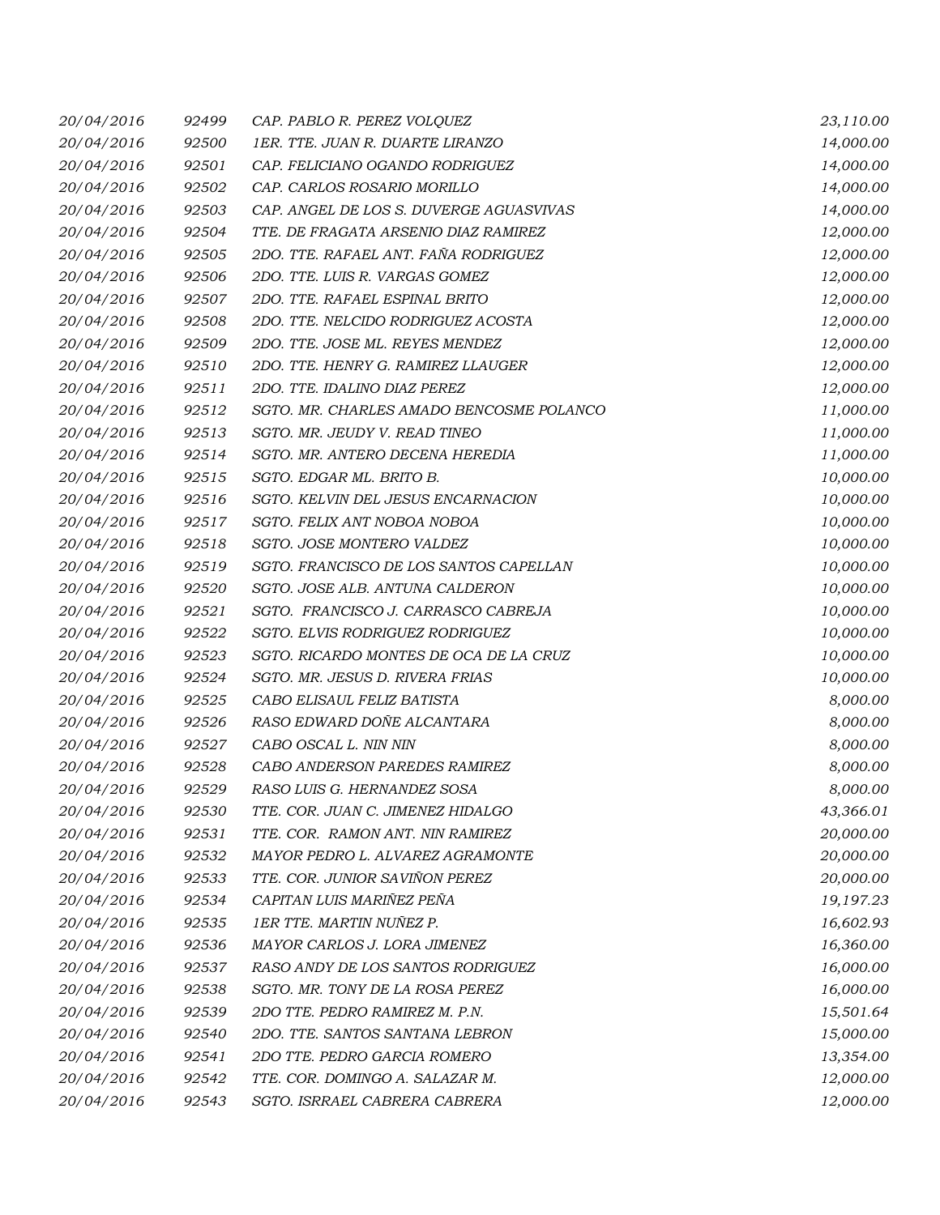| | | | |
|---|---|---|---|
| 20/04/2016 | 92499 | CAP. PABLO R. PEREZ VOLQUEZ | 23,110.00 |
| 20/04/2016 | 92500 | 1ER. TTE. JUAN R. DUARTE LIRANZO | 14,000.00 |
| 20/04/2016 | 92501 | CAP. FELICIANO OGANDO RODRIGUEZ | 14,000.00 |
| 20/04/2016 | 92502 | CAP. CARLOS ROSARIO MORILLO | 14,000.00 |
| 20/04/2016 | 92503 | CAP. ANGEL DE LOS S. DUVERGE AGUASVIVAS | 14,000.00 |
| 20/04/2016 | 92504 | TTE. DE FRAGATA ARSENIO DIAZ RAMIREZ | 12,000.00 |
| 20/04/2016 | 92505 | 2DO. TTE. RAFAEL ANT. FAÑA RODRIGUEZ | 12,000.00 |
| 20/04/2016 | 92506 | 2DO. TTE. LUIS R. VARGAS GOMEZ | 12,000.00 |
| 20/04/2016 | 92507 | 2DO. TTE. RAFAEL ESPINAL BRITO | 12,000.00 |
| 20/04/2016 | 92508 | 2DO. TTE. NELCIDO RODRIGUEZ ACOSTA | 12,000.00 |
| 20/04/2016 | 92509 | 2DO. TTE. JOSE ML. REYES MENDEZ | 12,000.00 |
| 20/04/2016 | 92510 | 2DO. TTE. HENRY G. RAMIREZ LLAUGER | 12,000.00 |
| 20/04/2016 | 92511 | 2DO. TTE. IDALINO DIAZ PEREZ | 12,000.00 |
| 20/04/2016 | 92512 | SGTO. MR. CHARLES AMADO BENCOSME POLANCO | 11,000.00 |
| 20/04/2016 | 92513 | SGTO. MR. JEUDY V. READ TINEO | 11,000.00 |
| 20/04/2016 | 92514 | SGTO. MR. ANTERO DECENA HEREDIA | 11,000.00 |
| 20/04/2016 | 92515 | SGTO. EDGAR ML. BRITO B. | 10,000.00 |
| 20/04/2016 | 92516 | SGTO. KELVIN DEL JESUS ENCARNACION | 10,000.00 |
| 20/04/2016 | 92517 | SGTO. FELIX ANT NOBOA NOBOA | 10,000.00 |
| 20/04/2016 | 92518 | SGTO. JOSE MONTERO VALDEZ | 10,000.00 |
| 20/04/2016 | 92519 | SGTO. FRANCISCO DE LOS SANTOS CAPELLAN | 10,000.00 |
| 20/04/2016 | 92520 | SGTO. JOSE ALB. ANTUNA CALDERON | 10,000.00 |
| 20/04/2016 | 92521 | SGTO. FRANCISCO J. CARRASCO CABREJA | 10,000.00 |
| 20/04/2016 | 92522 | SGTO. ELVIS RODRIGUEZ RODRIGUEZ | 10,000.00 |
| 20/04/2016 | 92523 | SGTO. RICARDO MONTES DE OCA DE LA CRUZ | 10,000.00 |
| 20/04/2016 | 92524 | SGTO. MR. JESUS D. RIVERA FRIAS | 10,000.00 |
| 20/04/2016 | 92525 | CABO ELISAUL FELIZ BATISTA | 8,000.00 |
| 20/04/2016 | 92526 | RASO EDWARD DOÑE ALCANTARA | 8,000.00 |
| 20/04/2016 | 92527 | CABO OSCAL L. NIN NIN | 8,000.00 |
| 20/04/2016 | 92528 | CABO ANDERSON PAREDES RAMIREZ | 8,000.00 |
| 20/04/2016 | 92529 | RASO LUIS G. HERNANDEZ SOSA | 8,000.00 |
| 20/04/2016 | 92530 | TTE. COR. JUAN C. JIMENEZ HIDALGO | 43,366.01 |
| 20/04/2016 | 92531 | TTE. COR. RAMON ANT. NIN RAMIREZ | 20,000.00 |
| 20/04/2016 | 92532 | MAYOR PEDRO L. ALVAREZ AGRAMONTE | 20,000.00 |
| 20/04/2016 | 92533 | TTE. COR. JUNIOR SAVIÑON PEREZ | 20,000.00 |
| 20/04/2016 | 92534 | CAPITAN LUIS MARIÑEZ PEÑA | 19,197.23 |
| 20/04/2016 | 92535 | 1ER TTE. MARTIN NUÑEZ P. | 16,602.93 |
| 20/04/2016 | 92536 | MAYOR CARLOS J. LORA JIMENEZ | 16,360.00 |
| 20/04/2016 | 92537 | RASO ANDY DE LOS SANTOS RODRIGUEZ | 16,000.00 |
| 20/04/2016 | 92538 | SGTO. MR. TONY DE LA ROSA PEREZ | 16,000.00 |
| 20/04/2016 | 92539 | 2DO TTE. PEDRO RAMIREZ M. P.N. | 15,501.64 |
| 20/04/2016 | 92540 | 2DO. TTE. SANTOS SANTANA LEBRON | 15,000.00 |
| 20/04/2016 | 92541 | 2DO TTE. PEDRO GARCIA ROMERO | 13,354.00 |
| 20/04/2016 | 92542 | TTE. COR. DOMINGO A. SALAZAR M. | 12,000.00 |
| 20/04/2016 | 92543 | SGTO. ISRRAEL CABRERA CABRERA | 12,000.00 |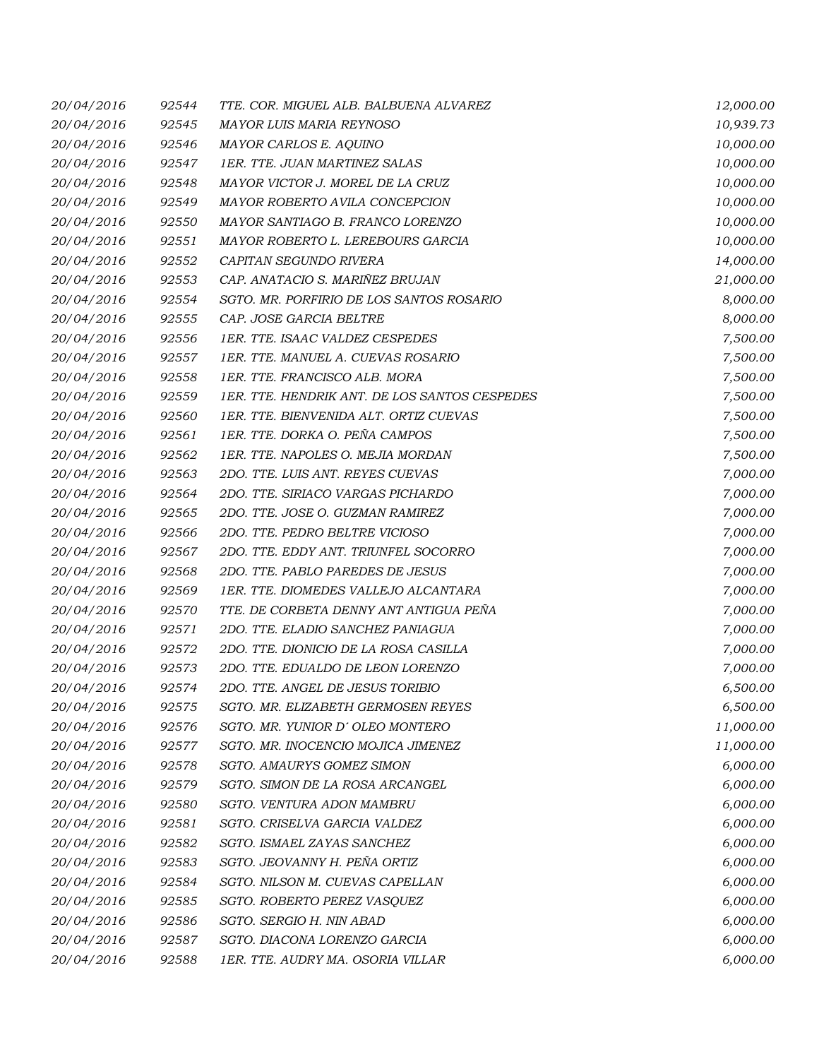| | | | |
|---|---|---|---|
| 20/04/2016 | 92544 | TTE. COR. MIGUEL ALB. BALBUENA ALVAREZ | 12,000.00 |
| 20/04/2016 | 92545 | MAYOR LUIS MARIA REYNOSO | 10,939.73 |
| 20/04/2016 | 92546 | MAYOR CARLOS E. AQUINO | 10,000.00 |
| 20/04/2016 | 92547 | 1ER. TTE. JUAN MARTINEZ SALAS | 10,000.00 |
| 20/04/2016 | 92548 | MAYOR VICTOR J. MOREL DE LA CRUZ | 10,000.00 |
| 20/04/2016 | 92549 | MAYOR ROBERTO AVILA CONCEPCION | 10,000.00 |
| 20/04/2016 | 92550 | MAYOR SANTIAGO B. FRANCO LORENZO | 10,000.00 |
| 20/04/2016 | 92551 | MAYOR ROBERTO L. LEREBOURS GARCIA | 10,000.00 |
| 20/04/2016 | 92552 | CAPITAN SEGUNDO RIVERA | 14,000.00 |
| 20/04/2016 | 92553 | CAP. ANATACIO S. MARIÑEZ BRUJAN | 21,000.00 |
| 20/04/2016 | 92554 | SGTO. MR. PORFIRIO DE LOS SANTOS ROSARIO | 8,000.00 |
| 20/04/2016 | 92555 | CAP. JOSE GARCIA BELTRE | 8,000.00 |
| 20/04/2016 | 92556 | 1ER. TTE. ISAAC VALDEZ CESPEDES | 7,500.00 |
| 20/04/2016 | 92557 | 1ER. TTE. MANUEL A. CUEVAS ROSARIO | 7,500.00 |
| 20/04/2016 | 92558 | 1ER. TTE. FRANCISCO ALB. MORA | 7,500.00 |
| 20/04/2016 | 92559 | 1ER. TTE. HENDRIK ANT. DE LOS SANTOS CESPEDES | 7,500.00 |
| 20/04/2016 | 92560 | 1ER. TTE. BIENVENIDA ALT. ORTIZ CUEVAS | 7,500.00 |
| 20/04/2016 | 92561 | 1ER. TTE. DORKA O. PEÑA CAMPOS | 7,500.00 |
| 20/04/2016 | 92562 | 1ER. TTE. NAPOLES O. MEJIA MORDAN | 7,500.00 |
| 20/04/2016 | 92563 | 2DO. TTE. LUIS ANT. REYES CUEVAS | 7,000.00 |
| 20/04/2016 | 92564 | 2DO. TTE. SIRIACO VARGAS PICHARDO | 7,000.00 |
| 20/04/2016 | 92565 | 2DO. TTE. JOSE O. GUZMAN RAMIREZ | 7,000.00 |
| 20/04/2016 | 92566 | 2DO. TTE. PEDRO BELTRE VICIOSO | 7,000.00 |
| 20/04/2016 | 92567 | 2DO. TTE. EDDY ANT. TRIUNFEL SOCORRO | 7,000.00 |
| 20/04/2016 | 92568 | 2DO. TTE. PABLO PAREDES DE JESUS | 7,000.00 |
| 20/04/2016 | 92569 | 1ER. TTE. DIOMEDES VALLEJO ALCANTARA | 7,000.00 |
| 20/04/2016 | 92570 | TTE. DE CORBETA DENNY ANT ANTIGUA PEÑA | 7,000.00 |
| 20/04/2016 | 92571 | 2DO. TTE. ELADIO SANCHEZ PANIAGUA | 7,000.00 |
| 20/04/2016 | 92572 | 2DO. TTE. DIONICIO DE LA ROSA CASILLA | 7,000.00 |
| 20/04/2016 | 92573 | 2DO. TTE. EDUALDO DE LEON LORENZO | 7,000.00 |
| 20/04/2016 | 92574 | 2DO. TTE. ANGEL DE JESUS TORIBIO | 6,500.00 |
| 20/04/2016 | 92575 | SGTO. MR. ELIZABETH GERMOSEN REYES | 6,500.00 |
| 20/04/2016 | 92576 | SGTO. MR. YUNIOR D´ OLEO MONTERO | 11,000.00 |
| 20/04/2016 | 92577 | SGTO. MR. INOCENCIO MOJICA JIMENEZ | 11,000.00 |
| 20/04/2016 | 92578 | SGTO. AMAURYS GOMEZ SIMON | 6,000.00 |
| 20/04/2016 | 92579 | SGTO. SIMON DE LA ROSA ARCANGEL | 6,000.00 |
| 20/04/2016 | 92580 | SGTO. VENTURA ADON MAMBRU | 6,000.00 |
| 20/04/2016 | 92581 | SGTO. CRISELVA GARCIA VALDEZ | 6,000.00 |
| 20/04/2016 | 92582 | SGTO. ISMAEL ZAYAS SANCHEZ | 6,000.00 |
| 20/04/2016 | 92583 | SGTO. JEOVANNY H. PEÑA ORTIZ | 6,000.00 |
| 20/04/2016 | 92584 | SGTO. NILSON M. CUEVAS CAPELLAN | 6,000.00 |
| 20/04/2016 | 92585 | SGTO. ROBERTO PEREZ VASQUEZ | 6,000.00 |
| 20/04/2016 | 92586 | SGTO. SERGIO H. NIN ABAD | 6,000.00 |
| 20/04/2016 | 92587 | SGTO. DIACONA LORENZO GARCIA | 6,000.00 |
| 20/04/2016 | 92588 | 1ER. TTE. AUDRY MA. OSORIA VILLAR | 6,000.00 |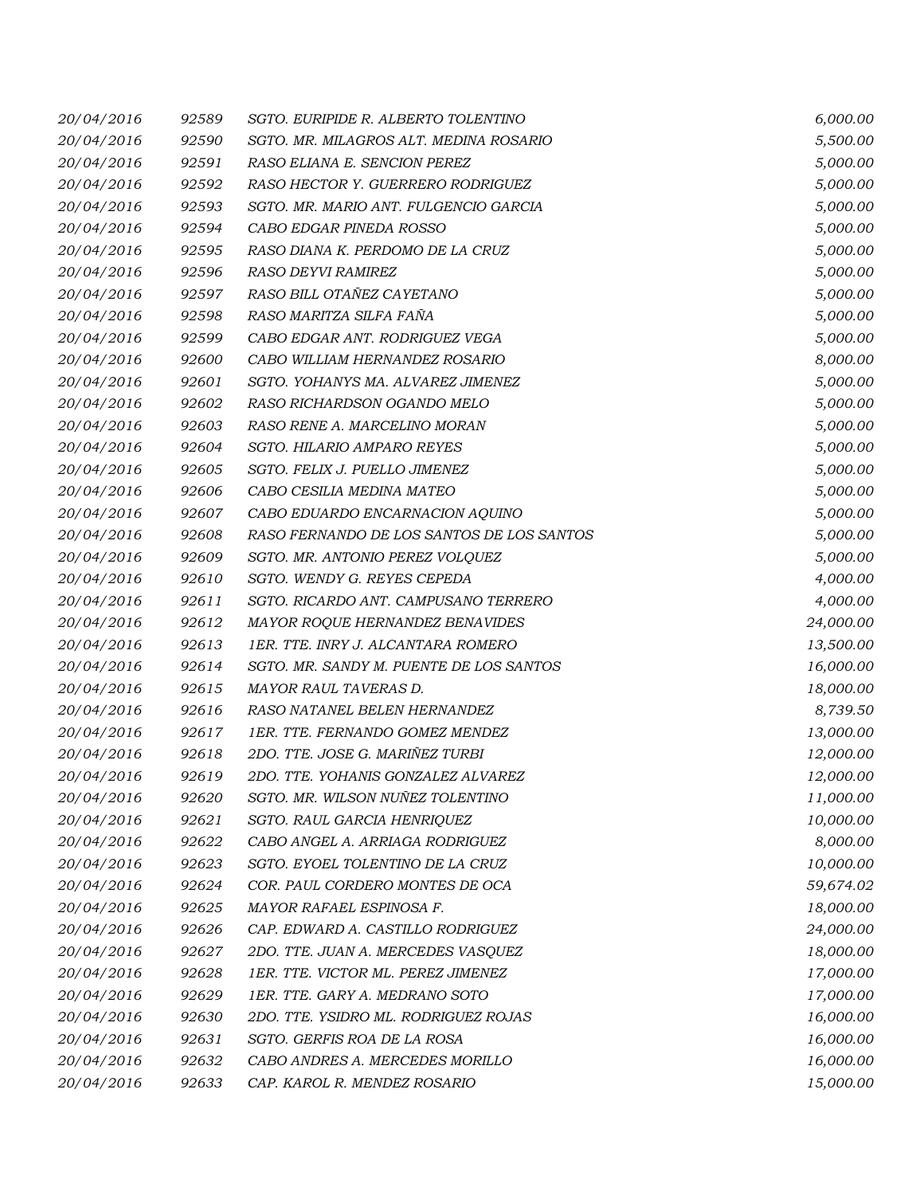| | | | |
|---|---|---|---|
| 20/04/2016 | 92589 | SGTO. EURIPIDE R. ALBERTO TOLENTINO | 6,000.00 |
| 20/04/2016 | 92590 | SGTO. MR. MILAGROS ALT. MEDINA ROSARIO | 5,500.00 |
| 20/04/2016 | 92591 | RASO ELIANA E. SENCION PEREZ | 5,000.00 |
| 20/04/2016 | 92592 | RASO HECTOR Y. GUERRERO RODRIGUEZ | 5,000.00 |
| 20/04/2016 | 92593 | SGTO. MR. MARIO ANT. FULGENCIO GARCIA | 5,000.00 |
| 20/04/2016 | 92594 | CABO EDGAR PINEDA ROSSO | 5,000.00 |
| 20/04/2016 | 92595 | RASO DIANA K. PERDOMO DE LA CRUZ | 5,000.00 |
| 20/04/2016 | 92596 | RASO DEYVI RAMIREZ | 5,000.00 |
| 20/04/2016 | 92597 | RASO BILL OTAÑEZ CAYETANO | 5,000.00 |
| 20/04/2016 | 92598 | RASO MARITZA SILFA FAÑA | 5,000.00 |
| 20/04/2016 | 92599 | CABO EDGAR ANT. RODRIGUEZ VEGA | 5,000.00 |
| 20/04/2016 | 92600 | CABO WILLIAM HERNANDEZ ROSARIO | 8,000.00 |
| 20/04/2016 | 92601 | SGTO. YOHANYS MA. ALVAREZ JIMENEZ | 5,000.00 |
| 20/04/2016 | 92602 | RASO RICHARDSON OGANDO MELO | 5,000.00 |
| 20/04/2016 | 92603 | RASO RENE A. MARCELINO MORAN | 5,000.00 |
| 20/04/2016 | 92604 | SGTO. HILARIO AMPARO REYES | 5,000.00 |
| 20/04/2016 | 92605 | SGTO. FELIX J. PUELLO JIMENEZ | 5,000.00 |
| 20/04/2016 | 92606 | CABO CESILIA MEDINA MATEO | 5,000.00 |
| 20/04/2016 | 92607 | CABO EDUARDO ENCARNACION AQUINO | 5,000.00 |
| 20/04/2016 | 92608 | RASO FERNANDO DE LOS SANTOS DE LOS SANTOS | 5,000.00 |
| 20/04/2016 | 92609 | SGTO. MR. ANTONIO PEREZ VOLQUEZ | 5,000.00 |
| 20/04/2016 | 92610 | SGTO. WENDY G. REYES CEPEDA | 4,000.00 |
| 20/04/2016 | 92611 | SGTO. RICARDO ANT. CAMPUSANO TERRERO | 4,000.00 |
| 20/04/2016 | 92612 | MAYOR ROQUE HERNANDEZ BENAVIDES | 24,000.00 |
| 20/04/2016 | 92613 | 1ER. TTE. INRY J. ALCANTARA ROMERO | 13,500.00 |
| 20/04/2016 | 92614 | SGTO. MR. SANDY M. PUENTE DE LOS SANTOS | 16,000.00 |
| 20/04/2016 | 92615 | MAYOR RAUL TAVERAS D. | 18,000.00 |
| 20/04/2016 | 92616 | RASO NATANEL BELEN HERNANDEZ | 8,739.50 |
| 20/04/2016 | 92617 | 1ER. TTE. FERNANDO GOMEZ MENDEZ | 13,000.00 |
| 20/04/2016 | 92618 | 2DO. TTE. JOSE G. MARIÑEZ TURBI | 12,000.00 |
| 20/04/2016 | 92619 | 2DO. TTE. YOHANIS GONZALEZ ALVAREZ | 12,000.00 |
| 20/04/2016 | 92620 | SGTO. MR. WILSON NUÑEZ TOLENTINO | 11,000.00 |
| 20/04/2016 | 92621 | SGTO. RAUL GARCIA HENRIQUEZ | 10,000.00 |
| 20/04/2016 | 92622 | CABO ANGEL A. ARRIAGA RODRIGUEZ | 8,000.00 |
| 20/04/2016 | 92623 | SGTO. EYOEL TOLENTINO DE LA CRUZ | 10,000.00 |
| 20/04/2016 | 92624 | COR. PAUL CORDERO MONTES DE OCA | 59,674.02 |
| 20/04/2016 | 92625 | MAYOR RAFAEL ESPINOSA F. | 18,000.00 |
| 20/04/2016 | 92626 | CAP. EDWARD A. CASTILLO RODRIGUEZ | 24,000.00 |
| 20/04/2016 | 92627 | 2DO. TTE. JUAN A. MERCEDES VASQUEZ | 18,000.00 |
| 20/04/2016 | 92628 | 1ER. TTE. VICTOR ML. PEREZ JIMENEZ | 17,000.00 |
| 20/04/2016 | 92629 | 1ER. TTE. GARY A. MEDRANO SOTO | 17,000.00 |
| 20/04/2016 | 92630 | 2DO. TTE. YSIDRO ML. RODRIGUEZ ROJAS | 16,000.00 |
| 20/04/2016 | 92631 | SGTO. GERFIS ROA DE LA ROSA | 16,000.00 |
| 20/04/2016 | 92632 | CABO ANDRES A. MERCEDES MORILLO | 16,000.00 |
| 20/04/2016 | 92633 | CAP. KAROL R. MENDEZ ROSARIO | 15,000.00 |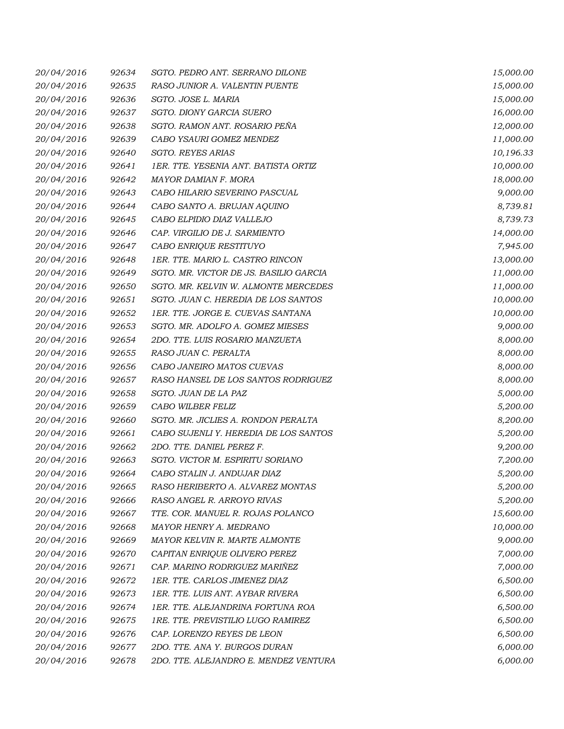| | | | |
|---|---|---|---|
| 20/04/2016 | 92634 | SGTO. PEDRO ANT. SERRANO DILONE | 15,000.00 |
| 20/04/2016 | 92635 | RASO JUNIOR A. VALENTIN PUENTE | 15,000.00 |
| 20/04/2016 | 92636 | SGTO. JOSE L. MARIA | 15,000.00 |
| 20/04/2016 | 92637 | SGTO. DIONY GARCIA SUERO | 16,000.00 |
| 20/04/2016 | 92638 | SGTO. RAMON ANT. ROSARIO PEÑA | 12,000.00 |
| 20/04/2016 | 92639 | CABO YSAURI GOMEZ MENDEZ | 11,000.00 |
| 20/04/2016 | 92640 | SGTO. REYES ARIAS | 10,196.33 |
| 20/04/2016 | 92641 | 1ER. TTE. YESENIA ANT. BATISTA ORTIZ | 10,000.00 |
| 20/04/2016 | 92642 | MAYOR DAMIAN F. MORA | 18,000.00 |
| 20/04/2016 | 92643 | CABO HILARIO SEVERINO PASCUAL | 9,000.00 |
| 20/04/2016 | 92644 | CABO SANTO A. BRUJAN AQUINO | 8,739.81 |
| 20/04/2016 | 92645 | CABO ELPIDIO DIAZ VALLEJO | 8,739.73 |
| 20/04/2016 | 92646 | CAP. VIRGILIO DE J. SARMIENTO | 14,000.00 |
| 20/04/2016 | 92647 | CABO ENRIQUE RESTITUYO | 7,945.00 |
| 20/04/2016 | 92648 | 1ER. TTE. MARIO L. CASTRO RINCON | 13,000.00 |
| 20/04/2016 | 92649 | SGTO. MR. VICTOR DE JS. BASILIO GARCIA | 11,000.00 |
| 20/04/2016 | 92650 | SGTO. MR. KELVIN W. ALMONTE MERCEDES | 11,000.00 |
| 20/04/2016 | 92651 | SGTO. JUAN C. HEREDIA DE LOS SANTOS | 10,000.00 |
| 20/04/2016 | 92652 | 1ER. TTE. JORGE E. CUEVAS SANTANA | 10,000.00 |
| 20/04/2016 | 92653 | SGTO. MR. ADOLFO A. GOMEZ MIESES | 9,000.00 |
| 20/04/2016 | 92654 | 2DO. TTE. LUIS ROSARIO MANZUETA | 8,000.00 |
| 20/04/2016 | 92655 | RASO JUAN C. PERALTA | 8,000.00 |
| 20/04/2016 | 92656 | CABO JANEIRO MATOS CUEVAS | 8,000.00 |
| 20/04/2016 | 92657 | RASO HANSEL DE LOS SANTOS RODRIGUEZ | 8,000.00 |
| 20/04/2016 | 92658 | SGTO. JUAN DE LA PAZ | 5,000.00 |
| 20/04/2016 | 92659 | CABO WILBER FELIZ | 5,200.00 |
| 20/04/2016 | 92660 | SGTO. MR. JICLIES A. RONDON PERALTA | 8,200.00 |
| 20/04/2016 | 92661 | CABO SUJENLI Y. HEREDIA DE LOS SANTOS | 5,200.00 |
| 20/04/2016 | 92662 | 2DO. TTE. DANIEL PEREZ F. | 9,200.00 |
| 20/04/2016 | 92663 | SGTO. VICTOR M. ESPIRITU SORIANO | 7,200.00 |
| 20/04/2016 | 92664 | CABO STALIN J. ANDUJAR DIAZ | 5,200.00 |
| 20/04/2016 | 92665 | RASO HERIBERTO A. ALVAREZ MONTAS | 5,200.00 |
| 20/04/2016 | 92666 | RASO ANGEL R. ARROYO RIVAS | 5,200.00 |
| 20/04/2016 | 92667 | TTE. COR. MANUEL R. ROJAS POLANCO | 15,600.00 |
| 20/04/2016 | 92668 | MAYOR HENRY A. MEDRANO | 10,000.00 |
| 20/04/2016 | 92669 | MAYOR KELVIN R. MARTE ALMONTE | 9,000.00 |
| 20/04/2016 | 92670 | CAPITAN ENRIQUE OLIVERO PEREZ | 7,000.00 |
| 20/04/2016 | 92671 | CAP. MARINO RODRIGUEZ MARIÑEZ | 7,000.00 |
| 20/04/2016 | 92672 | 1ER. TTE. CARLOS JIMENEZ DIAZ | 6,500.00 |
| 20/04/2016 | 92673 | 1ER. TTE. LUIS ANT. AYBAR RIVERA | 6,500.00 |
| 20/04/2016 | 92674 | 1ER. TTE. ALEJANDRINA FORTUNA ROA | 6,500.00 |
| 20/04/2016 | 92675 | 1RE. TTE. PREVISTILIO LUGO RAMIREZ | 6,500.00 |
| 20/04/2016 | 92676 | CAP. LORENZO REYES DE LEON | 6,500.00 |
| 20/04/2016 | 92677 | 2DO. TTE. ANA Y. BURGOS DURAN | 6,000.00 |
| 20/04/2016 | 92678 | 2DO. TTE. ALEJANDRO E. MENDEZ VENTURA | 6,000.00 |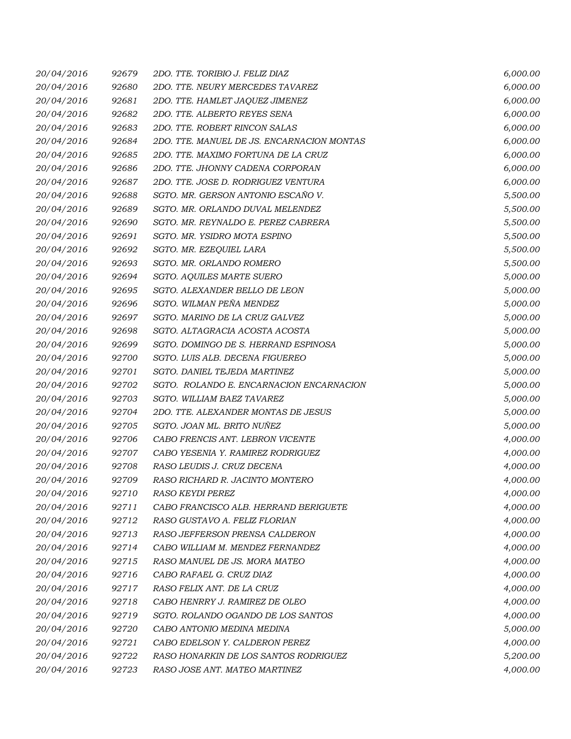| | | | |
|---|---|---|---|
| 20/04/2016 | 92679 | 2DO. TTE. TORIBIO J. FELIZ DIAZ | 6,000.00 |
| 20/04/2016 | 92680 | 2DO. TTE. NEURY MERCEDES TAVAREZ | 6,000.00 |
| 20/04/2016 | 92681 | 2DO. TTE. HAMLET JAQUEZ JIMENEZ | 6,000.00 |
| 20/04/2016 | 92682 | 2DO. TTE. ALBERTO REYES SENA | 6,000.00 |
| 20/04/2016 | 92683 | 2DO. TTE. ROBERT RINCON SALAS | 6,000.00 |
| 20/04/2016 | 92684 | 2DO. TTE. MANUEL DE JS. ENCARNACION MONTAS | 6,000.00 |
| 20/04/2016 | 92685 | 2DO. TTE. MAXIMO FORTUNA DE LA CRUZ | 6,000.00 |
| 20/04/2016 | 92686 | 2DO. TTE. JHONNY CADENA CORPORAN | 6,000.00 |
| 20/04/2016 | 92687 | 2DO. TTE. JOSE D. RODRIGUEZ VENTURA | 6,000.00 |
| 20/04/2016 | 92688 | SGTO. MR. GERSON ANTONIO ESCAÑO V. | 5,500.00 |
| 20/04/2016 | 92689 | SGTO. MR. ORLANDO DUVAL MELENDEZ | 5,500.00 |
| 20/04/2016 | 92690 | SGTO. MR. REYNALDO E. PEREZ CABRERA | 5,500.00 |
| 20/04/2016 | 92691 | SGTO. MR. YSIDRO MOTA ESPINO | 5,500.00 |
| 20/04/2016 | 92692 | SGTO. MR. EZEQUIEL LARA | 5,500.00 |
| 20/04/2016 | 92693 | SGTO. MR. ORLANDO ROMERO | 5,500.00 |
| 20/04/2016 | 92694 | SGTO. AQUILES MARTE SUERO | 5,000.00 |
| 20/04/2016 | 92695 | SGTO. ALEXANDER BELLO DE LEON | 5,000.00 |
| 20/04/2016 | 92696 | SGTO. WILMAN PEÑA MENDEZ | 5,000.00 |
| 20/04/2016 | 92697 | SGTO. MARINO DE LA CRUZ GALVEZ | 5,000.00 |
| 20/04/2016 | 92698 | SGTO. ALTAGRACIA ACOSTA ACOSTA | 5,000.00 |
| 20/04/2016 | 92699 | SGTO. DOMINGO DE S. HERRAND ESPINOSA | 5,000.00 |
| 20/04/2016 | 92700 | SGTO. LUIS ALB. DECENA FIGUEREO | 5,000.00 |
| 20/04/2016 | 92701 | SGTO. DANIEL TEJEDA MARTINEZ | 5,000.00 |
| 20/04/2016 | 92702 | SGTO. ROLANDO E. ENCARNACION ENCARNACION | 5,000.00 |
| 20/04/2016 | 92703 | SGTO. WILLIAM BAEZ TAVAREZ | 5,000.00 |
| 20/04/2016 | 92704 | 2DO. TTE. ALEXANDER MONTAS DE JESUS | 5,000.00 |
| 20/04/2016 | 92705 | SGTO. JOAN ML. BRITO NUÑEZ | 5,000.00 |
| 20/04/2016 | 92706 | CABO FRENCIS ANT. LEBRON VICENTE | 4,000.00 |
| 20/04/2016 | 92707 | CABO YESENIA Y. RAMIREZ RODRIGUEZ | 4,000.00 |
| 20/04/2016 | 92708 | RASO LEUDIS J. CRUZ DECENA | 4,000.00 |
| 20/04/2016 | 92709 | RASO RICHARD R. JACINTO MONTERO | 4,000.00 |
| 20/04/2016 | 92710 | RASO KEYDI PEREZ | 4,000.00 |
| 20/04/2016 | 92711 | CABO FRANCISCO ALB. HERRAND BERIGUETE | 4,000.00 |
| 20/04/2016 | 92712 | RASO GUSTAVO A. FELIZ FLORIAN | 4,000.00 |
| 20/04/2016 | 92713 | RASO JEFFERSON PRENSA CALDERON | 4,000.00 |
| 20/04/2016 | 92714 | CABO WILLIAM M. MENDEZ FERNANDEZ | 4,000.00 |
| 20/04/2016 | 92715 | RASO MANUEL DE JS. MORA MATEO | 4,000.00 |
| 20/04/2016 | 92716 | CABO RAFAEL G. CRUZ DIAZ | 4,000.00 |
| 20/04/2016 | 92717 | RASO FELIX ANT. DE LA CRUZ | 4,000.00 |
| 20/04/2016 | 92718 | CABO HENRRY J. RAMIREZ DE OLEO | 4,000.00 |
| 20/04/2016 | 92719 | SGTO. ROLANDO OGANDO DE LOS SANTOS | 4,000.00 |
| 20/04/2016 | 92720 | CABO ANTONIO MEDINA MEDINA | 5,000.00 |
| 20/04/2016 | 92721 | CABO EDELSON Y. CALDERON PEREZ | 4,000.00 |
| 20/04/2016 | 92722 | RASO HONARKIN DE LOS SANTOS RODRIGUEZ | 5,200.00 |
| 20/04/2016 | 92723 | RASO JOSE ANT. MATEO MARTINEZ | 4,000.00 |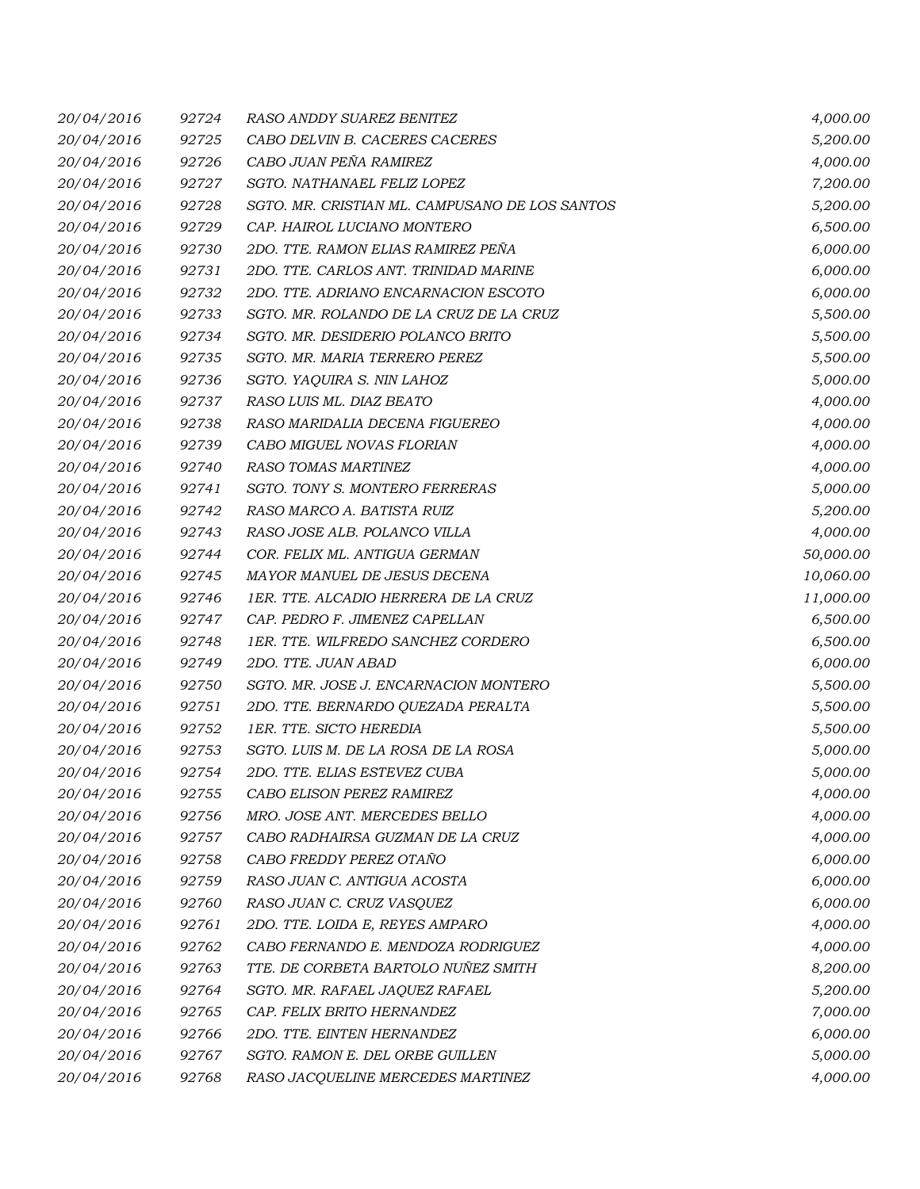| | | | |
|---|---|---|---|
| 20/04/2016 | 92724 | RASO ANDDY SUAREZ BENITEZ | 4,000.00 |
| 20/04/2016 | 92725 | CABO DELVIN B. CACERES CACERES | 5,200.00 |
| 20/04/2016 | 92726 | CABO JUAN PEÑA RAMIREZ | 4,000.00 |
| 20/04/2016 | 92727 | SGTO. NATHANAEL FELIZ LOPEZ | 7,200.00 |
| 20/04/2016 | 92728 | SGTO. MR. CRISTIAN ML. CAMPUSANO DE LOS SANTOS | 5,200.00 |
| 20/04/2016 | 92729 | CAP. HAIROL LUCIANO MONTERO | 6,500.00 |
| 20/04/2016 | 92730 | 2DO. TTE. RAMON ELIAS RAMIREZ PEÑA | 6,000.00 |
| 20/04/2016 | 92731 | 2DO. TTE. CARLOS ANT. TRINIDAD MARINE | 6,000.00 |
| 20/04/2016 | 92732 | 2DO. TTE. ADRIANO ENCARNACION ESCOTO | 6,000.00 |
| 20/04/2016 | 92733 | SGTO. MR. ROLANDO DE LA CRUZ DE LA CRUZ | 5,500.00 |
| 20/04/2016 | 92734 | SGTO. MR. DESIDERIO POLANCO BRITO | 5,500.00 |
| 20/04/2016 | 92735 | SGTO. MR. MARIA TERRERO PEREZ | 5,500.00 |
| 20/04/2016 | 92736 | SGTO. YAQUIRA S. NIN LAHOZ | 5,000.00 |
| 20/04/2016 | 92737 | RASO LUIS ML. DIAZ BEATO | 4,000.00 |
| 20/04/2016 | 92738 | RASO MARIDALIA DECENA FIGUEREO | 4,000.00 |
| 20/04/2016 | 92739 | CABO MIGUEL NOVAS FLORIAN | 4,000.00 |
| 20/04/2016 | 92740 | RASO TOMAS MARTINEZ | 4,000.00 |
| 20/04/2016 | 92741 | SGTO. TONY S. MONTERO FERRERAS | 5,000.00 |
| 20/04/2016 | 92742 | RASO MARCO A. BATISTA RUIZ | 5,200.00 |
| 20/04/2016 | 92743 | RASO JOSE ALB. POLANCO VILLA | 4,000.00 |
| 20/04/2016 | 92744 | COR. FELIX ML. ANTIGUA GERMAN | 50,000.00 |
| 20/04/2016 | 92745 | MAYOR MANUEL DE JESUS DECENA | 10,060.00 |
| 20/04/2016 | 92746 | 1ER. TTE. ALCADIO HERRERA DE LA CRUZ | 11,000.00 |
| 20/04/2016 | 92747 | CAP. PEDRO F. JIMENEZ CAPELLAN | 6,500.00 |
| 20/04/2016 | 92748 | 1ER. TTE. WILFREDO SANCHEZ CORDERO | 6,500.00 |
| 20/04/2016 | 92749 | 2DO. TTE. JUAN ABAD | 6,000.00 |
| 20/04/2016 | 92750 | SGTO. MR. JOSE J. ENCARNACION MONTERO | 5,500.00 |
| 20/04/2016 | 92751 | 2DO. TTE. BERNARDO QUEZADA PERALTA | 5,500.00 |
| 20/04/2016 | 92752 | 1ER. TTE. SICTO HEREDIA | 5,500.00 |
| 20/04/2016 | 92753 | SGTO. LUIS M. DE LA ROSA DE LA ROSA | 5,000.00 |
| 20/04/2016 | 92754 | 2DO. TTE. ELIAS ESTEVEZ CUBA | 5,000.00 |
| 20/04/2016 | 92755 | CABO ELISON PEREZ RAMIREZ | 4,000.00 |
| 20/04/2016 | 92756 | MRO. JOSE ANT. MERCEDES BELLO | 4,000.00 |
| 20/04/2016 | 92757 | CABO RADHAIRSA GUZMAN DE LA CRUZ | 4,000.00 |
| 20/04/2016 | 92758 | CABO FREDDY PEREZ OTAÑO | 6,000.00 |
| 20/04/2016 | 92759 | RASO JUAN C. ANTIGUA ACOSTA | 6,000.00 |
| 20/04/2016 | 92760 | RASO JUAN C. CRUZ VASQUEZ | 6,000.00 |
| 20/04/2016 | 92761 | 2DO. TTE. LOIDA E, REYES AMPARO | 4,000.00 |
| 20/04/2016 | 92762 | CABO FERNANDO E. MENDOZA RODRIGUEZ | 4,000.00 |
| 20/04/2016 | 92763 | TTE. DE CORBETA BARTOLO NUÑEZ SMITH | 8,200.00 |
| 20/04/2016 | 92764 | SGTO. MR. RAFAEL JAQUEZ RAFAEL | 5,200.00 |
| 20/04/2016 | 92765 | CAP. FELIX BRITO HERNANDEZ | 7,000.00 |
| 20/04/2016 | 92766 | 2DO. TTE. EINTEN HERNANDEZ | 6,000.00 |
| 20/04/2016 | 92767 | SGTO. RAMON E. DEL ORBE GUILLEN | 5,000.00 |
| 20/04/2016 | 92768 | RASO JACQUELINE MERCEDES MARTINEZ | 4,000.00 |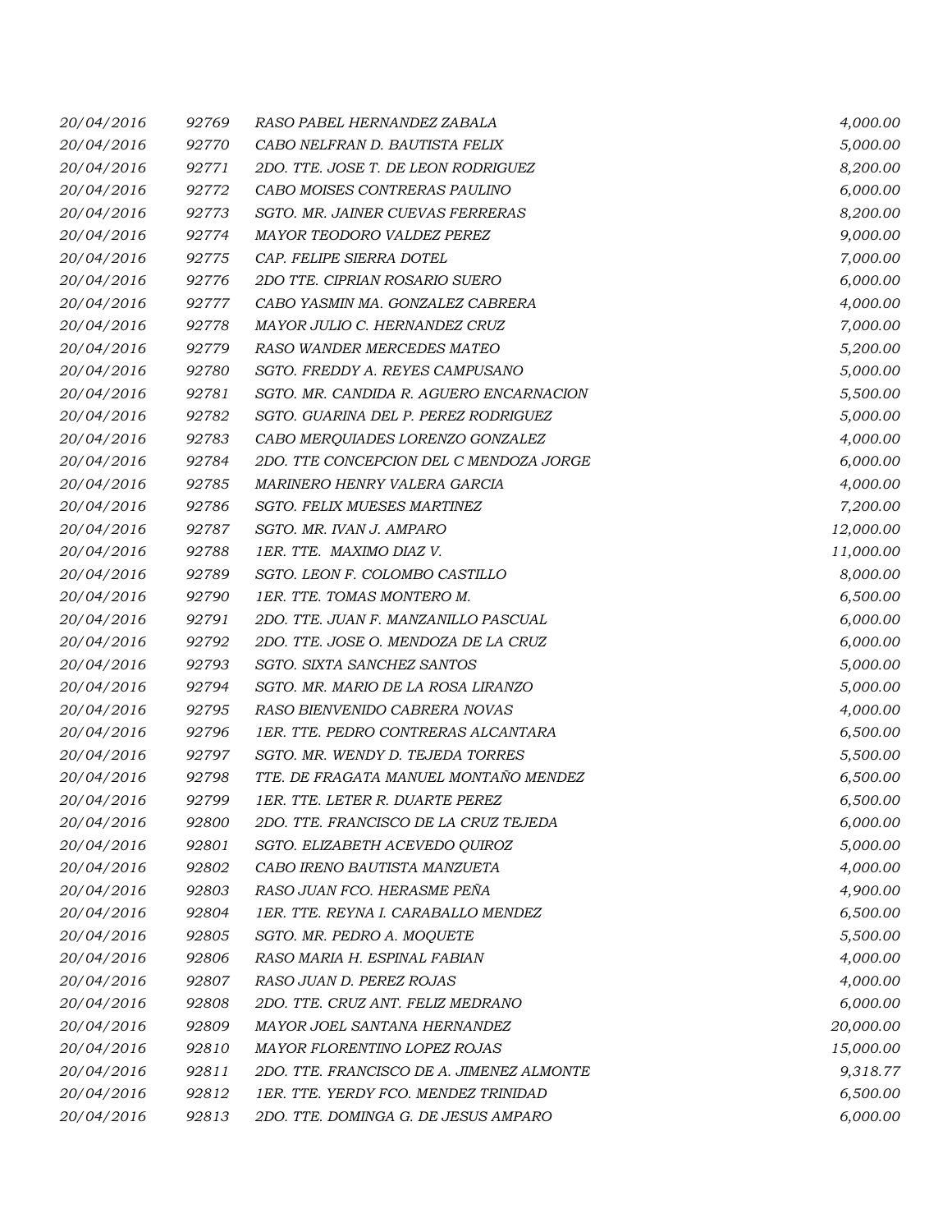| | | | |
|---|---|---|---|
| 20/04/2016 | 92769 | RASO PABEL HERNANDEZ ZABALA | 4,000.00 |
| 20/04/2016 | 92770 | CABO NELFRAN D. BAUTISTA FELIX | 5,000.00 |
| 20/04/2016 | 92771 | 2DO. TTE. JOSE T. DE LEON RODRIGUEZ | 8,200.00 |
| 20/04/2016 | 92772 | CABO MOISES CONTRERAS PAULINO | 6,000.00 |
| 20/04/2016 | 92773 | SGTO. MR. JAINER CUEVAS FERRERAS | 8,200.00 |
| 20/04/2016 | 92774 | MAYOR TEODORO VALDEZ PEREZ | 9,000.00 |
| 20/04/2016 | 92775 | CAP. FELIPE SIERRA DOTEL | 7,000.00 |
| 20/04/2016 | 92776 | 2DO TTE. CIPRIAN ROSARIO SUERO | 6,000.00 |
| 20/04/2016 | 92777 | CABO YASMIN MA. GONZALEZ CABRERA | 4,000.00 |
| 20/04/2016 | 92778 | MAYOR JULIO C. HERNANDEZ CRUZ | 7,000.00 |
| 20/04/2016 | 92779 | RASO WANDER MERCEDES MATEO | 5,200.00 |
| 20/04/2016 | 92780 | SGTO. FREDDY A. REYES CAMPUSANO | 5,000.00 |
| 20/04/2016 | 92781 | SGTO. MR. CANDIDA R. AGUERO ENCARNACION | 5,500.00 |
| 20/04/2016 | 92782 | SGTO. GUARINA DEL P. PEREZ RODRIGUEZ | 5,000.00 |
| 20/04/2016 | 92783 | CABO MERQUIADES LORENZO GONZALEZ | 4,000.00 |
| 20/04/2016 | 92784 | 2DO. TTE CONCEPCION DEL C MENDOZA JORGE | 6,000.00 |
| 20/04/2016 | 92785 | MARINERO HENRY VALERA GARCIA | 4,000.00 |
| 20/04/2016 | 92786 | SGTO. FELIX MUESES MARTINEZ | 7,200.00 |
| 20/04/2016 | 92787 | SGTO. MR. IVAN J. AMPARO | 12,000.00 |
| 20/04/2016 | 92788 | 1ER. TTE. MAXIMO DIAZ V. | 11,000.00 |
| 20/04/2016 | 92789 | SGTO. LEON F. COLOMBO CASTILLO | 8,000.00 |
| 20/04/2016 | 92790 | 1ER. TTE. TOMAS MONTERO M. | 6,500.00 |
| 20/04/2016 | 92791 | 2DO. TTE. JUAN F. MANZANILLO PASCUAL | 6,000.00 |
| 20/04/2016 | 92792 | 2DO. TTE. JOSE O. MENDOZA DE LA CRUZ | 6,000.00 |
| 20/04/2016 | 92793 | SGTO. SIXTA SANCHEZ SANTOS | 5,000.00 |
| 20/04/2016 | 92794 | SGTO. MR. MARIO DE LA ROSA LIRANZO | 5,000.00 |
| 20/04/2016 | 92795 | RASO BIENVENIDO CABRERA NOVAS | 4,000.00 |
| 20/04/2016 | 92796 | 1ER. TTE. PEDRO CONTRERAS ALCANTARA | 6,500.00 |
| 20/04/2016 | 92797 | SGTO. MR. WENDY D. TEJEDA TORRES | 5,500.00 |
| 20/04/2016 | 92798 | TTE. DE FRAGATA MANUEL MONTAÑO MENDEZ | 6,500.00 |
| 20/04/2016 | 92799 | 1ER. TTE. LETER R. DUARTE PEREZ | 6,500.00 |
| 20/04/2016 | 92800 | 2DO. TTE. FRANCISCO DE LA CRUZ TEJEDA | 6,000.00 |
| 20/04/2016 | 92801 | SGTO. ELIZABETH ACEVEDO QUIROZ | 5,000.00 |
| 20/04/2016 | 92802 | CABO IRENO BAUTISTA MANZUETA | 4,000.00 |
| 20/04/2016 | 92803 | RASO JUAN FCO. HERASME PEÑA | 4,900.00 |
| 20/04/2016 | 92804 | 1ER. TTE. REYNA I. CARABALLO MENDEZ | 6,500.00 |
| 20/04/2016 | 92805 | SGTO. MR. PEDRO A. MOQUETE | 5,500.00 |
| 20/04/2016 | 92806 | RASO MARIA H. ESPINAL FABIAN | 4,000.00 |
| 20/04/2016 | 92807 | RASO JUAN D. PEREZ ROJAS | 4,000.00 |
| 20/04/2016 | 92808 | 2DO. TTE. CRUZ ANT. FELIZ MEDRANO | 6,000.00 |
| 20/04/2016 | 92809 | MAYOR JOEL SANTANA HERNANDEZ | 20,000.00 |
| 20/04/2016 | 92810 | MAYOR FLORENTINO LOPEZ ROJAS | 15,000.00 |
| 20/04/2016 | 92811 | 2DO. TTE. FRANCISCO DE A. JIMENEZ ALMONTE | 9,318.77 |
| 20/04/2016 | 92812 | 1ER. TTE. YERDY FCO. MENDEZ TRINIDAD | 6,500.00 |
| 20/04/2016 | 92813 | 2DO. TTE. DOMINGA G. DE JESUS AMPARO | 6,000.00 |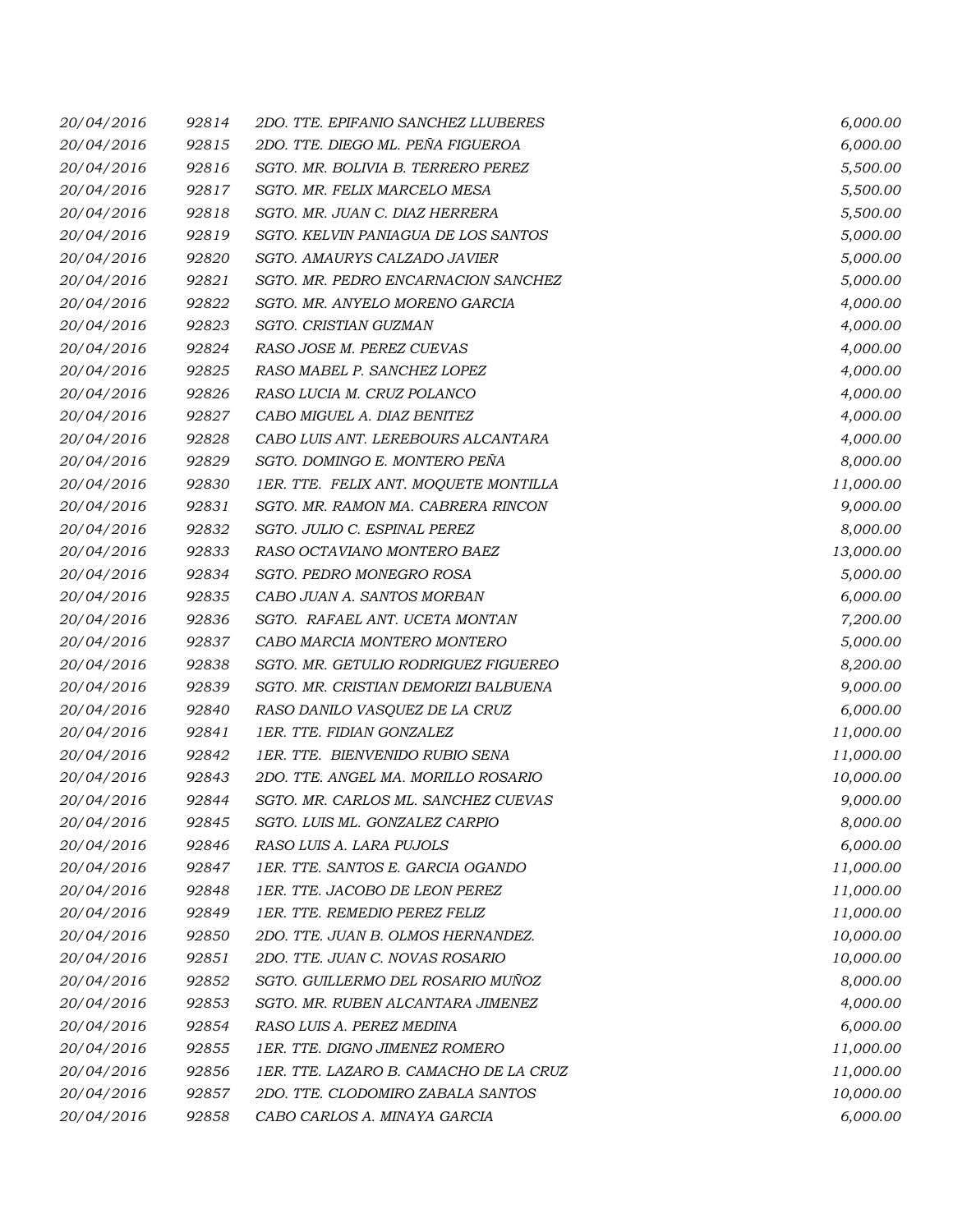| | | | |
|---|---|---|---|
| 20/04/2016 | 92814 | 2DO. TTE. EPIFANIO SANCHEZ LLUBERES | 6,000.00 |
| 20/04/2016 | 92815 | 2DO. TTE. DIEGO ML. PEÑA FIGUEROA | 6,000.00 |
| 20/04/2016 | 92816 | SGTO. MR. BOLIVIA B. TERRERO PEREZ | 5,500.00 |
| 20/04/2016 | 92817 | SGTO. MR. FELIX MARCELO MESA | 5,500.00 |
| 20/04/2016 | 92818 | SGTO. MR. JUAN C. DIAZ HERRERA | 5,500.00 |
| 20/04/2016 | 92819 | SGTO. KELVIN PANIAGUA DE LOS SANTOS | 5,000.00 |
| 20/04/2016 | 92820 | SGTO. AMAURYS CALZADO JAVIER | 5,000.00 |
| 20/04/2016 | 92821 | SGTO. MR. PEDRO ENCARNACION SANCHEZ | 5,000.00 |
| 20/04/2016 | 92822 | SGTO. MR. ANYELO MORENO GARCIA | 4,000.00 |
| 20/04/2016 | 92823 | SGTO. CRISTIAN GUZMAN | 4,000.00 |
| 20/04/2016 | 92824 | RASO JOSE M. PEREZ CUEVAS | 4,000.00 |
| 20/04/2016 | 92825 | RASO MABEL P. SANCHEZ LOPEZ | 4,000.00 |
| 20/04/2016 | 92826 | RASO LUCIA M. CRUZ POLANCO | 4,000.00 |
| 20/04/2016 | 92827 | CABO MIGUEL A. DIAZ BENITEZ | 4,000.00 |
| 20/04/2016 | 92828 | CABO LUIS ANT. LEREBOURS ALCANTARA | 4,000.00 |
| 20/04/2016 | 92829 | SGTO. DOMINGO E. MONTERO PEÑA | 8,000.00 |
| 20/04/2016 | 92830 | 1ER. TTE. FELIX ANT. MOQUETE MONTILLA | 11,000.00 |
| 20/04/2016 | 92831 | SGTO. MR. RAMON MA. CABRERA RINCON | 9,000.00 |
| 20/04/2016 | 92832 | SGTO. JULIO C. ESPINAL PEREZ | 8,000.00 |
| 20/04/2016 | 92833 | RASO OCTAVIANO MONTERO BAEZ | 13,000.00 |
| 20/04/2016 | 92834 | SGTO. PEDRO MONEGRO ROSA | 5,000.00 |
| 20/04/2016 | 92835 | CABO JUAN A. SANTOS MORBAN | 6,000.00 |
| 20/04/2016 | 92836 | SGTO. RAFAEL ANT. UCETA MONTAN | 7,200.00 |
| 20/04/2016 | 92837 | CABO MARCIA MONTERO MONTERO | 5,000.00 |
| 20/04/2016 | 92838 | SGTO. MR. GETULIO RODRIGUEZ FIGUEREO | 8,200.00 |
| 20/04/2016 | 92839 | SGTO. MR. CRISTIAN DEMORIZI BALBUENA | 9,000.00 |
| 20/04/2016 | 92840 | RASO DANILO VASQUEZ DE LA CRUZ | 6,000.00 |
| 20/04/2016 | 92841 | 1ER. TTE. FIDIAN GONZALEZ | 11,000.00 |
| 20/04/2016 | 92842 | 1ER. TTE. BIENVENIDO RUBIO SENA | 11,000.00 |
| 20/04/2016 | 92843 | 2DO. TTE. ANGEL MA. MORILLO ROSARIO | 10,000.00 |
| 20/04/2016 | 92844 | SGTO. MR. CARLOS ML. SANCHEZ CUEVAS | 9,000.00 |
| 20/04/2016 | 92845 | SGTO. LUIS ML. GONZALEZ CARPIO | 8,000.00 |
| 20/04/2016 | 92846 | RASO LUIS A. LARA PUJOLS | 6,000.00 |
| 20/04/2016 | 92847 | 1ER. TTE. SANTOS E. GARCIA OGANDO | 11,000.00 |
| 20/04/2016 | 92848 | 1ER. TTE. JACOBO DE LEON PEREZ | 11,000.00 |
| 20/04/2016 | 92849 | 1ER. TTE. REMEDIO PEREZ FELIZ | 11,000.00 |
| 20/04/2016 | 92850 | 2DO. TTE. JUAN B. OLMOS HERNANDEZ. | 10,000.00 |
| 20/04/2016 | 92851 | 2DO. TTE. JUAN C. NOVAS ROSARIO | 10,000.00 |
| 20/04/2016 | 92852 | SGTO. GUILLERMO DEL ROSARIO MUÑOZ | 8,000.00 |
| 20/04/2016 | 92853 | SGTO. MR. RUBEN ALCANTARA JIMENEZ | 4,000.00 |
| 20/04/2016 | 92854 | RASO LUIS A. PEREZ MEDINA | 6,000.00 |
| 20/04/2016 | 92855 | 1ER. TTE. DIGNO JIMENEZ ROMERO | 11,000.00 |
| 20/04/2016 | 92856 | 1ER. TTE. LAZARO B. CAMACHO DE LA CRUZ | 11,000.00 |
| 20/04/2016 | 92857 | 2DO. TTE. CLODOMIRO ZABALA SANTOS | 10,000.00 |
| 20/04/2016 | 92858 | CABO CARLOS A. MINAYA GARCIA | 6,000.00 |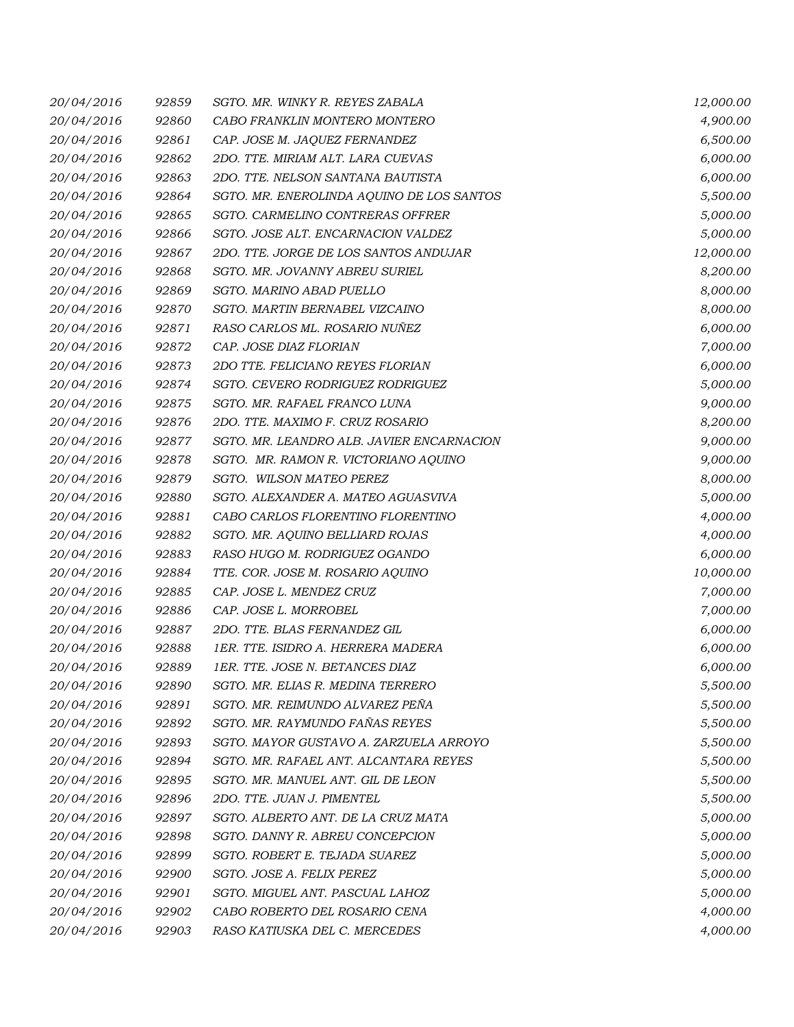| | | | |
|---|---|---|---|
| 20/04/2016 | 92859 | SGTO. MR. WINKY R. REYES ZABALA | 12,000.00 |
| 20/04/2016 | 92860 | CABO FRANKLIN MONTERO MONTERO | 4,900.00 |
| 20/04/2016 | 92861 | CAP. JOSE M. JAQUEZ FERNANDEZ | 6,500.00 |
| 20/04/2016 | 92862 | 2DO. TTE. MIRIAM ALT. LARA CUEVAS | 6,000.00 |
| 20/04/2016 | 92863 | 2DO. TTE. NELSON SANTANA BAUTISTA | 6,000.00 |
| 20/04/2016 | 92864 | SGTO. MR. ENEROLINDA AQUINO DE LOS SANTOS | 5,500.00 |
| 20/04/2016 | 92865 | SGTO. CARMELINO CONTRERAS OFFRER | 5,000.00 |
| 20/04/2016 | 92866 | SGTO. JOSE ALT. ENCARNACION VALDEZ | 5,000.00 |
| 20/04/2016 | 92867 | 2DO. TTE. JORGE DE LOS SANTOS ANDUJAR | 12,000.00 |
| 20/04/2016 | 92868 | SGTO. MR. JOVANNY ABREU SURIEL | 8,200.00 |
| 20/04/2016 | 92869 | SGTO. MARINO ABAD PUELLO | 8,000.00 |
| 20/04/2016 | 92870 | SGTO. MARTIN BERNABEL VIZCAINO | 8,000.00 |
| 20/04/2016 | 92871 | RASO CARLOS ML. ROSARIO NUÑEZ | 6,000.00 |
| 20/04/2016 | 92872 | CAP. JOSE DIAZ FLORIAN | 7,000.00 |
| 20/04/2016 | 92873 | 2DO TTE. FELICIANO REYES FLORIAN | 6,000.00 |
| 20/04/2016 | 92874 | SGTO. CEVERO RODRIGUEZ RODRIGUEZ | 5,000.00 |
| 20/04/2016 | 92875 | SGTO. MR. RAFAEL FRANCO LUNA | 9,000.00 |
| 20/04/2016 | 92876 | 2DO. TTE. MAXIMO F. CRUZ ROSARIO | 8,200.00 |
| 20/04/2016 | 92877 | SGTO. MR. LEANDRO ALB. JAVIER ENCARNACION | 9,000.00 |
| 20/04/2016 | 92878 | SGTO. MR. RAMON R. VICTORIANO AQUINO | 9,000.00 |
| 20/04/2016 | 92879 | SGTO. WILSON MATEO PEREZ | 8,000.00 |
| 20/04/2016 | 92880 | SGTO. ALEXANDER A. MATEO AGUASVIVA | 5,000.00 |
| 20/04/2016 | 92881 | CABO CARLOS FLORENTINO FLORENTINO | 4,000.00 |
| 20/04/2016 | 92882 | SGTO. MR. AQUINO BELLIARD ROJAS | 4,000.00 |
| 20/04/2016 | 92883 | RASO HUGO M. RODRIGUEZ OGANDO | 6,000.00 |
| 20/04/2016 | 92884 | TTE. COR. JOSE M. ROSARIO AQUINO | 10,000.00 |
| 20/04/2016 | 92885 | CAP. JOSE L. MENDEZ CRUZ | 7,000.00 |
| 20/04/2016 | 92886 | CAP. JOSE L. MORROBEL | 7,000.00 |
| 20/04/2016 | 92887 | 2DO. TTE. BLAS FERNANDEZ GIL | 6,000.00 |
| 20/04/2016 | 92888 | 1ER. TTE. ISIDRO A. HERRERA MADERA | 6,000.00 |
| 20/04/2016 | 92889 | 1ER. TTE. JOSE N. BETANCES DIAZ | 6,000.00 |
| 20/04/2016 | 92890 | SGTO. MR. ELIAS R. MEDINA TERRERO | 5,500.00 |
| 20/04/2016 | 92891 | SGTO. MR. REIMUNDO ALVAREZ PEÑA | 5,500.00 |
| 20/04/2016 | 92892 | SGTO. MR. RAYMUNDO FAÑAS REYES | 5,500.00 |
| 20/04/2016 | 92893 | SGTO. MAYOR GUSTAVO A. ZARZUELA ARROYO | 5,500.00 |
| 20/04/2016 | 92894 | SGTO. MR. RAFAEL ANT. ALCANTARA REYES | 5,500.00 |
| 20/04/2016 | 92895 | SGTO. MR. MANUEL ANT. GIL DE LEON | 5,500.00 |
| 20/04/2016 | 92896 | 2DO. TTE. JUAN J. PIMENTEL | 5,500.00 |
| 20/04/2016 | 92897 | SGTO. ALBERTO ANT. DE LA CRUZ MATA | 5,000.00 |
| 20/04/2016 | 92898 | SGTO. DANNY R. ABREU CONCEPCION | 5,000.00 |
| 20/04/2016 | 92899 | SGTO. ROBERT E. TEJADA SUAREZ | 5,000.00 |
| 20/04/2016 | 92900 | SGTO. JOSE A. FELIX PEREZ | 5,000.00 |
| 20/04/2016 | 92901 | SGTO. MIGUEL ANT. PASCUAL LAHOZ | 5,000.00 |
| 20/04/2016 | 92902 | CABO ROBERTO DEL ROSARIO CENA | 4,000.00 |
| 20/04/2016 | 92903 | RASO KATIUSKA DEL C. MERCEDES | 4,000.00 |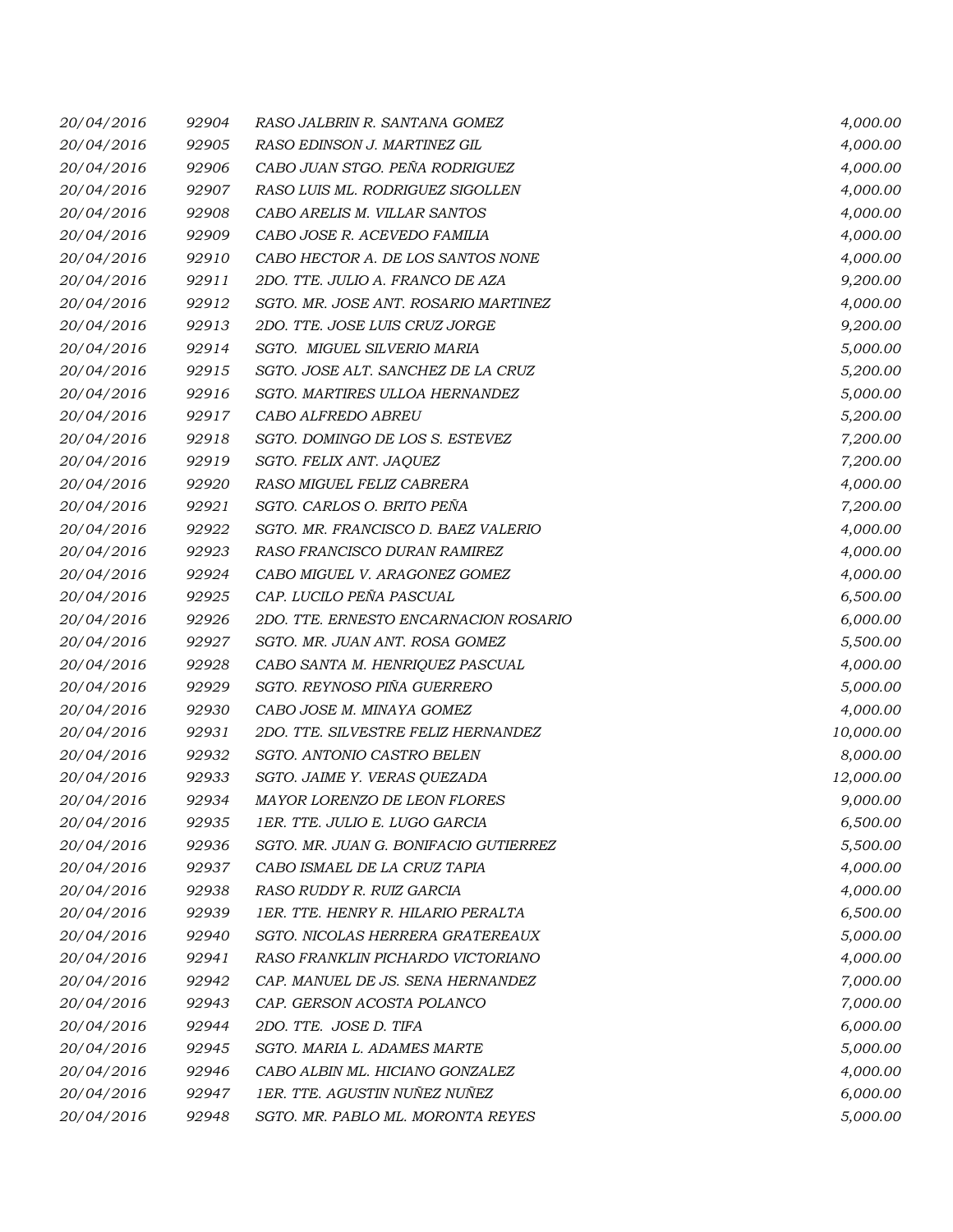| | | | |
|---|---|---|---|
| 20/04/2016 | 92904 | RASO JALBRIN R. SANTANA GOMEZ | 4,000.00 |
| 20/04/2016 | 92905 | RASO EDINSON J. MARTINEZ GIL | 4,000.00 |
| 20/04/2016 | 92906 | CABO JUAN STGO. PEÑA RODRIGUEZ | 4,000.00 |
| 20/04/2016 | 92907 | RASO LUIS ML. RODRIGUEZ SIGOLLEN | 4,000.00 |
| 20/04/2016 | 92908 | CABO ARELIS M. VILLAR SANTOS | 4,000.00 |
| 20/04/2016 | 92909 | CABO JOSE R. ACEVEDO FAMILIA | 4,000.00 |
| 20/04/2016 | 92910 | CABO HECTOR A. DE LOS SANTOS NONE | 4,000.00 |
| 20/04/2016 | 92911 | 2DO. TTE. JULIO A. FRANCO DE AZA | 9,200.00 |
| 20/04/2016 | 92912 | SGTO. MR. JOSE ANT. ROSARIO MARTINEZ | 4,000.00 |
| 20/04/2016 | 92913 | 2DO. TTE. JOSE LUIS CRUZ JORGE | 9,200.00 |
| 20/04/2016 | 92914 | SGTO. MIGUEL SILVERIO MARIA | 5,000.00 |
| 20/04/2016 | 92915 | SGTO. JOSE ALT. SANCHEZ DE LA CRUZ | 5,200.00 |
| 20/04/2016 | 92916 | SGTO. MARTIRES ULLOA HERNANDEZ | 5,000.00 |
| 20/04/2016 | 92917 | CABO ALFREDO ABREU | 5,200.00 |
| 20/04/2016 | 92918 | SGTO. DOMINGO DE LOS S. ESTEVEZ | 7,200.00 |
| 20/04/2016 | 92919 | SGTO. FELIX ANT. JAQUEZ | 7,200.00 |
| 20/04/2016 | 92920 | RASO MIGUEL FELIZ CABRERA | 4,000.00 |
| 20/04/2016 | 92921 | SGTO. CARLOS O. BRITO PEÑA | 7,200.00 |
| 20/04/2016 | 92922 | SGTO. MR. FRANCISCO D. BAEZ VALERIO | 4,000.00 |
| 20/04/2016 | 92923 | RASO FRANCISCO DURAN RAMIREZ | 4,000.00 |
| 20/04/2016 | 92924 | CABO MIGUEL V. ARAGONEZ GOMEZ | 4,000.00 |
| 20/04/2016 | 92925 | CAP. LUCILO PEÑA PASCUAL | 6,500.00 |
| 20/04/2016 | 92926 | 2DO. TTE. ERNESTO ENCARNACION ROSARIO | 6,000.00 |
| 20/04/2016 | 92927 | SGTO. MR. JUAN ANT. ROSA GOMEZ | 5,500.00 |
| 20/04/2016 | 92928 | CABO SANTA M. HENRIQUEZ PASCUAL | 4,000.00 |
| 20/04/2016 | 92929 | SGTO. REYNOSO PIÑA GUERRERO | 5,000.00 |
| 20/04/2016 | 92930 | CABO JOSE M. MINAYA GOMEZ | 4,000.00 |
| 20/04/2016 | 92931 | 2DO. TTE. SILVESTRE FELIZ HERNANDEZ | 10,000.00 |
| 20/04/2016 | 92932 | SGTO. ANTONIO CASTRO BELEN | 8,000.00 |
| 20/04/2016 | 92933 | SGTO. JAIME Y. VERAS QUEZADA | 12,000.00 |
| 20/04/2016 | 92934 | MAYOR LORENZO DE LEON FLORES | 9,000.00 |
| 20/04/2016 | 92935 | 1ER. TTE. JULIO E. LUGO GARCIA | 6,500.00 |
| 20/04/2016 | 92936 | SGTO. MR. JUAN G. BONIFACIO GUTIERREZ | 5,500.00 |
| 20/04/2016 | 92937 | CABO ISMAEL DE LA CRUZ TAPIA | 4,000.00 |
| 20/04/2016 | 92938 | RASO RUDDY R. RUIZ GARCIA | 4,000.00 |
| 20/04/2016 | 92939 | 1ER. TTE. HENRY R. HILARIO PERALTA | 6,500.00 |
| 20/04/2016 | 92940 | SGTO. NICOLAS HERRERA GRATEREAUX | 5,000.00 |
| 20/04/2016 | 92941 | RASO FRANKLIN PICHARDO VICTORIANO | 4,000.00 |
| 20/04/2016 | 92942 | CAP. MANUEL DE JS. SENA HERNANDEZ | 7,000.00 |
| 20/04/2016 | 92943 | CAP. GERSON ACOSTA POLANCO | 7,000.00 |
| 20/04/2016 | 92944 | 2DO. TTE. JOSE D. TIFA | 6,000.00 |
| 20/04/2016 | 92945 | SGTO. MARIA L. ADAMES MARTE | 5,000.00 |
| 20/04/2016 | 92946 | CABO ALBIN ML. HICIANO GONZALEZ | 4,000.00 |
| 20/04/2016 | 92947 | 1ER. TTE. AGUSTIN NUÑEZ NUÑEZ | 6,000.00 |
| 20/04/2016 | 92948 | SGTO. MR. PABLO ML. MORONTA REYES | 5,000.00 |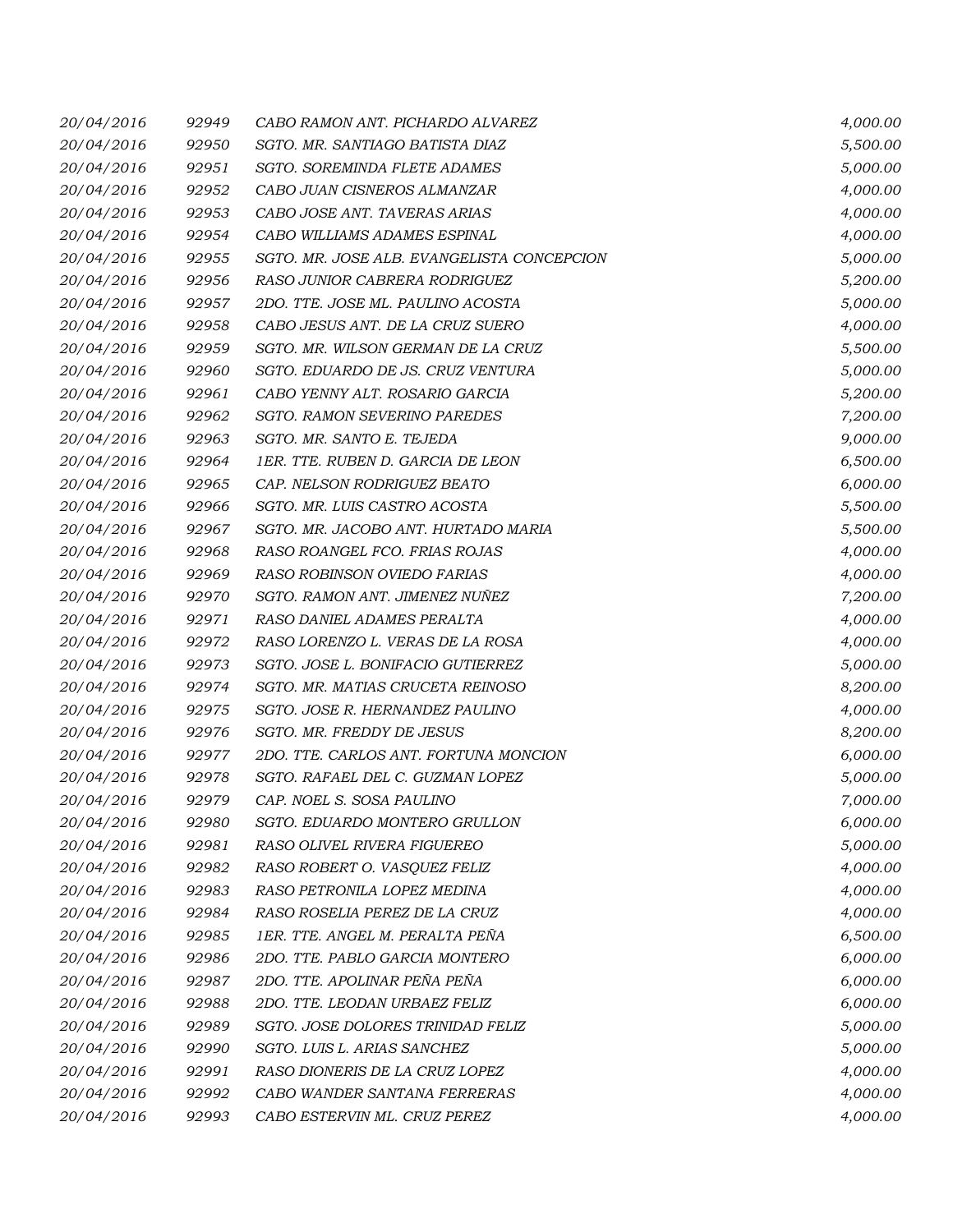| | | | |
|---|---|---|---|
| 20/04/2016 | 92949 | CABO RAMON ANT. PICHARDO ALVAREZ | 4,000.00 |
| 20/04/2016 | 92950 | SGTO. MR. SANTIAGO BATISTA DIAZ | 5,500.00 |
| 20/04/2016 | 92951 | SGTO. SOREMINDA FLETE ADAMES | 5,000.00 |
| 20/04/2016 | 92952 | CABO JUAN CISNEROS ALMANZAR | 4,000.00 |
| 20/04/2016 | 92953 | CABO JOSE ANT. TAVERAS ARIAS | 4,000.00 |
| 20/04/2016 | 92954 | CABO WILLIAMS ADAMES ESPINAL | 4,000.00 |
| 20/04/2016 | 92955 | SGTO. MR. JOSE ALB. EVANGELISTA CONCEPCION | 5,000.00 |
| 20/04/2016 | 92956 | RASO JUNIOR CABRERA RODRIGUEZ | 5,200.00 |
| 20/04/2016 | 92957 | 2DO. TTE. JOSE ML. PAULINO ACOSTA | 5,000.00 |
| 20/04/2016 | 92958 | CABO JESUS ANT. DE LA CRUZ SUERO | 4,000.00 |
| 20/04/2016 | 92959 | SGTO. MR. WILSON GERMAN DE LA CRUZ | 5,500.00 |
| 20/04/2016 | 92960 | SGTO. EDUARDO DE JS. CRUZ VENTURA | 5,000.00 |
| 20/04/2016 | 92961 | CABO YENNY ALT. ROSARIO GARCIA | 5,200.00 |
| 20/04/2016 | 92962 | SGTO. RAMON SEVERINO PAREDES | 7,200.00 |
| 20/04/2016 | 92963 | SGTO. MR. SANTO E. TEJEDA | 9,000.00 |
| 20/04/2016 | 92964 | 1ER. TTE. RUBEN D. GARCIA DE LEON | 6,500.00 |
| 20/04/2016 | 92965 | CAP. NELSON RODRIGUEZ BEATO | 6,000.00 |
| 20/04/2016 | 92966 | SGTO. MR. LUIS CASTRO ACOSTA | 5,500.00 |
| 20/04/2016 | 92967 | SGTO. MR. JACOBO ANT. HURTADO MARIA | 5,500.00 |
| 20/04/2016 | 92968 | RASO ROANGEL FCO. FRIAS ROJAS | 4,000.00 |
| 20/04/2016 | 92969 | RASO ROBINSON OVIEDO FARIAS | 4,000.00 |
| 20/04/2016 | 92970 | SGTO. RAMON ANT. JIMENEZ NUÑEZ | 7,200.00 |
| 20/04/2016 | 92971 | RASO DANIEL ADAMES PERALTA | 4,000.00 |
| 20/04/2016 | 92972 | RASO LORENZO L. VERAS DE LA ROSA | 4,000.00 |
| 20/04/2016 | 92973 | SGTO. JOSE L. BONIFACIO GUTIERREZ | 5,000.00 |
| 20/04/2016 | 92974 | SGTO. MR. MATIAS CRUCETA REINOSO | 8,200.00 |
| 20/04/2016 | 92975 | SGTO. JOSE R. HERNANDEZ PAULINO | 4,000.00 |
| 20/04/2016 | 92976 | SGTO. MR. FREDDY DE JESUS | 8,200.00 |
| 20/04/2016 | 92977 | 2DO. TTE. CARLOS ANT. FORTUNA MONCION | 6,000.00 |
| 20/04/2016 | 92978 | SGTO. RAFAEL DEL C. GUZMAN LOPEZ | 5,000.00 |
| 20/04/2016 | 92979 | CAP. NOEL S. SOSA PAULINO | 7,000.00 |
| 20/04/2016 | 92980 | SGTO. EDUARDO MONTERO GRULLON | 6,000.00 |
| 20/04/2016 | 92981 | RASO OLIVEL RIVERA FIGUEREO | 5,000.00 |
| 20/04/2016 | 92982 | RASO ROBERT O. VASQUEZ FELIZ | 4,000.00 |
| 20/04/2016 | 92983 | RASO PETRONILA LOPEZ MEDINA | 4,000.00 |
| 20/04/2016 | 92984 | RASO ROSELIA PEREZ DE LA CRUZ | 4,000.00 |
| 20/04/2016 | 92985 | 1ER. TTE. ANGEL M. PERALTA PEÑA | 6,500.00 |
| 20/04/2016 | 92986 | 2DO. TTE. PABLO GARCIA MONTERO | 6,000.00 |
| 20/04/2016 | 92987 | 2DO. TTE. APOLINAR PEÑA PEÑA | 6,000.00 |
| 20/04/2016 | 92988 | 2DO. TTE. LEODAN URBAEZ FELIZ | 6,000.00 |
| 20/04/2016 | 92989 | SGTO. JOSE DOLORES TRINIDAD FELIZ | 5,000.00 |
| 20/04/2016 | 92990 | SGTO. LUIS L. ARIAS SANCHEZ | 5,000.00 |
| 20/04/2016 | 92991 | RASO DIONERIS DE LA CRUZ LOPEZ | 4,000.00 |
| 20/04/2016 | 92992 | CABO WANDER SANTANA FERRERAS | 4,000.00 |
| 20/04/2016 | 92993 | CABO ESTERVIN ML. CRUZ PEREZ | 4,000.00 |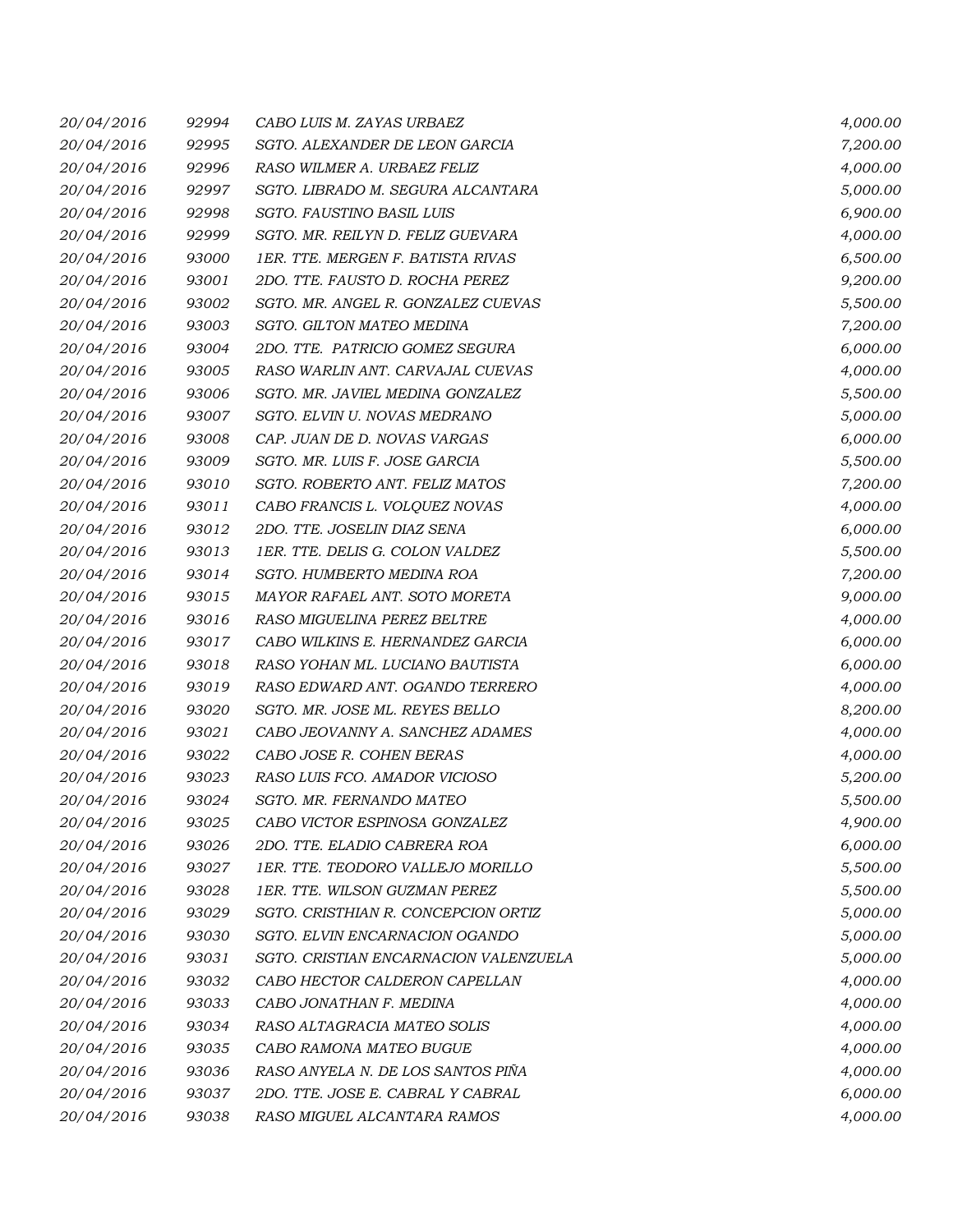| | | | |
|---|---|---|---|
| 20/04/2016 | 92994 | CABO LUIS M. ZAYAS URBAEZ | 4,000.00 |
| 20/04/2016 | 92995 | SGTO. ALEXANDER DE LEON GARCIA | 7,200.00 |
| 20/04/2016 | 92996 | RASO WILMER A. URBAEZ FELIZ | 4,000.00 |
| 20/04/2016 | 92997 | SGTO. LIBRADO M. SEGURA ALCANTARA | 5,000.00 |
| 20/04/2016 | 92998 | SGTO. FAUSTINO BASIL LUIS | 6,900.00 |
| 20/04/2016 | 92999 | SGTO. MR. REILYN D. FELIZ GUEVARA | 4,000.00 |
| 20/04/2016 | 93000 | 1ER. TTE. MERGEN F. BATISTA RIVAS | 6,500.00 |
| 20/04/2016 | 93001 | 2DO. TTE. FAUSTO D. ROCHA PEREZ | 9,200.00 |
| 20/04/2016 | 93002 | SGTO. MR. ANGEL R. GONZALEZ CUEVAS | 5,500.00 |
| 20/04/2016 | 93003 | SGTO. GILTON MATEO MEDINA | 7,200.00 |
| 20/04/2016 | 93004 | 2DO. TTE. PATRICIO GOMEZ SEGURA | 6,000.00 |
| 20/04/2016 | 93005 | RASO WARLIN ANT. CARVAJAL CUEVAS | 4,000.00 |
| 20/04/2016 | 93006 | SGTO. MR. JAVIEL MEDINA GONZALEZ | 5,500.00 |
| 20/04/2016 | 93007 | SGTO. ELVIN U. NOVAS MEDRANO | 5,000.00 |
| 20/04/2016 | 93008 | CAP. JUAN DE D. NOVAS VARGAS | 6,000.00 |
| 20/04/2016 | 93009 | SGTO. MR. LUIS F. JOSE GARCIA | 5,500.00 |
| 20/04/2016 | 93010 | SGTO. ROBERTO ANT. FELIZ MATOS | 7,200.00 |
| 20/04/2016 | 93011 | CABO FRANCIS L. VOLQUEZ NOVAS | 4,000.00 |
| 20/04/2016 | 93012 | 2DO. TTE. JOSELIN DIAZ SENA | 6,000.00 |
| 20/04/2016 | 93013 | 1ER. TTE. DELIS G. COLON VALDEZ | 5,500.00 |
| 20/04/2016 | 93014 | SGTO. HUMBERTO MEDINA ROA | 7,200.00 |
| 20/04/2016 | 93015 | MAYOR RAFAEL ANT. SOTO MORETA | 9,000.00 |
| 20/04/2016 | 93016 | RASO MIGUELINA PEREZ BELTRE | 4,000.00 |
| 20/04/2016 | 93017 | CABO WILKINS E. HERNANDEZ GARCIA | 6,000.00 |
| 20/04/2016 | 93018 | RASO YOHAN ML. LUCIANO BAUTISTA | 6,000.00 |
| 20/04/2016 | 93019 | RASO EDWARD ANT. OGANDO TERRERO | 4,000.00 |
| 20/04/2016 | 93020 | SGTO. MR. JOSE ML. REYES BELLO | 8,200.00 |
| 20/04/2016 | 93021 | CABO JEOVANNY A. SANCHEZ ADAMES | 4,000.00 |
| 20/04/2016 | 93022 | CABO JOSE R. COHEN BERAS | 4,000.00 |
| 20/04/2016 | 93023 | RASO LUIS FCO. AMADOR VICIOSO | 5,200.00 |
| 20/04/2016 | 93024 | SGTO. MR. FERNANDO MATEO | 5,500.00 |
| 20/04/2016 | 93025 | CABO VICTOR ESPINOSA GONZALEZ | 4,900.00 |
| 20/04/2016 | 93026 | 2DO. TTE. ELADIO CABRERA ROA | 6,000.00 |
| 20/04/2016 | 93027 | 1ER. TTE. TEODORO VALLEJO MORILLO | 5,500.00 |
| 20/04/2016 | 93028 | 1ER. TTE. WILSON GUZMAN PEREZ | 5,500.00 |
| 20/04/2016 | 93029 | SGTO. CRISTHIAN R. CONCEPCION ORTIZ | 5,000.00 |
| 20/04/2016 | 93030 | SGTO. ELVIN ENCARNACION OGANDO | 5,000.00 |
| 20/04/2016 | 93031 | SGTO. CRISTIAN ENCARNACION VALENZUELA | 5,000.00 |
| 20/04/2016 | 93032 | CABO HECTOR CALDERON CAPELLAN | 4,000.00 |
| 20/04/2016 | 93033 | CABO JONATHAN F. MEDINA | 4,000.00 |
| 20/04/2016 | 93034 | RASO ALTAGRACIA MATEO SOLIS | 4,000.00 |
| 20/04/2016 | 93035 | CABO RAMONA MATEO BUGUE | 4,000.00 |
| 20/04/2016 | 93036 | RASO ANYELA N. DE LOS SANTOS PIÑA | 4,000.00 |
| 20/04/2016 | 93037 | 2DO. TTE. JOSE E. CABRAL Y CABRAL | 6,000.00 |
| 20/04/2016 | 93038 | RASO MIGUEL ALCANTARA RAMOS | 4,000.00 |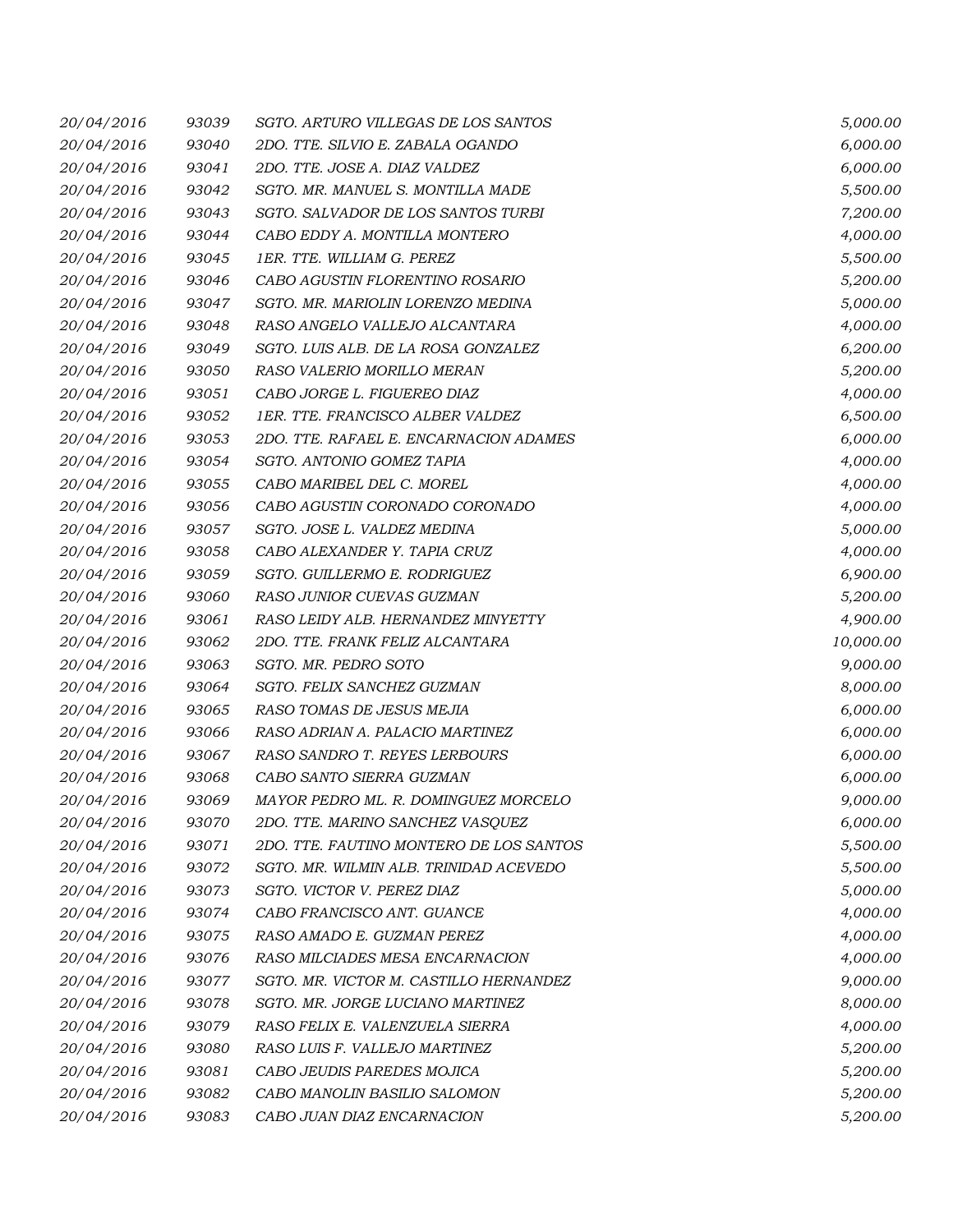| | | | |
|---|---|---|---|
| 20/04/2016 | 93039 | SGTO. ARTURO VILLEGAS DE LOS SANTOS | 5,000.00 |
| 20/04/2016 | 93040 | 2DO. TTE. SILVIO E. ZABALA OGANDO | 6,000.00 |
| 20/04/2016 | 93041 | 2DO. TTE. JOSE A. DIAZ VALDEZ | 6,000.00 |
| 20/04/2016 | 93042 | SGTO. MR. MANUEL S. MONTILLA MADE | 5,500.00 |
| 20/04/2016 | 93043 | SGTO. SALVADOR DE LOS SANTOS TURBI | 7,200.00 |
| 20/04/2016 | 93044 | CABO EDDY A. MONTILLA MONTERO | 4,000.00 |
| 20/04/2016 | 93045 | 1ER. TTE. WILLIAM G. PEREZ | 5,500.00 |
| 20/04/2016 | 93046 | CABO AGUSTIN FLORENTINO ROSARIO | 5,200.00 |
| 20/04/2016 | 93047 | SGTO. MR. MARIOLIN LORENZO MEDINA | 5,000.00 |
| 20/04/2016 | 93048 | RASO ANGELO VALLEJO ALCANTARA | 4,000.00 |
| 20/04/2016 | 93049 | SGTO. LUIS ALB. DE LA ROSA GONZALEZ | 6,200.00 |
| 20/04/2016 | 93050 | RASO VALERIO MORILLO MERAN | 5,200.00 |
| 20/04/2016 | 93051 | CABO JORGE L. FIGUEREO DIAZ | 4,000.00 |
| 20/04/2016 | 93052 | 1ER. TTE. FRANCISCO ALBER VALDEZ | 6,500.00 |
| 20/04/2016 | 93053 | 2DO. TTE. RAFAEL E. ENCARNACION ADAMES | 6,000.00 |
| 20/04/2016 | 93054 | SGTO. ANTONIO GOMEZ TAPIA | 4,000.00 |
| 20/04/2016 | 93055 | CABO MARIBEL DEL C. MOREL | 4,000.00 |
| 20/04/2016 | 93056 | CABO AGUSTIN CORONADO CORONADO | 4,000.00 |
| 20/04/2016 | 93057 | SGTO. JOSE L. VALDEZ MEDINA | 5,000.00 |
| 20/04/2016 | 93058 | CABO ALEXANDER Y. TAPIA CRUZ | 4,000.00 |
| 20/04/2016 | 93059 | SGTO. GUILLERMO E. RODRIGUEZ | 6,900.00 |
| 20/04/2016 | 93060 | RASO JUNIOR CUEVAS GUZMAN | 5,200.00 |
| 20/04/2016 | 93061 | RASO LEIDY ALB. HERNANDEZ MINYETTY | 4,900.00 |
| 20/04/2016 | 93062 | 2DO. TTE. FRANK FELIZ ALCANTARA | 10,000.00 |
| 20/04/2016 | 93063 | SGTO. MR. PEDRO SOTO | 9,000.00 |
| 20/04/2016 | 93064 | SGTO. FELIX SANCHEZ GUZMAN | 8,000.00 |
| 20/04/2016 | 93065 | RASO TOMAS DE JESUS MEJIA | 6,000.00 |
| 20/04/2016 | 93066 | RASO ADRIAN A. PALACIO MARTINEZ | 6,000.00 |
| 20/04/2016 | 93067 | RASO SANDRO T. REYES LERBOURS | 6,000.00 |
| 20/04/2016 | 93068 | CABO SANTO SIERRA GUZMAN | 6,000.00 |
| 20/04/2016 | 93069 | MAYOR PEDRO ML. R. DOMINGUEZ MORCELO | 9,000.00 |
| 20/04/2016 | 93070 | 2DO. TTE. MARINO SANCHEZ VASQUEZ | 6,000.00 |
| 20/04/2016 | 93071 | 2DO. TTE. FAUTINO MONTERO DE LOS SANTOS | 5,500.00 |
| 20/04/2016 | 93072 | SGTO. MR. WILMIN ALB. TRINIDAD ACEVEDO | 5,500.00 |
| 20/04/2016 | 93073 | SGTO. VICTOR V. PEREZ DIAZ | 5,000.00 |
| 20/04/2016 | 93074 | CABO FRANCISCO ANT. GUANCE | 4,000.00 |
| 20/04/2016 | 93075 | RASO AMADO E. GUZMAN PEREZ | 4,000.00 |
| 20/04/2016 | 93076 | RASO MILCIADES MESA ENCARNACION | 4,000.00 |
| 20/04/2016 | 93077 | SGTO. MR. VICTOR M. CASTILLO HERNANDEZ | 9,000.00 |
| 20/04/2016 | 93078 | SGTO. MR. JORGE LUCIANO MARTINEZ | 8,000.00 |
| 20/04/2016 | 93079 | RASO FELIX E. VALENZUELA SIERRA | 4,000.00 |
| 20/04/2016 | 93080 | RASO LUIS F. VALLEJO MARTINEZ | 5,200.00 |
| 20/04/2016 | 93081 | CABO JEUDIS PAREDES MOJICA | 5,200.00 |
| 20/04/2016 | 93082 | CABO MANOLIN BASILIO SALOMON | 5,200.00 |
| 20/04/2016 | 93083 | CABO JUAN DIAZ ENCARNACION | 5,200.00 |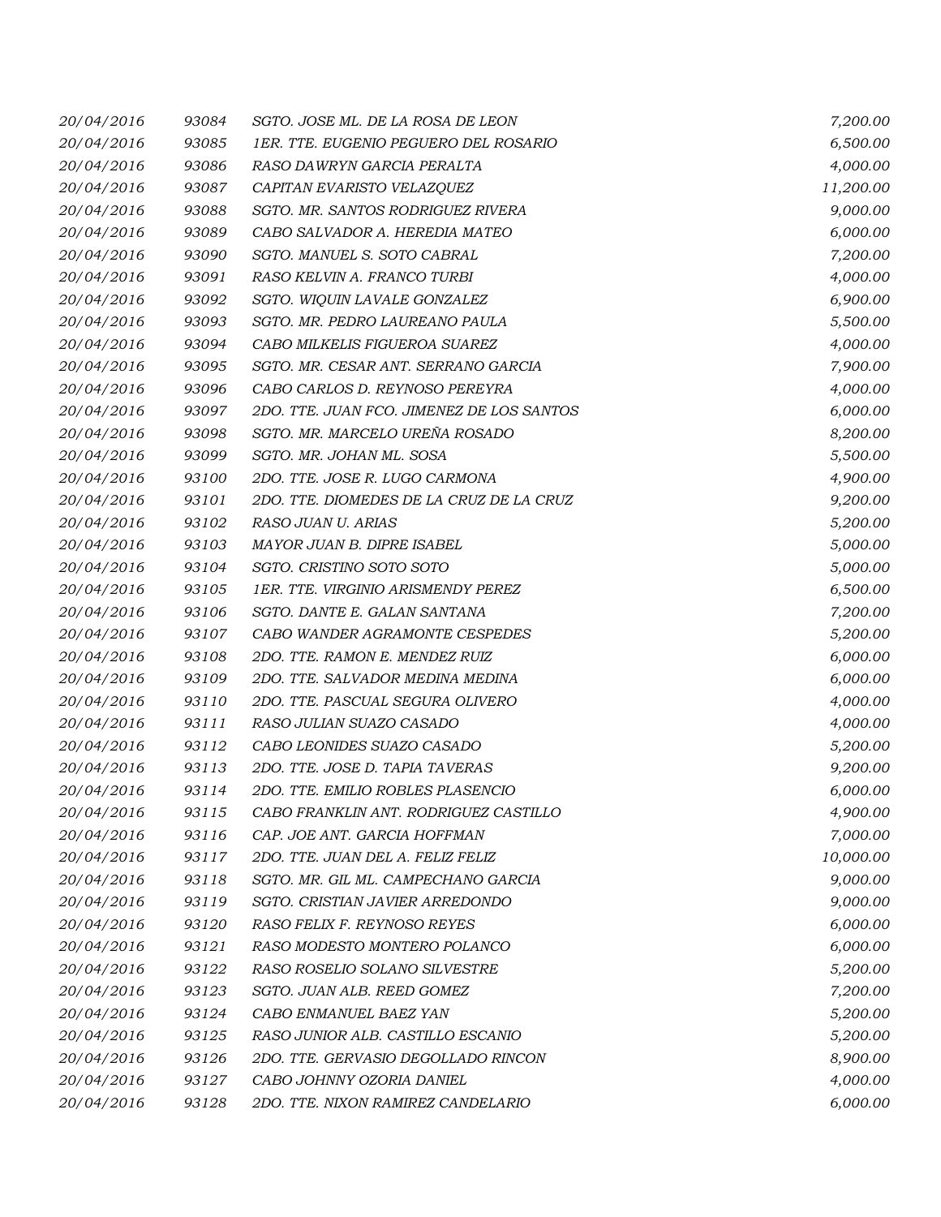| | | | |
|---|---|---|---|
| 20/04/2016 | 93084 | SGTO. JOSE ML. DE LA ROSA DE LEON | 7,200.00 |
| 20/04/2016 | 93085 | 1ER. TTE. EUGENIO PEGUERO DEL ROSARIO | 6,500.00 |
| 20/04/2016 | 93086 | RASO DAWRYN GARCIA PERALTA | 4,000.00 |
| 20/04/2016 | 93087 | CAPITAN EVARISTO VELAZQUEZ | 11,200.00 |
| 20/04/2016 | 93088 | SGTO. MR. SANTOS RODRIGUEZ RIVERA | 9,000.00 |
| 20/04/2016 | 93089 | CABO SALVADOR A. HEREDIA MATEO | 6,000.00 |
| 20/04/2016 | 93090 | SGTO. MANUEL S. SOTO CABRAL | 7,200.00 |
| 20/04/2016 | 93091 | RASO KELVIN A. FRANCO TURBI | 4,000.00 |
| 20/04/2016 | 93092 | SGTO. WIQUIN LAVALE GONZALEZ | 6,900.00 |
| 20/04/2016 | 93093 | SGTO. MR. PEDRO LAUREANO PAULA | 5,500.00 |
| 20/04/2016 | 93094 | CABO MILKELIS FIGUEROA SUAREZ | 4,000.00 |
| 20/04/2016 | 93095 | SGTO. MR. CESAR ANT. SERRANO GARCIA | 7,900.00 |
| 20/04/2016 | 93096 | CABO CARLOS D. REYNOSO PEREYRA | 4,000.00 |
| 20/04/2016 | 93097 | 2DO. TTE. JUAN FCO. JIMENEZ DE LOS SANTOS | 6,000.00 |
| 20/04/2016 | 93098 | SGTO. MR. MARCELO UREÑA ROSADO | 8,200.00 |
| 20/04/2016 | 93099 | SGTO. MR. JOHAN ML. SOSA | 5,500.00 |
| 20/04/2016 | 93100 | 2DO. TTE. JOSE R. LUGO CARMONA | 4,900.00 |
| 20/04/2016 | 93101 | 2DO. TTE. DIOMEDES DE LA CRUZ DE LA CRUZ | 9,200.00 |
| 20/04/2016 | 93102 | RASO JUAN U. ARIAS | 5,200.00 |
| 20/04/2016 | 93103 | MAYOR JUAN B. DIPRE ISABEL | 5,000.00 |
| 20/04/2016 | 93104 | SGTO. CRISTINO SOTO SOTO | 5,000.00 |
| 20/04/2016 | 93105 | 1ER. TTE. VIRGINIO ARISMENDY PEREZ | 6,500.00 |
| 20/04/2016 | 93106 | SGTO. DANTE E. GALAN SANTANA | 7,200.00 |
| 20/04/2016 | 93107 | CABO WANDER AGRAMONTE CESPEDES | 5,200.00 |
| 20/04/2016 | 93108 | 2DO. TTE. RAMON E. MENDEZ RUIZ | 6,000.00 |
| 20/04/2016 | 93109 | 2DO. TTE. SALVADOR MEDINA MEDINA | 6,000.00 |
| 20/04/2016 | 93110 | 2DO. TTE. PASCUAL SEGURA OLIVERO | 4,000.00 |
| 20/04/2016 | 93111 | RASO JULIAN SUAZO CASADO | 4,000.00 |
| 20/04/2016 | 93112 | CABO LEONIDES SUAZO CASADO | 5,200.00 |
| 20/04/2016 | 93113 | 2DO. TTE. JOSE D. TAPIA TAVERAS | 9,200.00 |
| 20/04/2016 | 93114 | 2DO. TTE. EMILIO ROBLES PLASENCIO | 6,000.00 |
| 20/04/2016 | 93115 | CABO FRANKLIN ANT. RODRIGUEZ CASTILLO | 4,900.00 |
| 20/04/2016 | 93116 | CAP. JOE ANT. GARCIA HOFFMAN | 7,000.00 |
| 20/04/2016 | 93117 | 2DO. TTE. JUAN DEL A. FELIZ FELIZ | 10,000.00 |
| 20/04/2016 | 93118 | SGTO. MR. GIL ML. CAMPECHANO GARCIA | 9,000.00 |
| 20/04/2016 | 93119 | SGTO. CRISTIAN JAVIER ARREDONDO | 9,000.00 |
| 20/04/2016 | 93120 | RASO FELIX F. REYNOSO REYES | 6,000.00 |
| 20/04/2016 | 93121 | RASO MODESTO MONTERO POLANCO | 6,000.00 |
| 20/04/2016 | 93122 | RASO ROSELIO SOLANO SILVESTRE | 5,200.00 |
| 20/04/2016 | 93123 | SGTO. JUAN ALB. REED GOMEZ | 7,200.00 |
| 20/04/2016 | 93124 | CABO ENMANUEL BAEZ YAN | 5,200.00 |
| 20/04/2016 | 93125 | RASO JUNIOR ALB. CASTILLO ESCANIO | 5,200.00 |
| 20/04/2016 | 93126 | 2DO. TTE. GERVASIO DEGOLLADO RINCON | 8,900.00 |
| 20/04/2016 | 93127 | CABO JOHNNY OZORIA DANIEL | 4,000.00 |
| 20/04/2016 | 93128 | 2DO. TTE. NIXON RAMIREZ CANDELARIO | 6,000.00 |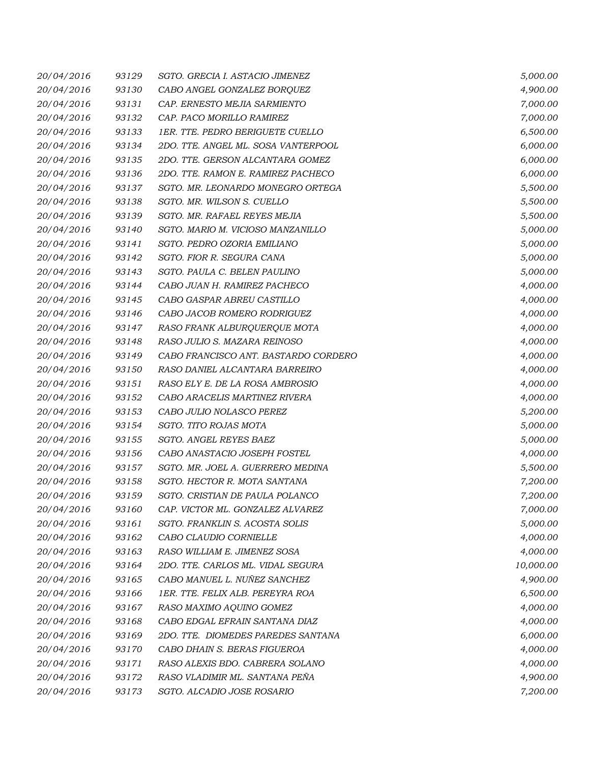| | | | |
|---|---|---|---|
| 20/04/2016 | 93129 | SGTO. GRECIA I. ASTACIO JIMENEZ | 5,000.00 |
| 20/04/2016 | 93130 | CABO ANGEL GONZALEZ BORQUEZ | 4,900.00 |
| 20/04/2016 | 93131 | CAP. ERNESTO MEJIA SARMIENTO | 7,000.00 |
| 20/04/2016 | 93132 | CAP. PACO MORILLO RAMIREZ | 7,000.00 |
| 20/04/2016 | 93133 | 1ER. TTE. PEDRO BERIGUETE CUELLO | 6,500.00 |
| 20/04/2016 | 93134 | 2DO. TTE. ANGEL ML. SOSA VANTERPOOL | 6,000.00 |
| 20/04/2016 | 93135 | 2DO. TTE. GERSON ALCANTARA GOMEZ | 6,000.00 |
| 20/04/2016 | 93136 | 2DO. TTE. RAMON E. RAMIREZ PACHECO | 6,000.00 |
| 20/04/2016 | 93137 | SGTO. MR. LEONARDO MONEGRO ORTEGA | 5,500.00 |
| 20/04/2016 | 93138 | SGTO. MR. WILSON S. CUELLO | 5,500.00 |
| 20/04/2016 | 93139 | SGTO. MR. RAFAEL REYES MEJIA | 5,500.00 |
| 20/04/2016 | 93140 | SGTO. MARIO M. VICIOSO MANZANILLO | 5,000.00 |
| 20/04/2016 | 93141 | SGTO. PEDRO OZORIA EMILIANO | 5,000.00 |
| 20/04/2016 | 93142 | SGTO. FIOR R. SEGURA CANA | 5,000.00 |
| 20/04/2016 | 93143 | SGTO. PAULA C. BELEN PAULINO | 5,000.00 |
| 20/04/2016 | 93144 | CABO JUAN H. RAMIREZ PACHECO | 4,000.00 |
| 20/04/2016 | 93145 | CABO GASPAR ABREU CASTILLO | 4,000.00 |
| 20/04/2016 | 93146 | CABO JACOB ROMERO RODRIGUEZ | 4,000.00 |
| 20/04/2016 | 93147 | RASO FRANK ALBURQUERQUE MOTA | 4,000.00 |
| 20/04/2016 | 93148 | RASO JULIO S. MAZARA REINOSO | 4,000.00 |
| 20/04/2016 | 93149 | CABO FRANCISCO ANT. BASTARDO CORDERO | 4,000.00 |
| 20/04/2016 | 93150 | RASO DANIEL ALCANTARA BARREIRO | 4,000.00 |
| 20/04/2016 | 93151 | RASO ELY E. DE LA ROSA AMBROSIO | 4,000.00 |
| 20/04/2016 | 93152 | CABO ARACELIS MARTINEZ RIVERA | 4,000.00 |
| 20/04/2016 | 93153 | CABO JULIO NOLASCO PEREZ | 5,200.00 |
| 20/04/2016 | 93154 | SGTO. TITO ROJAS MOTA | 5,000.00 |
| 20/04/2016 | 93155 | SGTO. ANGEL REYES BAEZ | 5,000.00 |
| 20/04/2016 | 93156 | CABO ANASTACIO JOSEPH FOSTEL | 4,000.00 |
| 20/04/2016 | 93157 | SGTO. MR. JOEL A. GUERRERO MEDINA | 5,500.00 |
| 20/04/2016 | 93158 | SGTO. HECTOR R. MOTA SANTANA | 7,200.00 |
| 20/04/2016 | 93159 | SGTO. CRISTIAN DE PAULA POLANCO | 7,200.00 |
| 20/04/2016 | 93160 | CAP. VICTOR ML. GONZALEZ ALVAREZ | 7,000.00 |
| 20/04/2016 | 93161 | SGTO. FRANKLIN S. ACOSTA SOLIS | 5,000.00 |
| 20/04/2016 | 93162 | CABO CLAUDIO CORNIELLE | 4,000.00 |
| 20/04/2016 | 93163 | RASO WILLIAM E. JIMENEZ SOSA | 4,000.00 |
| 20/04/2016 | 93164 | 2DO. TTE. CARLOS ML. VIDAL SEGURA | 10,000.00 |
| 20/04/2016 | 93165 | CABO MANUEL L. NUÑEZ SANCHEZ | 4,900.00 |
| 20/04/2016 | 93166 | 1ER. TTE. FELIX ALB. PEREYRA ROA | 6,500.00 |
| 20/04/2016 | 93167 | RASO MAXIMO AQUINO GOMEZ | 4,000.00 |
| 20/04/2016 | 93168 | CABO EDGAL EFRAIN SANTANA DIAZ | 4,000.00 |
| 20/04/2016 | 93169 | 2DO. TTE. DIOMEDES PAREDES SANTANA | 6,000.00 |
| 20/04/2016 | 93170 | CABO DHAIN S. BERAS FIGUEROA | 4,000.00 |
| 20/04/2016 | 93171 | RASO ALEXIS BDO. CABRERA SOLANO | 4,000.00 |
| 20/04/2016 | 93172 | RASO VLADIMIR ML. SANTANA PEÑA | 4,900.00 |
| 20/04/2016 | 93173 | SGTO. ALCADIO JOSE ROSARIO | 7,200.00 |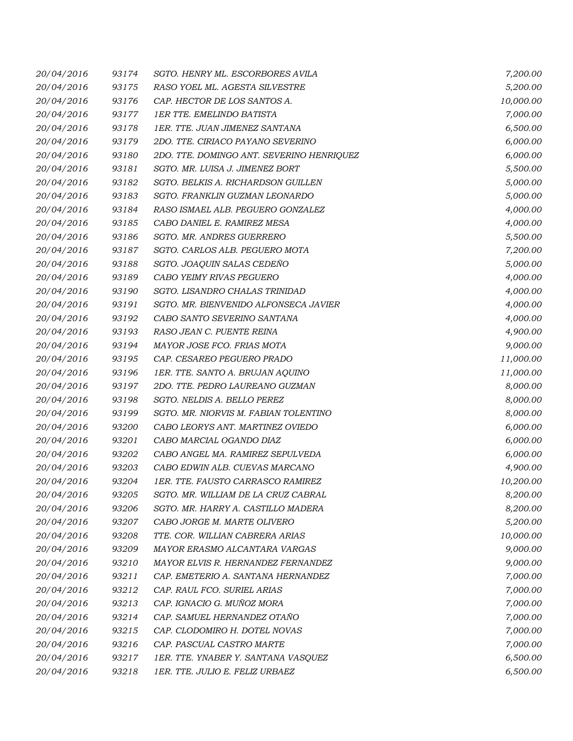| | | | |
|---|---|---|---|
| 20/04/2016 | 93174 | SGTO. HENRY ML. ESCORBORES AVILA | 7,200.00 |
| 20/04/2016 | 93175 | RASO YOEL ML. AGESTA SILVESTRE | 5,200.00 |
| 20/04/2016 | 93176 | CAP. HECTOR DE LOS SANTOS A. | 10,000.00 |
| 20/04/2016 | 93177 | 1ER TTE. EMELINDO BATISTA | 7,000.00 |
| 20/04/2016 | 93178 | 1ER. TTE. JUAN JIMENEZ SANTANA | 6,500.00 |
| 20/04/2016 | 93179 | 2DO. TTE. CIRIACO PAYANO SEVERINO | 6,000.00 |
| 20/04/2016 | 93180 | 2DO. TTE. DOMINGO ANT. SEVERINO HENRIQUEZ | 6,000.00 |
| 20/04/2016 | 93181 | SGTO. MR. LUISA J. JIMENEZ BORT | 5,500.00 |
| 20/04/2016 | 93182 | SGTO. BELKIS A. RICHARDSON GUILLEN | 5,000.00 |
| 20/04/2016 | 93183 | SGTO. FRANKLIN GUZMAN LEONARDO | 5,000.00 |
| 20/04/2016 | 93184 | RASO ISMAEL ALB. PEGUERO GONZALEZ | 4,000.00 |
| 20/04/2016 | 93185 | CABO DANIEL E. RAMIREZ MESA | 4,000.00 |
| 20/04/2016 | 93186 | SGTO. MR. ANDRES GUERRERO | 5,500.00 |
| 20/04/2016 | 93187 | SGTO. CARLOS ALB. PEGUERO MOTA | 7,200.00 |
| 20/04/2016 | 93188 | SGTO. JOAQUIN SALAS CEDEÑO | 5,000.00 |
| 20/04/2016 | 93189 | CABO YEIMY RIVAS PEGUERO | 4,000.00 |
| 20/04/2016 | 93190 | SGTO. LISANDRO CHALAS TRINIDAD | 4,000.00 |
| 20/04/2016 | 93191 | SGTO. MR. BIENVENIDO ALFONSECA JAVIER | 4,000.00 |
| 20/04/2016 | 93192 | CABO SANTO SEVERINO SANTANA | 4,000.00 |
| 20/04/2016 | 93193 | RASO JEAN C. PUENTE REINA | 4,900.00 |
| 20/04/2016 | 93194 | MAYOR JOSE FCO. FRIAS MOTA | 9,000.00 |
| 20/04/2016 | 93195 | CAP. CESAREO PEGUERO PRADO | 11,000.00 |
| 20/04/2016 | 93196 | 1ER. TTE. SANTO A. BRUJAN AQUINO | 11,000.00 |
| 20/04/2016 | 93197 | 2DO. TTE. PEDRO LAUREANO GUZMAN | 8,000.00 |
| 20/04/2016 | 93198 | SGTO. NELDIS A. BELLO PEREZ | 8,000.00 |
| 20/04/2016 | 93199 | SGTO. MR. NIORVIS M. FABIAN TOLENTINO | 8,000.00 |
| 20/04/2016 | 93200 | CABO LEORYS ANT. MARTINEZ OVIEDO | 6,000.00 |
| 20/04/2016 | 93201 | CABO MARCIAL OGANDO DIAZ | 6,000.00 |
| 20/04/2016 | 93202 | CABO ANGEL MA. RAMIREZ SEPULVEDA | 6,000.00 |
| 20/04/2016 | 93203 | CABO EDWIN ALB. CUEVAS MARCANO | 4,900.00 |
| 20/04/2016 | 93204 | 1ER. TTE. FAUSTO CARRASCO RAMIREZ | 10,200.00 |
| 20/04/2016 | 93205 | SGTO. MR. WILLIAM DE LA CRUZ CABRAL | 8,200.00 |
| 20/04/2016 | 93206 | SGTO. MR. HARRY A. CASTILLO MADERA | 8,200.00 |
| 20/04/2016 | 93207 | CABO JORGE M. MARTE OLIVERO | 5,200.00 |
| 20/04/2016 | 93208 | TTE. COR. WILLIAN CABRERA ARIAS | 10,000.00 |
| 20/04/2016 | 93209 | MAYOR ERASMO ALCANTARA VARGAS | 9,000.00 |
| 20/04/2016 | 93210 | MAYOR ELVIS R. HERNANDEZ FERNANDEZ | 9,000.00 |
| 20/04/2016 | 93211 | CAP. EMETERIO A. SANTANA HERNANDEZ | 7,000.00 |
| 20/04/2016 | 93212 | CAP. RAUL FCO. SURIEL ARIAS | 7,000.00 |
| 20/04/2016 | 93213 | CAP. IGNACIO G. MUÑOZ MORA | 7,000.00 |
| 20/04/2016 | 93214 | CAP. SAMUEL HERNANDEZ OTAÑO | 7,000.00 |
| 20/04/2016 | 93215 | CAP. CLODOMIRO H. DOTEL NOVAS | 7,000.00 |
| 20/04/2016 | 93216 | CAP. PASCUAL CASTRO MARTE | 7,000.00 |
| 20/04/2016 | 93217 | 1ER. TTE. YNABER Y. SANTANA VASQUEZ | 6,500.00 |
| 20/04/2016 | 93218 | 1ER. TTE. JULIO E. FELIZ URBAEZ | 6,500.00 |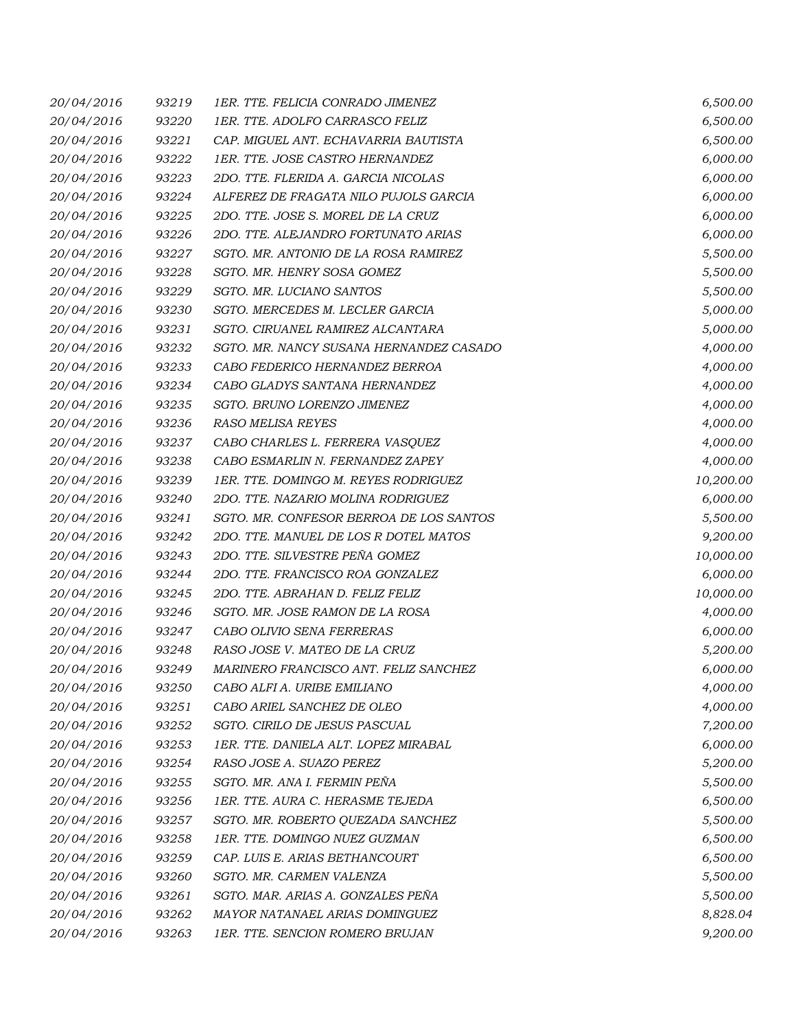| | | | |
|---|---|---|---|
| 20/04/2016 | 93219 | 1ER. TTE. FELICIA CONRADO JIMENEZ | 6,500.00 |
| 20/04/2016 | 93220 | 1ER. TTE. ADOLFO CARRASCO FELIZ | 6,500.00 |
| 20/04/2016 | 93221 | CAP. MIGUEL ANT. ECHAVARRIA BAUTISTA | 6,500.00 |
| 20/04/2016 | 93222 | 1ER. TTE. JOSE CASTRO HERNANDEZ | 6,000.00 |
| 20/04/2016 | 93223 | 2DO. TTE. FLERIDA A. GARCIA NICOLAS | 6,000.00 |
| 20/04/2016 | 93224 | ALFEREZ DE FRAGATA NILO PUJOLS GARCIA | 6,000.00 |
| 20/04/2016 | 93225 | 2DO. TTE. JOSE S. MOREL DE LA CRUZ | 6,000.00 |
| 20/04/2016 | 93226 | 2DO. TTE. ALEJANDRO FORTUNATO ARIAS | 6,000.00 |
| 20/04/2016 | 93227 | SGTO. MR. ANTONIO DE LA ROSA RAMIREZ | 5,500.00 |
| 20/04/2016 | 93228 | SGTO. MR. HENRY SOSA GOMEZ | 5,500.00 |
| 20/04/2016 | 93229 | SGTO. MR. LUCIANO SANTOS | 5,500.00 |
| 20/04/2016 | 93230 | SGTO. MERCEDES M. LECLER GARCIA | 5,000.00 |
| 20/04/2016 | 93231 | SGTO. CIRUANEL RAMIREZ ALCANTARA | 5,000.00 |
| 20/04/2016 | 93232 | SGTO. MR. NANCY SUSANA HERNANDEZ CASADO | 4,000.00 |
| 20/04/2016 | 93233 | CABO FEDERICO HERNANDEZ BERROA | 4,000.00 |
| 20/04/2016 | 93234 | CABO GLADYS SANTANA HERNANDEZ | 4,000.00 |
| 20/04/2016 | 93235 | SGTO. BRUNO LORENZO JIMENEZ | 4,000.00 |
| 20/04/2016 | 93236 | RASO MELISA REYES | 4,000.00 |
| 20/04/2016 | 93237 | CABO CHARLES L. FERRERA VASQUEZ | 4,000.00 |
| 20/04/2016 | 93238 | CABO ESMARLIN N. FERNANDEZ ZAPEY | 4,000.00 |
| 20/04/2016 | 93239 | 1ER. TTE. DOMINGO M. REYES RODRIGUEZ | 10,200.00 |
| 20/04/2016 | 93240 | 2DO. TTE. NAZARIO MOLINA RODRIGUEZ | 6,000.00 |
| 20/04/2016 | 93241 | SGTO. MR. CONFESOR BERROA DE LOS SANTOS | 5,500.00 |
| 20/04/2016 | 93242 | 2DO. TTE. MANUEL DE LOS R DOTEL MATOS | 9,200.00 |
| 20/04/2016 | 93243 | 2DO. TTE. SILVESTRE PEÑA GOMEZ | 10,000.00 |
| 20/04/2016 | 93244 | 2DO. TTE. FRANCISCO ROA GONZALEZ | 6,000.00 |
| 20/04/2016 | 93245 | 2DO. TTE. ABRAHAN D. FELIZ FELIZ | 10,000.00 |
| 20/04/2016 | 93246 | SGTO. MR. JOSE RAMON DE LA ROSA | 4,000.00 |
| 20/04/2016 | 93247 | CABO OLIVIO SENA FERRERAS | 6,000.00 |
| 20/04/2016 | 93248 | RASO JOSE V. MATEO DE LA CRUZ | 5,200.00 |
| 20/04/2016 | 93249 | MARINERO FRANCISCO ANT. FELIZ SANCHEZ | 6,000.00 |
| 20/04/2016 | 93250 | CABO ALFI A. URIBE EMILIANO | 4,000.00 |
| 20/04/2016 | 93251 | CABO ARIEL SANCHEZ DE OLEO | 4,000.00 |
| 20/04/2016 | 93252 | SGTO. CIRILO DE JESUS PASCUAL | 7,200.00 |
| 20/04/2016 | 93253 | 1ER. TTE. DANIELA ALT. LOPEZ MIRABAL | 6,000.00 |
| 20/04/2016 | 93254 | RASO JOSE A. SUAZO PEREZ | 5,200.00 |
| 20/04/2016 | 93255 | SGTO. MR. ANA I. FERMIN PEÑA | 5,500.00 |
| 20/04/2016 | 93256 | 1ER. TTE. AURA C. HERASME TEJEDA | 6,500.00 |
| 20/04/2016 | 93257 | SGTO. MR. ROBERTO QUEZADA SANCHEZ | 5,500.00 |
| 20/04/2016 | 93258 | 1ER. TTE. DOMINGO NUEZ GUZMAN | 6,500.00 |
| 20/04/2016 | 93259 | CAP. LUIS E. ARIAS BETHANCOURT | 6,500.00 |
| 20/04/2016 | 93260 | SGTO. MR. CARMEN VALENZA | 5,500.00 |
| 20/04/2016 | 93261 | SGTO. MAR. ARIAS A. GONZALES PEÑA | 5,500.00 |
| 20/04/2016 | 93262 | MAYOR NATANAEL ARIAS DOMINGUEZ | 8,828.04 |
| 20/04/2016 | 93263 | 1ER. TTE. SENCION ROMERO BRUJAN | 9,200.00 |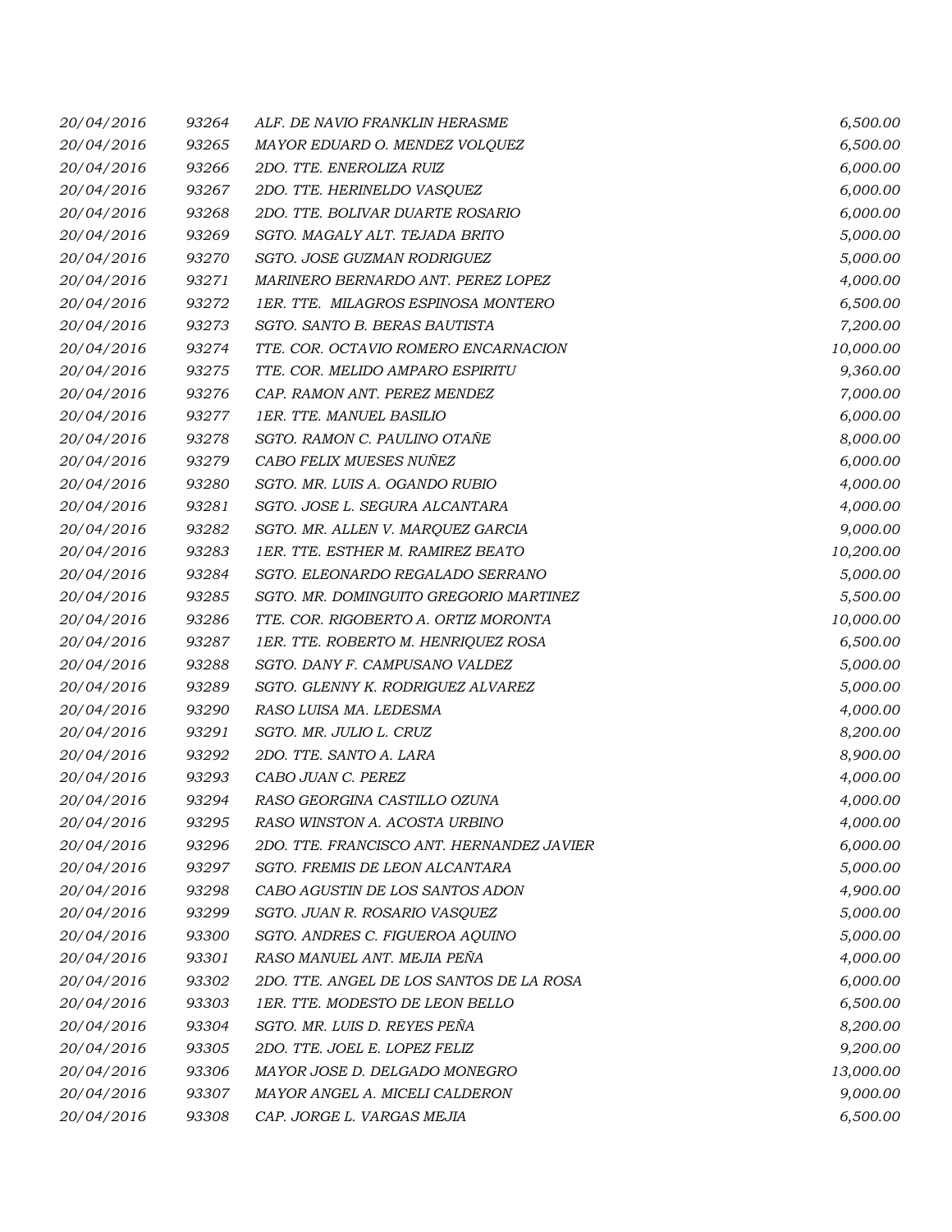| | | | |
|---|---|---|---|
| 20/04/2016 | 93264 | ALF. DE NAVIO FRANKLIN HERASME | 6,500.00 |
| 20/04/2016 | 93265 | MAYOR EDUARD O. MENDEZ VOLQUEZ | 6,500.00 |
| 20/04/2016 | 93266 | 2DO. TTE. ENEROLIZA RUIZ | 6,000.00 |
| 20/04/2016 | 93267 | 2DO. TTE. HERINELDO VASQUEZ | 6,000.00 |
| 20/04/2016 | 93268 | 2DO. TTE. BOLIVAR DUARTE ROSARIO | 6,000.00 |
| 20/04/2016 | 93269 | SGTO. MAGALY ALT. TEJADA BRITO | 5,000.00 |
| 20/04/2016 | 93270 | SGTO. JOSE GUZMAN RODRIGUEZ | 5,000.00 |
| 20/04/2016 | 93271 | MARINERO BERNARDO ANT. PEREZ LOPEZ | 4,000.00 |
| 20/04/2016 | 93272 | 1ER. TTE. MILAGROS ESPINOSA MONTERO | 6,500.00 |
| 20/04/2016 | 93273 | SGTO. SANTO B. BERAS BAUTISTA | 7,200.00 |
| 20/04/2016 | 93274 | TTE. COR. OCTAVIO ROMERO ENCARNACION | 10,000.00 |
| 20/04/2016 | 93275 | TTE. COR. MELIDO AMPARO ESPIRITU | 9,360.00 |
| 20/04/2016 | 93276 | CAP. RAMON ANT. PEREZ MENDEZ | 7,000.00 |
| 20/04/2016 | 93277 | 1ER. TTE. MANUEL BASILIO | 6,000.00 |
| 20/04/2016 | 93278 | SGTO. RAMON C. PAULINO OTAÑE | 8,000.00 |
| 20/04/2016 | 93279 | CABO FELIX MUESES NUÑEZ | 6,000.00 |
| 20/04/2016 | 93280 | SGTO. MR. LUIS A. OGANDO RUBIO | 4,000.00 |
| 20/04/2016 | 93281 | SGTO. JOSE L. SEGURA ALCANTARA | 4,000.00 |
| 20/04/2016 | 93282 | SGTO. MR. ALLEN V. MARQUEZ GARCIA | 9,000.00 |
| 20/04/2016 | 93283 | 1ER. TTE. ESTHER M. RAMIREZ BEATO | 10,200.00 |
| 20/04/2016 | 93284 | SGTO. ELEONARDO REGALADO SERRANO | 5,000.00 |
| 20/04/2016 | 93285 | SGTO. MR. DOMINGUITO GREGORIO MARTINEZ | 5,500.00 |
| 20/04/2016 | 93286 | TTE. COR. RIGOBERTO A. ORTIZ MORONTA | 10,000.00 |
| 20/04/2016 | 93287 | 1ER. TTE. ROBERTO M. HENRIQUEZ ROSA | 6,500.00 |
| 20/04/2016 | 93288 | SGTO. DANY F. CAMPUSANO VALDEZ | 5,000.00 |
| 20/04/2016 | 93289 | SGTO. GLENNY K. RODRIGUEZ ALVAREZ | 5,000.00 |
| 20/04/2016 | 93290 | RASO LUISA MA. LEDESMA | 4,000.00 |
| 20/04/2016 | 93291 | SGTO. MR. JULIO L. CRUZ | 8,200.00 |
| 20/04/2016 | 93292 | 2DO. TTE. SANTO A. LARA | 8,900.00 |
| 20/04/2016 | 93293 | CABO JUAN C. PEREZ | 4,000.00 |
| 20/04/2016 | 93294 | RASO GEORGINA CASTILLO OZUNA | 4,000.00 |
| 20/04/2016 | 93295 | RASO WINSTON A. ACOSTA URBINO | 4,000.00 |
| 20/04/2016 | 93296 | 2DO. TTE. FRANCISCO ANT. HERNANDEZ JAVIER | 6,000.00 |
| 20/04/2016 | 93297 | SGTO. FREMIS DE LEON ALCANTARA | 5,000.00 |
| 20/04/2016 | 93298 | CABO AGUSTIN DE LOS SANTOS ADON | 4,900.00 |
| 20/04/2016 | 93299 | SGTO. JUAN R. ROSARIO VASQUEZ | 5,000.00 |
| 20/04/2016 | 93300 | SGTO. ANDRES C. FIGUEROA AQUINO | 5,000.00 |
| 20/04/2016 | 93301 | RASO MANUEL ANT. MEJIA PEÑA | 4,000.00 |
| 20/04/2016 | 93302 | 2DO. TTE. ANGEL DE LOS SANTOS DE LA ROSA | 6,000.00 |
| 20/04/2016 | 93303 | 1ER. TTE. MODESTO DE LEON BELLO | 6,500.00 |
| 20/04/2016 | 93304 | SGTO. MR. LUIS D. REYES PEÑA | 8,200.00 |
| 20/04/2016 | 93305 | 2DO. TTE. JOEL E. LOPEZ FELIZ | 9,200.00 |
| 20/04/2016 | 93306 | MAYOR JOSE D. DELGADO MONEGRO | 13,000.00 |
| 20/04/2016 | 93307 | MAYOR ANGEL A. MICELI CALDERON | 9,000.00 |
| 20/04/2016 | 93308 | CAP. JORGE L. VARGAS MEJIA | 6,500.00 |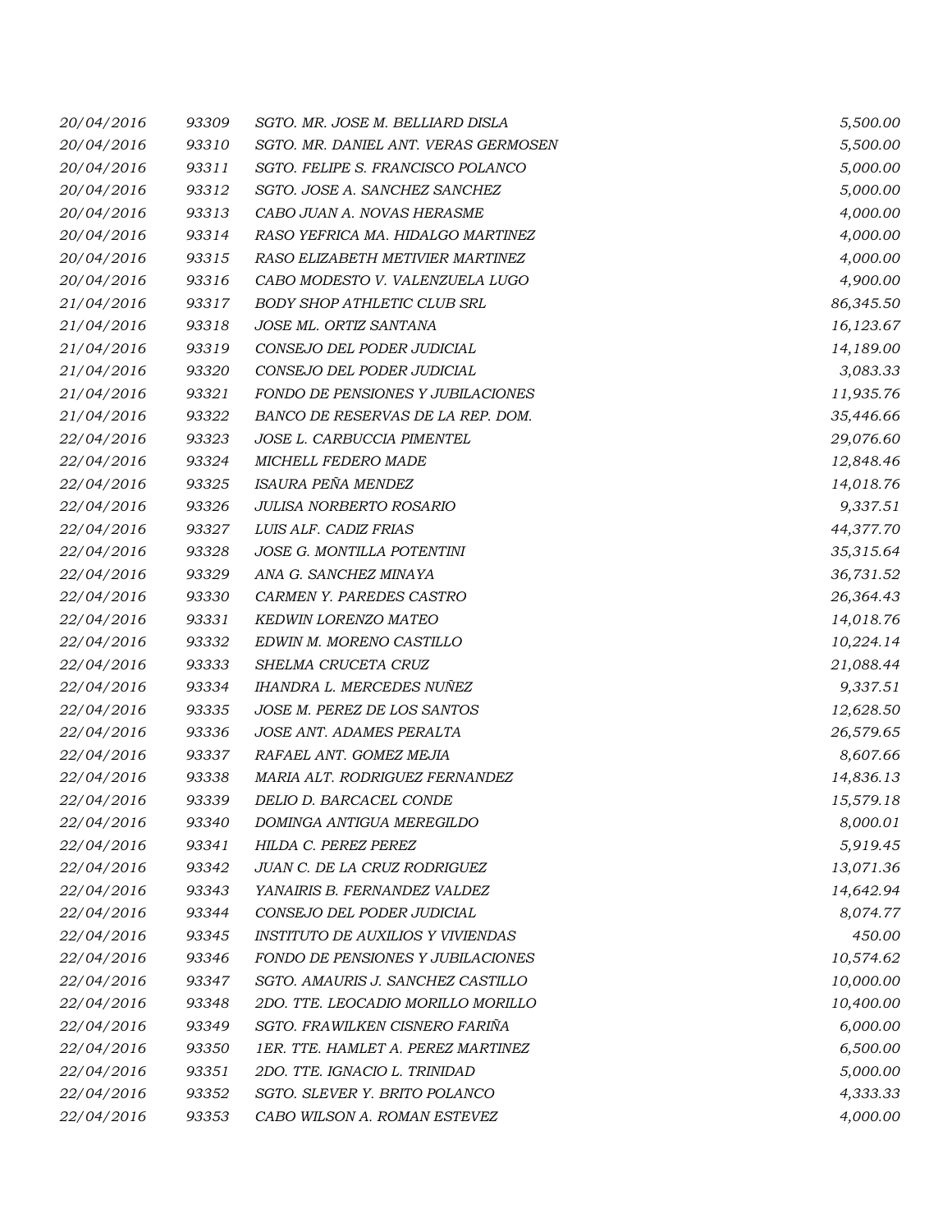| | | | |
|---|---|---|---|
| 20/04/2016 | 93309 | SGTO. MR. JOSE M. BELLIARD DISLA | 5,500.00 |
| 20/04/2016 | 93310 | SGTO. MR. DANIEL ANT. VERAS GERMOSEN | 5,500.00 |
| 20/04/2016 | 93311 | SGTO. FELIPE S. FRANCISCO POLANCO | 5,000.00 |
| 20/04/2016 | 93312 | SGTO. JOSE A. SANCHEZ SANCHEZ | 5,000.00 |
| 20/04/2016 | 93313 | CABO JUAN A. NOVAS HERASME | 4,000.00 |
| 20/04/2016 | 93314 | RASO YEFRICA MA. HIDALGO MARTINEZ | 4,000.00 |
| 20/04/2016 | 93315 | RASO ELIZABETH METIVIER MARTINEZ | 4,000.00 |
| 20/04/2016 | 93316 | CABO MODESTO V. VALENZUELA LUGO | 4,900.00 |
| 21/04/2016 | 93317 | BODY SHOP ATHLETIC CLUB SRL | 86,345.50 |
| 21/04/2016 | 93318 | JOSE ML. ORTIZ SANTANA | 16,123.67 |
| 21/04/2016 | 93319 | CONSEJO DEL PODER JUDICIAL | 14,189.00 |
| 21/04/2016 | 93320 | CONSEJO DEL PODER JUDICIAL | 3,083.33 |
| 21/04/2016 | 93321 | FONDO DE PENSIONES Y JUBILACIONES | 11,935.76 |
| 21/04/2016 | 93322 | BANCO DE RESERVAS DE LA REP. DOM. | 35,446.66 |
| 22/04/2016 | 93323 | JOSE L. CARBUCCIA PIMENTEL | 29,076.60 |
| 22/04/2016 | 93324 | MICHELL FEDERO MADE | 12,848.46 |
| 22/04/2016 | 93325 | ISAURA PEÑA MENDEZ | 14,018.76 |
| 22/04/2016 | 93326 | JULISA NORBERTO ROSARIO | 9,337.51 |
| 22/04/2016 | 93327 | LUIS ALF. CADIZ FRIAS | 44,377.70 |
| 22/04/2016 | 93328 | JOSE G. MONTILLA POTENTINI | 35,315.64 |
| 22/04/2016 | 93329 | ANA G. SANCHEZ MINAYA | 36,731.52 |
| 22/04/2016 | 93330 | CARMEN Y. PAREDES CASTRO | 26,364.43 |
| 22/04/2016 | 93331 | KEDWIN LORENZO MATEO | 14,018.76 |
| 22/04/2016 | 93332 | EDWIN M. MORENO CASTILLO | 10,224.14 |
| 22/04/2016 | 93333 | SHELMA CRUCETA CRUZ | 21,088.44 |
| 22/04/2016 | 93334 | IHANDRA L. MERCEDES NUÑEZ | 9,337.51 |
| 22/04/2016 | 93335 | JOSE M. PEREZ DE LOS SANTOS | 12,628.50 |
| 22/04/2016 | 93336 | JOSE ANT. ADAMES PERALTA | 26,579.65 |
| 22/04/2016 | 93337 | RAFAEL ANT. GOMEZ MEJIA | 8,607.66 |
| 22/04/2016 | 93338 | MARIA ALT. RODRIGUEZ FERNANDEZ | 14,836.13 |
| 22/04/2016 | 93339 | DELIO D. BARCACEL CONDE | 15,579.18 |
| 22/04/2016 | 93340 | DOMINGA ANTIGUA MEREGILDO | 8,000.01 |
| 22/04/2016 | 93341 | HILDA C. PEREZ PEREZ | 5,919.45 |
| 22/04/2016 | 93342 | JUAN C. DE LA CRUZ RODRIGUEZ | 13,071.36 |
| 22/04/2016 | 93343 | YANAIRIS B. FERNANDEZ VALDEZ | 14,642.94 |
| 22/04/2016 | 93344 | CONSEJO DEL PODER JUDICIAL | 8,074.77 |
| 22/04/2016 | 93345 | INSTITUTO DE AUXILIOS Y VIVIENDAS | 450.00 |
| 22/04/2016 | 93346 | FONDO DE PENSIONES Y JUBILACIONES | 10,574.62 |
| 22/04/2016 | 93347 | SGTO. AMAURIS J. SANCHEZ CASTILLO | 10,000.00 |
| 22/04/2016 | 93348 | 2DO. TTE. LEOCADIO MORILLO MORILLO | 10,400.00 |
| 22/04/2016 | 93349 | SGTO. FRAWILKEN CISNERO FARIÑA | 6,000.00 |
| 22/04/2016 | 93350 | 1ER. TTE. HAMLET A. PEREZ MARTINEZ | 6,500.00 |
| 22/04/2016 | 93351 | 2DO. TTE. IGNACIO L. TRINIDAD | 5,000.00 |
| 22/04/2016 | 93352 | SGTO. SLEVER Y. BRITO POLANCO | 4,333.33 |
| 22/04/2016 | 93353 | CABO WILSON A. ROMAN ESTEVEZ | 4,000.00 |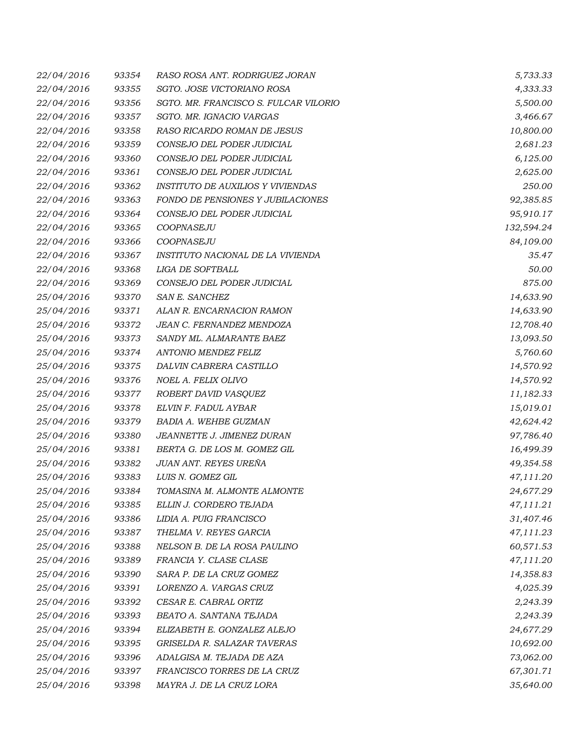| | | | |
|---|---|---|---|
| 22/04/2016 | 93354 | RASO ROSA ANT. RODRIGUEZ JORAN | 5,733.33 |
| 22/04/2016 | 93355 | SGTO. JOSE VICTORIANO ROSA | 4,333.33 |
| 22/04/2016 | 93356 | SGTO. MR. FRANCISCO S. FULCAR VILORIO | 5,500.00 |
| 22/04/2016 | 93357 | SGTO. MR. IGNACIO VARGAS | 3,466.67 |
| 22/04/2016 | 93358 | RASO RICARDO ROMAN DE JESUS | 10,800.00 |
| 22/04/2016 | 93359 | CONSEJO DEL PODER JUDICIAL | 2,681.23 |
| 22/04/2016 | 93360 | CONSEJO DEL PODER JUDICIAL | 6,125.00 |
| 22/04/2016 | 93361 | CONSEJO DEL PODER JUDICIAL | 2,625.00 |
| 22/04/2016 | 93362 | INSTITUTO DE AUXILIOS Y VIVIENDAS | 250.00 |
| 22/04/2016 | 93363 | FONDO DE PENSIONES Y JUBILACIONES | 92,385.85 |
| 22/04/2016 | 93364 | CONSEJO DEL PODER JUDICIAL | 95,910.17 |
| 22/04/2016 | 93365 | COOPNASEJU | 132,594.24 |
| 22/04/2016 | 93366 | COOPNASEJU | 84,109.00 |
| 22/04/2016 | 93367 | INSTITUTO NACIONAL DE LA VIVIENDA | 35.47 |
| 22/04/2016 | 93368 | LIGA DE SOFTBALL | 50.00 |
| 22/04/2016 | 93369 | CONSEJO DEL PODER JUDICIAL | 875.00 |
| 25/04/2016 | 93370 | SAN E. SANCHEZ | 14,633.90 |
| 25/04/2016 | 93371 | ALAN R. ENCARNACION RAMON | 14,633.90 |
| 25/04/2016 | 93372 | JEAN C. FERNANDEZ MENDOZA | 12,708.40 |
| 25/04/2016 | 93373 | SANDY ML. ALMARANTE BAEZ | 13,093.50 |
| 25/04/2016 | 93374 | ANTONIO MENDEZ FELIZ | 5,760.60 |
| 25/04/2016 | 93375 | DALVIN CABRERA CASTILLO | 14,570.92 |
| 25/04/2016 | 93376 | NOEL A. FELIX OLIVO | 14,570.92 |
| 25/04/2016 | 93377 | ROBERT DAVID VASQUEZ | 11,182.33 |
| 25/04/2016 | 93378 | ELVIN F. FADUL AYBAR | 15,019.01 |
| 25/04/2016 | 93379 | BADIA A. WEHBE GUZMAN | 42,624.42 |
| 25/04/2016 | 93380 | JEANNETTE J. JIMENEZ DURAN | 97,786.40 |
| 25/04/2016 | 93381 | BERTA G. DE LOS M. GOMEZ GIL | 16,499.39 |
| 25/04/2016 | 93382 | JUAN ANT. REYES UREÑA | 49,354.58 |
| 25/04/2016 | 93383 | LUIS N. GOMEZ GIL | 47,111.20 |
| 25/04/2016 | 93384 | TOMASINA M. ALMONTE ALMONTE | 24,677.29 |
| 25/04/2016 | 93385 | ELLIN J. CORDERO TEJADA | 47,111.21 |
| 25/04/2016 | 93386 | LIDIA A. PUIG FRANCISCO | 31,407.46 |
| 25/04/2016 | 93387 | THELMA V. REYES GARCIA | 47,111.23 |
| 25/04/2016 | 93388 | NELSON B. DE LA ROSA PAULINO | 60,571.53 |
| 25/04/2016 | 93389 | FRANCIA Y. CLASE CLASE | 47,111.20 |
| 25/04/2016 | 93390 | SARA P. DE LA CRUZ GOMEZ | 14,358.83 |
| 25/04/2016 | 93391 | LORENZO A. VARGAS CRUZ | 4,025.39 |
| 25/04/2016 | 93392 | CESAR E. CABRAL ORTIZ | 2,243.39 |
| 25/04/2016 | 93393 | BEATO A. SANTANA TEJADA | 2,243.39 |
| 25/04/2016 | 93394 | ELIZABETH E. GONZALEZ ALEJO | 24,677.29 |
| 25/04/2016 | 93395 | GRISELDA R. SALAZAR TAVERAS | 10,692.00 |
| 25/04/2016 | 93396 | ADALGISA M. TEJADA DE AZA | 73,062.00 |
| 25/04/2016 | 93397 | FRANCISCO TORRES DE LA CRUZ | 67,301.71 |
| 25/04/2016 | 93398 | MAYRA J. DE LA CRUZ LORA | 35,640.00 |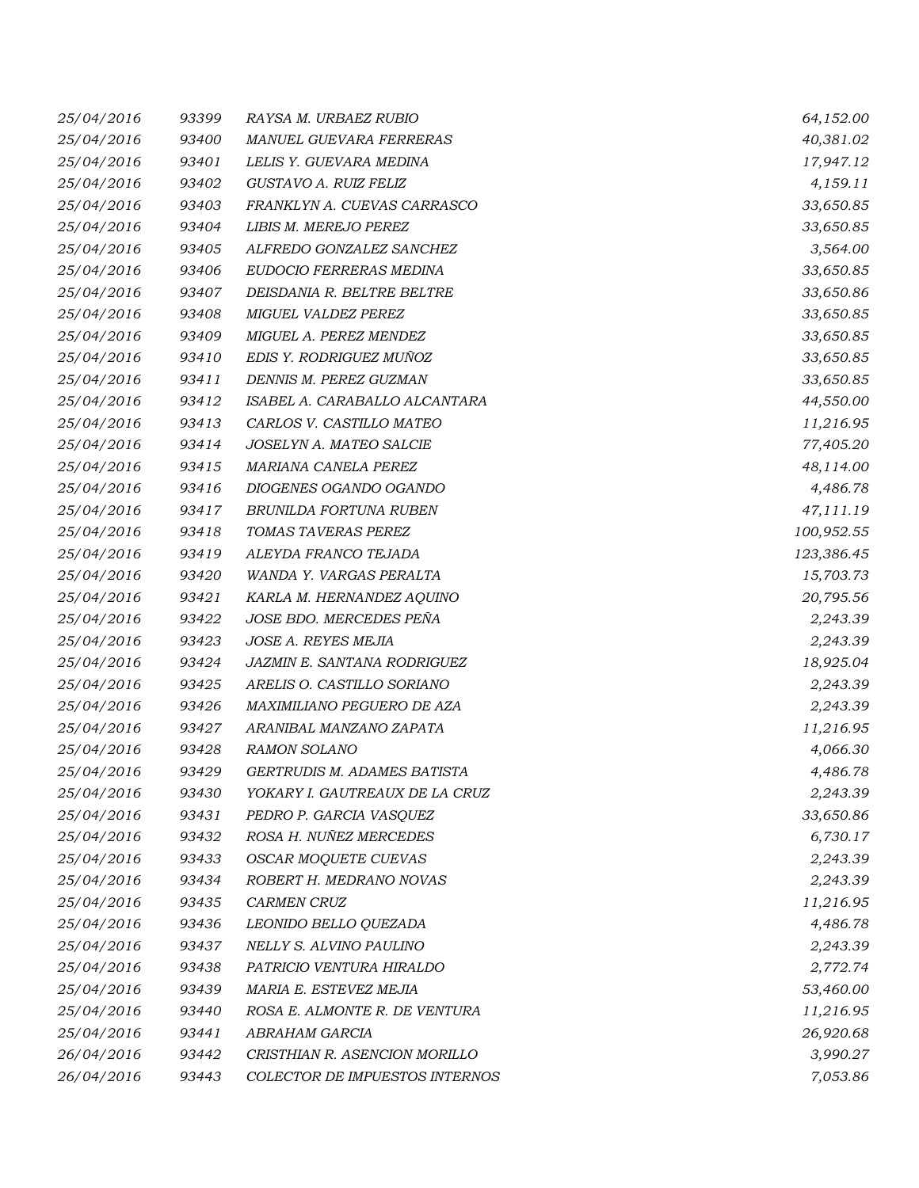| | | | |
|---|---|---|---|
| 25/04/2016 | 93399 | RAYSA M. URBAEZ RUBIO | 64,152.00 |
| 25/04/2016 | 93400 | MANUEL GUEVARA FERRERAS | 40,381.02 |
| 25/04/2016 | 93401 | LELIS Y. GUEVARA MEDINA | 17,947.12 |
| 25/04/2016 | 93402 | GUSTAVO A. RUIZ FELIZ | 4,159.11 |
| 25/04/2016 | 93403 | FRANKLYN A. CUEVAS CARRASCO | 33,650.85 |
| 25/04/2016 | 93404 | LIBIS M. MEREJO PEREZ | 33,650.85 |
| 25/04/2016 | 93405 | ALFREDO GONZALEZ SANCHEZ | 3,564.00 |
| 25/04/2016 | 93406 | EUDOCIO FERRERAS MEDINA | 33,650.85 |
| 25/04/2016 | 93407 | DEISDANIA R. BELTRE BELTRE | 33,650.86 |
| 25/04/2016 | 93408 | MIGUEL VALDEZ PEREZ | 33,650.85 |
| 25/04/2016 | 93409 | MIGUEL A. PEREZ MENDEZ | 33,650.85 |
| 25/04/2016 | 93410 | EDIS Y. RODRIGUEZ MUÑOZ | 33,650.85 |
| 25/04/2016 | 93411 | DENNIS M. PEREZ GUZMAN | 33,650.85 |
| 25/04/2016 | 93412 | ISABEL A. CARABALLO ALCANTARA | 44,550.00 |
| 25/04/2016 | 93413 | CARLOS V. CASTILLO MATEO | 11,216.95 |
| 25/04/2016 | 93414 | JOSELYN A. MATEO SALCIE | 77,405.20 |
| 25/04/2016 | 93415 | MARIANA CANELA PEREZ | 48,114.00 |
| 25/04/2016 | 93416 | DIOGENES OGANDO OGANDO | 4,486.78 |
| 25/04/2016 | 93417 | BRUNILDA FORTUNA RUBEN | 47,111.19 |
| 25/04/2016 | 93418 | TOMAS TAVERAS PEREZ | 100,952.55 |
| 25/04/2016 | 93419 | ALEYDA FRANCO TEJADA | 123,386.45 |
| 25/04/2016 | 93420 | WANDA Y. VARGAS PERALTA | 15,703.73 |
| 25/04/2016 | 93421 | KARLA M. HERNANDEZ AQUINO | 20,795.56 |
| 25/04/2016 | 93422 | JOSE BDO. MERCEDES PEÑA | 2,243.39 |
| 25/04/2016 | 93423 | JOSE A. REYES MEJIA | 2,243.39 |
| 25/04/2016 | 93424 | JAZMIN E. SANTANA RODRIGUEZ | 18,925.04 |
| 25/04/2016 | 93425 | ARELIS O. CASTILLO SORIANO | 2,243.39 |
| 25/04/2016 | 93426 | MAXIMILIANO PEGUERO DE AZA | 2,243.39 |
| 25/04/2016 | 93427 | ARANIBAL MANZANO ZAPATA | 11,216.95 |
| 25/04/2016 | 93428 | RAMON SOLANO | 4,066.30 |
| 25/04/2016 | 93429 | GERTRUDIS M. ADAMES BATISTA | 4,486.78 |
| 25/04/2016 | 93430 | YOKARY I. GAUTREAUX DE LA CRUZ | 2,243.39 |
| 25/04/2016 | 93431 | PEDRO P. GARCIA VASQUEZ | 33,650.86 |
| 25/04/2016 | 93432 | ROSA H. NUÑEZ MERCEDES | 6,730.17 |
| 25/04/2016 | 93433 | OSCAR MOQUETE CUEVAS | 2,243.39 |
| 25/04/2016 | 93434 | ROBERT H. MEDRANO NOVAS | 2,243.39 |
| 25/04/2016 | 93435 | CARMEN CRUZ | 11,216.95 |
| 25/04/2016 | 93436 | LEONIDO BELLO QUEZADA | 4,486.78 |
| 25/04/2016 | 93437 | NELLY S. ALVINO PAULINO | 2,243.39 |
| 25/04/2016 | 93438 | PATRICIO VENTURA HIRALDO | 2,772.74 |
| 25/04/2016 | 93439 | MARIA E. ESTEVEZ MEJIA | 53,460.00 |
| 25/04/2016 | 93440 | ROSA E. ALMONTE R. DE VENTURA | 11,216.95 |
| 25/04/2016 | 93441 | ABRAHAM GARCIA | 26,920.68 |
| 26/04/2016 | 93442 | CRISTHIAN R. ASENCION MORILLO | 3,990.27 |
| 26/04/2016 | 93443 | COLECTOR DE IMPUESTOS INTERNOS | 7,053.86 |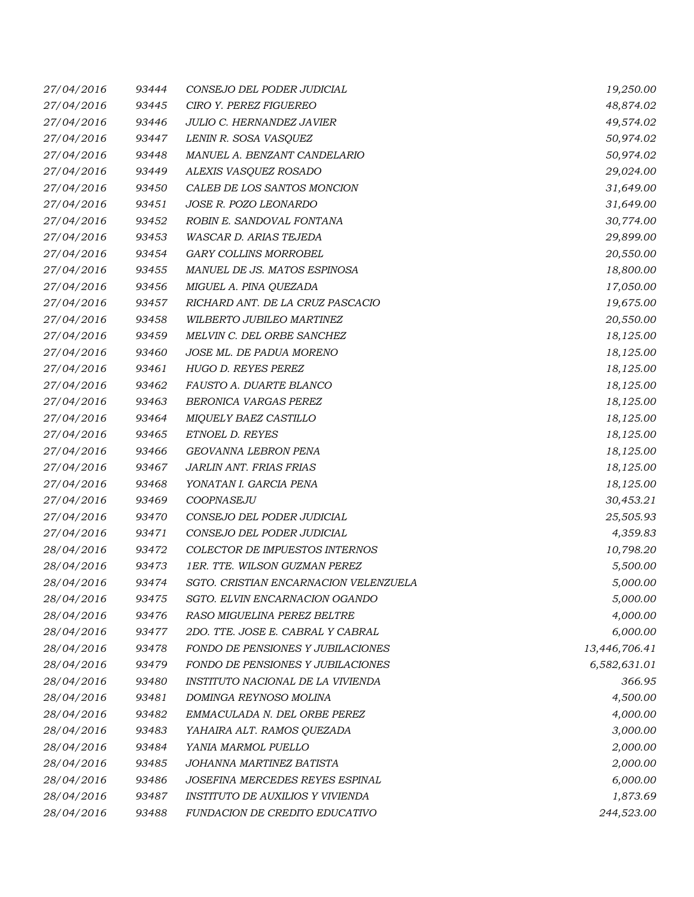| | | | |
|---|---|---|---|
| 27/04/2016 | 93444 | CONSEJO DEL PODER JUDICIAL | 19,250.00 |
| 27/04/2016 | 93445 | CIRO Y. PEREZ FIGUEREO | 48,874.02 |
| 27/04/2016 | 93446 | JULIO C. HERNANDEZ JAVIER | 49,574.02 |
| 27/04/2016 | 93447 | LENIN R. SOSA VASQUEZ | 50,974.02 |
| 27/04/2016 | 93448 | MANUEL A. BENZANT CANDELARIO | 50,974.02 |
| 27/04/2016 | 93449 | ALEXIS VASQUEZ ROSADO | 29,024.00 |
| 27/04/2016 | 93450 | CALEB DE LOS SANTOS MONCION | 31,649.00 |
| 27/04/2016 | 93451 | JOSE R. POZO LEONARDO | 31,649.00 |
| 27/04/2016 | 93452 | ROBIN E. SANDOVAL FONTANA | 30,774.00 |
| 27/04/2016 | 93453 | WASCAR D. ARIAS TEJEDA | 29,899.00 |
| 27/04/2016 | 93454 | GARY COLLINS MORROBEL | 20,550.00 |
| 27/04/2016 | 93455 | MANUEL DE JS. MATOS ESPINOSA | 18,800.00 |
| 27/04/2016 | 93456 | MIGUEL A. PINA QUEZADA | 17,050.00 |
| 27/04/2016 | 93457 | RICHARD ANT. DE LA CRUZ PASCACIO | 19,675.00 |
| 27/04/2016 | 93458 | WILBERTO JUBILEO MARTINEZ | 20,550.00 |
| 27/04/2016 | 93459 | MELVIN C. DEL ORBE SANCHEZ | 18,125.00 |
| 27/04/2016 | 93460 | JOSE ML. DE PADUA MORENO | 18,125.00 |
| 27/04/2016 | 93461 | HUGO D. REYES PEREZ | 18,125.00 |
| 27/04/2016 | 93462 | FAUSTO A. DUARTE BLANCO | 18,125.00 |
| 27/04/2016 | 93463 | BERONICA VARGAS PEREZ | 18,125.00 |
| 27/04/2016 | 93464 | MIQUELY BAEZ CASTILLO | 18,125.00 |
| 27/04/2016 | 93465 | ETNOEL D. REYES | 18,125.00 |
| 27/04/2016 | 93466 | GEOVANNA LEBRON PENA | 18,125.00 |
| 27/04/2016 | 93467 | JARLIN ANT. FRIAS FRIAS | 18,125.00 |
| 27/04/2016 | 93468 | YONATAN I. GARCIA PENA | 18,125.00 |
| 27/04/2016 | 93469 | COOPNASEJU | 30,453.21 |
| 27/04/2016 | 93470 | CONSEJO DEL PODER JUDICIAL | 25,505.93 |
| 27/04/2016 | 93471 | CONSEJO DEL PODER JUDICIAL | 4,359.83 |
| 28/04/2016 | 93472 | COLECTOR DE IMPUESTOS INTERNOS | 10,798.20 |
| 28/04/2016 | 93473 | 1ER. TTE. WILSON GUZMAN PEREZ | 5,500.00 |
| 28/04/2016 | 93474 | SGTO. CRISTIAN ENCARNACION VELENZUELA | 5,000.00 |
| 28/04/2016 | 93475 | SGTO. ELVIN ENCARNACION OGANDO | 5,000.00 |
| 28/04/2016 | 93476 | RASO MIGUELINA PEREZ BELTRE | 4,000.00 |
| 28/04/2016 | 93477 | 2DO. TTE. JOSE E. CABRAL Y CABRAL | 6,000.00 |
| 28/04/2016 | 93478 | FONDO DE PENSIONES Y JUBILACIONES | 13,446,706.41 |
| 28/04/2016 | 93479 | FONDO DE PENSIONES Y JUBILACIONES | 6,582,631.01 |
| 28/04/2016 | 93480 | INSTITUTO NACIONAL DE LA VIVIENDA | 366.95 |
| 28/04/2016 | 93481 | DOMINGA REYNOSO MOLINA | 4,500.00 |
| 28/04/2016 | 93482 | EMMACULADA N. DEL ORBE PEREZ | 4,000.00 |
| 28/04/2016 | 93483 | YAHAIRA ALT. RAMOS QUEZADA | 3,000.00 |
| 28/04/2016 | 93484 | YANIA MARMOL PUELLO | 2,000.00 |
| 28/04/2016 | 93485 | JOHANNA MARTINEZ BATISTA | 2,000.00 |
| 28/04/2016 | 93486 | JOSEFINA MERCEDES REYES ESPINAL | 6,000.00 |
| 28/04/2016 | 93487 | INSTITUTO DE AUXILIOS Y VIVIENDA | 1,873.69 |
| 28/04/2016 | 93488 | FUNDACION DE CREDITO EDUCATIVO | 244,523.00 |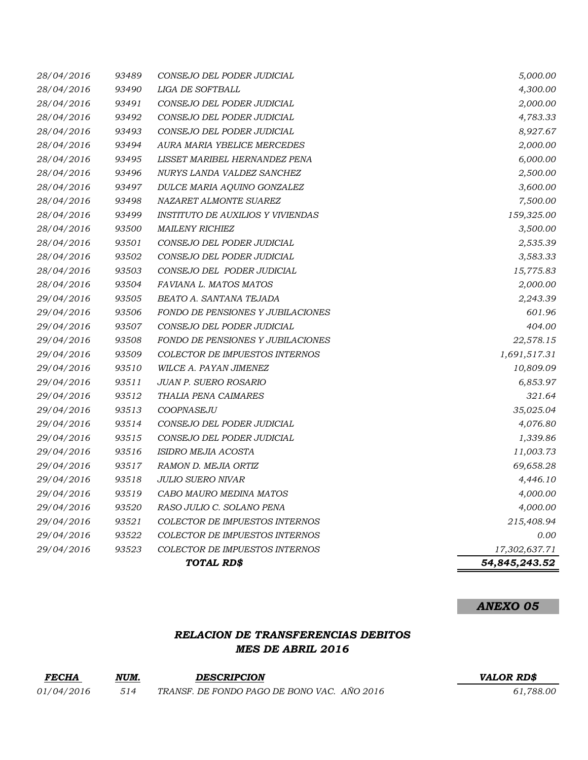| | | | |
|---|---|---|---|
| 28/04/2016 | 93489 | CONSEJO DEL PODER JUDICIAL | 5,000.00 |
| 28/04/2016 | 93490 | LIGA DE SOFTBALL | 4,300.00 |
| 28/04/2016 | 93491 | CONSEJO DEL PODER JUDICIAL | 2,000.00 |
| 28/04/2016 | 93492 | CONSEJO DEL PODER JUDICIAL | 4,783.33 |
| 28/04/2016 | 93493 | CONSEJO DEL PODER JUDICIAL | 8,927.67 |
| 28/04/2016 | 93494 | AURA MARIA YBELICE MERCEDES | 2,000.00 |
| 28/04/2016 | 93495 | LISSET MARIBEL HERNANDEZ PENA | 6,000.00 |
| 28/04/2016 | 93496 | NURYS LANDA VALDEZ SANCHEZ | 2,500.00 |
| 28/04/2016 | 93497 | DULCE MARIA AQUINO GONZALEZ | 3,600.00 |
| 28/04/2016 | 93498 | NAZARET ALMONTE SUAREZ | 7,500.00 |
| 28/04/2016 | 93499 | INSTITUTO DE AUXILIOS Y VIVIENDAS | 159,325.00 |
| 28/04/2016 | 93500 | MAILENY RICHIEZ | 3,500.00 |
| 28/04/2016 | 93501 | CONSEJO DEL PODER JUDICIAL | 2,535.39 |
| 28/04/2016 | 93502 | CONSEJO DEL PODER JUDICIAL | 3,583.33 |
| 28/04/2016 | 93503 | CONSEJO DEL PODER JUDICIAL | 15,775.83 |
| 28/04/2016 | 93504 | FAVIANA L. MATOS MATOS | 2,000.00 |
| 29/04/2016 | 93505 | BEATO A. SANTANA TEJADA | 2,243.39 |
| 29/04/2016 | 93506 | FONDO DE PENSIONES Y JUBILACIONES | 601.96 |
| 29/04/2016 | 93507 | CONSEJO DEL PODER JUDICIAL | 404.00 |
| 29/04/2016 | 93508 | FONDO DE PENSIONES Y JUBILACIONES | 22,578.15 |
| 29/04/2016 | 93509 | COLECTOR DE IMPUESTOS INTERNOS | 1,691,517.31 |
| 29/04/2016 | 93510 | WILCE A. PAYAN JIMENEZ | 10,809.09 |
| 29/04/2016 | 93511 | JUAN P. SUERO ROSARIO | 6,853.97 |
| 29/04/2016 | 93512 | THALIA PENA CAIMARES | 321.64 |
| 29/04/2016 | 93513 | COOPNASEJU | 35,025.04 |
| 29/04/2016 | 93514 | CONSEJO DEL PODER JUDICIAL | 4,076.80 |
| 29/04/2016 | 93515 | CONSEJO DEL PODER JUDICIAL | 1,339.86 |
| 29/04/2016 | 93516 | ISIDRO MEJIA ACOSTA | 11,003.73 |
| 29/04/2016 | 93517 | RAMON D. MEJIA ORTIZ | 69,658.28 |
| 29/04/2016 | 93518 | JULIO SUERO NIVAR | 4,446.10 |
| 29/04/2016 | 93519 | CABO MAURO MEDINA MATOS | 4,000.00 |
| 29/04/2016 | 93520 | RASO JULIO C. SOLANO PENA | 4,000.00 |
| 29/04/2016 | 93521 | COLECTOR DE IMPUESTOS INTERNOS | 215,408.94 |
| 29/04/2016 | 93522 | COLECTOR DE IMPUESTOS INTERNOS | 0.00 |
| 29/04/2016 | 93523 | COLECTOR DE IMPUESTOS INTERNOS | 17,302,637.71 |
| | | **TOTAL RD$** | **54,845,243.52** |

**ANEXO 05**

## RELACION DE TRANSFERENCIAS DEBITOS
## MES DE ABRIL 2016

| FECHA | NUM. | DESCRIPCION | VALOR RD$ |
|---|---|---|---|
| 01/04/2016 | 514 | TRANSF. DE FONDO PAGO DE BONO VAC. AÑO 2016 | 61,788.00 |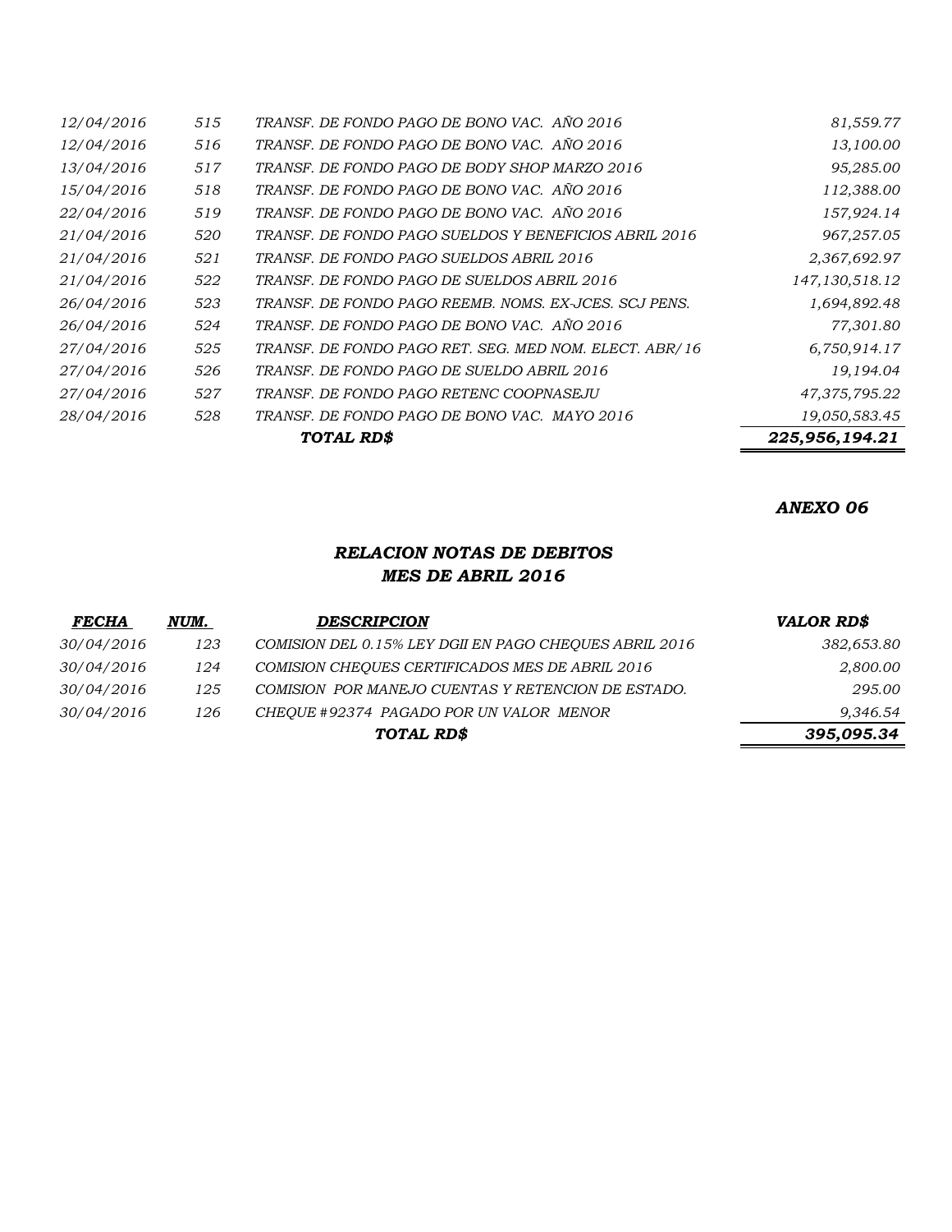| | | | |
|---|---|---|---|
| *12/04/2016* | *515* | *TRANSF. DE FONDO PAGO DE BONO VAC. AÑO 2016* | *81,559.77* |
| *12/04/2016* | *516* | *TRANSF. DE FONDO PAGO DE BONO VAC. AÑO 2016* | *13,100.00* |
| *13/04/2016* | *517* | *TRANSF. DE FONDO PAGO DE BODY SHOP MARZO 2016* | *95,285.00* |
| *15/04/2016* | *518* | *TRANSF. DE FONDO PAGO DE BONO VAC. AÑO 2016* | *112,388.00* |
| *22/04/2016* | *519* | *TRANSF. DE FONDO PAGO DE BONO VAC. AÑO 2016* | *157,924.14* |
| *21/04/2016* | *520* | *TRANSF. DE FONDO PAGO SUELDOS Y BENEFICIOS ABRIL 2016* | *967,257.05* |
| *21/04/2016* | *521* | *TRANSF. DE FONDO PAGO SUELDOS ABRIL 2016* | *2,367,692.97* |
| *21/04/2016* | *522* | *TRANSF. DE FONDO PAGO DE SUELDOS ABRIL 2016* | *147,130,518.12* |
| *26/04/2016* | *523* | *TRANSF. DE FONDO PAGO REEMB. NOMS. EX-JCES. SCJ PENS.* | *1,694,892.48* |
| *26/04/2016* | *524* | *TRANSF. DE FONDO PAGO DE BONO VAC. AÑO 2016* | *77,301.80* |
| *27/04/2016* | *525* | *TRANSF. DE FONDO PAGO RET. SEG. MED NOM. ELECT. ABR/16* | *6,750,914.17* |
| *27/04/2016* | *526* | *TRANSF. DE FONDO PAGO DE SUELDO ABRIL 2016* | *19,194.04* |
| *27/04/2016* | *527* | *TRANSF. DE FONDO PAGO RETENC COOPNASEJU* | *47,375,795.22* |
| *28/04/2016* | *528* | *TRANSF. DE FONDO PAGO DE BONO VAC. MAYO 2016* | *19,050,583.45* |
| | | ***TOTAL RD$*** | ***225,956,194.21*** |

***ANEXO 06***

## *RELACION NOTAS DE DEBITOS*
## *MES DE ABRIL 2016*

| ***FECHA*** | ***NUM.*** | ***DESCRIPCION*** | ***VALOR RD$*** |
|---|---|---|---|
| *30/04/2016* | *123* | *COMISION DEL 0.15% LEY DGII EN PAGO CHEQUES ABRIL 2016* | *382,653.80* |
| *30/04/2016* | *124* | *COMISION CHEQUES CERTIFICADOS MES DE ABRIL 2016* | *2,800.00* |
| *30/04/2016* | *125* | *COMISION POR MANEJO CUENTAS Y RETENCION DE ESTADO.* | *295.00* |
| *30/04/2016* | *126* | *CHEQUE #92374 PAGADO POR UN VALOR MENOR* | *9,346.54* |
| | | ***TOTAL RD$*** | ***395,095.34*** |